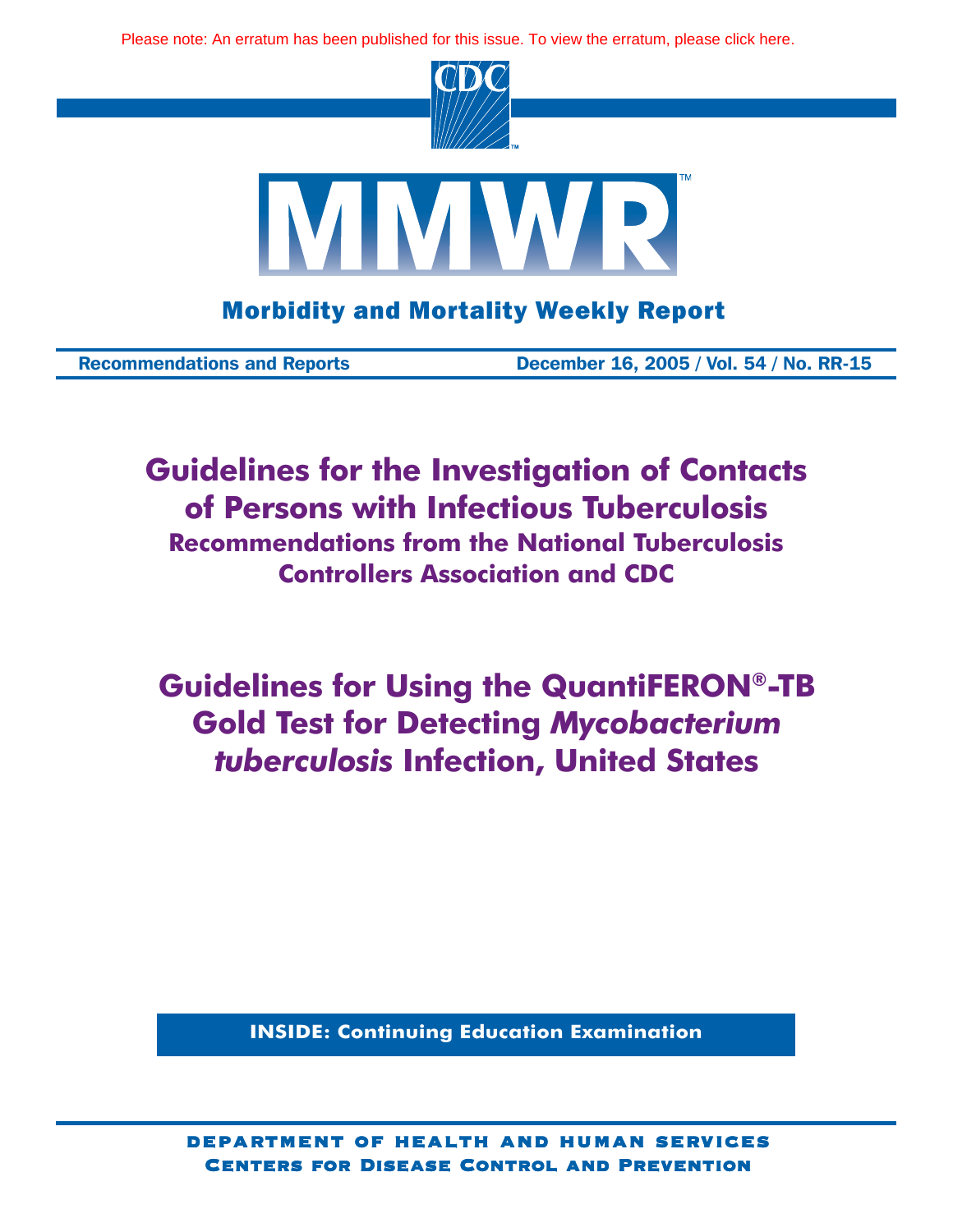Please note: An erratum has been published for this issue. To view the erratum, please click here.

# MMWR

**Morbidity and Mortality Weekly Report**

**Recommendations and Reports** | **December 16, 2005 / Vol. 54 / No. RR-15**

# Guidelines for the Investigation of Contacts of Persons with Infectious Tuberculosis

## Recommendations from the National Tuberculosis Controllers Association and CDC

# Guidelines for Using the QuantiFERON®-TB Gold Test for Detecting *Mycobacterium tuberculosis* Infection, United States

**INSIDE: Continuing Education Examination**

**DEPARTMENT OF HEALTH AND HUMAN SERVICES**
**CENTERS FOR DISEASE CONTROL AND PREVENTION**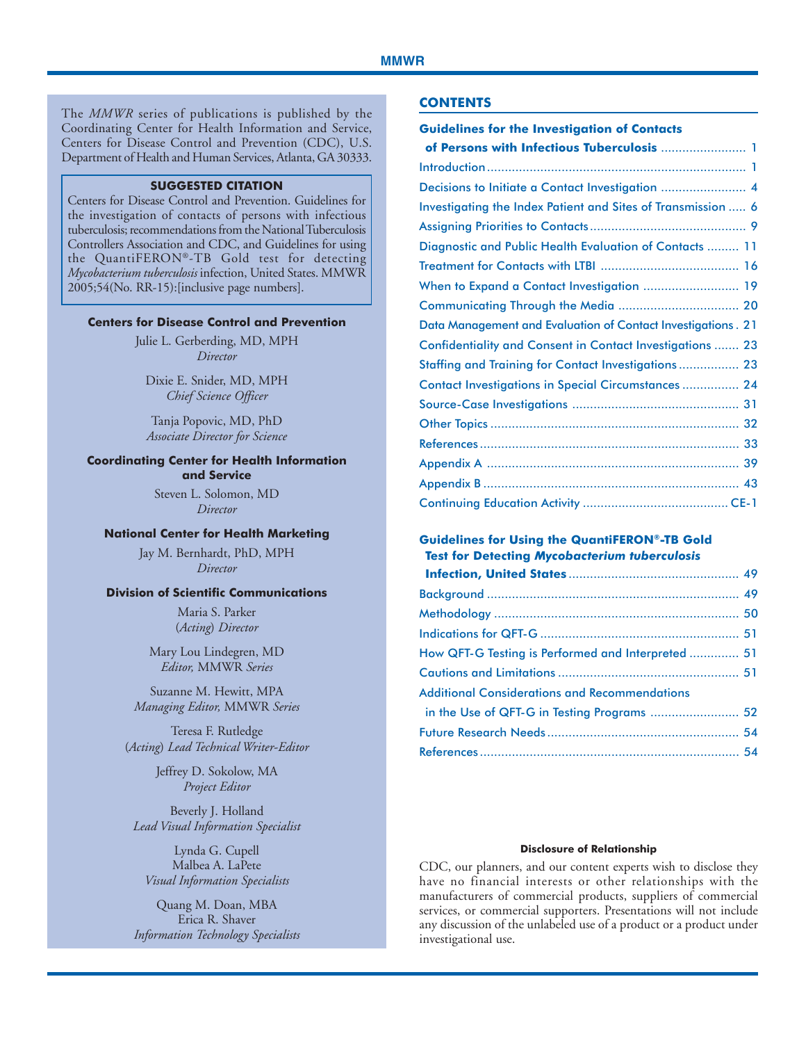The *MMWR* series of publications is published by the Coordinating Center for Health Information and Service, Centers for Disease Control and Prevention (CDC), U.S. Department of Health and Human Services, Atlanta, GA 30333.

**SUGGESTED CITATION**

Centers for Disease Control and Prevention. Guidelines for the investigation of contacts of persons with infectious tuberculosis; recommendations from the National Tuberculosis Controllers Association and CDC, and Guidelines for using the QuantiFERON®-TB Gold test for detecting *Mycobacterium tuberculosis* infection, United States. MMWR 2005;54(No. RR-15):[inclusive page numbers].

**Centers for Disease Control and Prevention**

Julie L. Gerberding, MD, MPH
*Director*

Dixie E. Snider, MD, MPH
*Chief Science Officer*

Tanja Popovic, MD, PhD
*Associate Director for Science*

**Coordinating Center for Health Information and Service**

Steven L. Solomon, MD
*Director*

**National Center for Health Marketing**

Jay M. Bernhardt, PhD, MPH
*Director*

**Division of Scientific Communications**

Maria S. Parker
(*Acting*) *Director*

Mary Lou Lindegren, MD
*Editor,* MMWR *Series*

Suzanne M. Hewitt, MPA
*Managing Editor,* MMWR *Series*

Teresa F. Rutledge
(*Acting*) *Lead Technical Writer-Editor*

Jeffrey D. Sokolow, MA
*Project Editor*

Beverly J. Holland
*Lead Visual Information Specialist*

Lynda G. Cupell
Malbea A. LaPete
*Visual Information Specialists*

Quang M. Doan, MBA
Erica R. Shaver
*Information Technology Specialists*

## CONTENTS

**Guidelines for the Investigation of Contacts of Persons with Infectious Tuberculosis** ........ 1
Introduction ........ 1
Decisions to Initiate a Contact Investigation ........ 4
Investigating the Index Patient and Sites of Transmission ........ 6
Assigning Priorities to Contacts ........ 9
Diagnostic and Public Health Evaluation of Contacts ........ 11
Treatment for Contacts with LTBI ........ 16
When to Expand a Contact Investigation ........ 19
Communicating Through the Media ........ 20
Data Management and Evaluation of Contact Investigations ........ 21
Confidentiality and Consent in Contact Investigations ........ 23
Staffing and Training for Contact Investigations ........ 23
Contact Investigations in Special Circumstances ........ 24
Source-Case Investigations ........ 31
Other Topics ........ 32
References ........ 33
Appendix A ........ 39
Appendix B ........ 43
Continuing Education Activity ........ CE-1

**Guidelines for Using the QuantiFERON®-TB Gold Test for Detecting *Mycobacterium tuberculosis* Infection, United States** ........ 49
Background ........ 49
Methodology ........ 50
Indications for QFT-G ........ 51
How QFT-G Testing is Performed and Interpreted ........ 51
Cautions and Limitations ........ 51
Additional Considerations and Recommendations in the Use of QFT-G in Testing Programs ........ 52
Future Research Needs ........ 54
References ........ 54

**Disclosure of Relationship**

CDC, our planners, and our content experts wish to disclose they have no financial interests or other relationships with the manufacturers of commercial products, suppliers of commercial services, or commercial supporters. Presentations will not include any discussion of the unlabeled use of a product or a product under investigational use.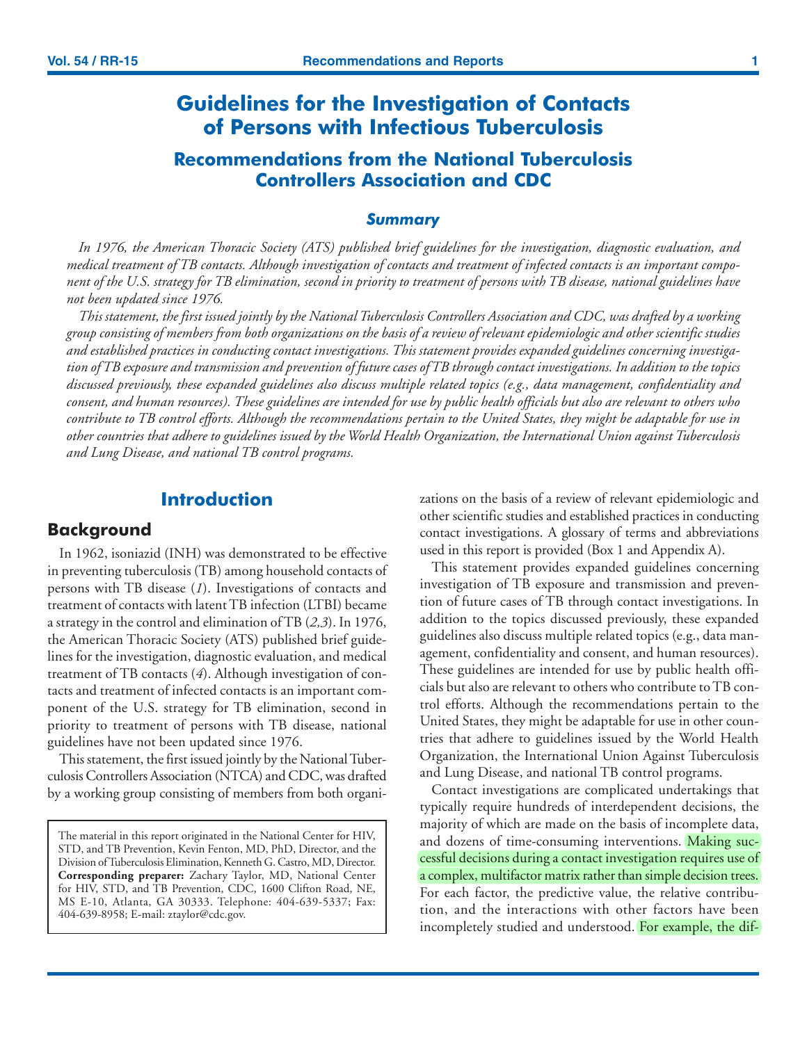# Guidelines for the Investigation of Contacts of Persons with Infectious Tuberculosis

## Recommendations from the National Tuberculosis Controllers Association and CDC

### *Summary*

*In 1976, the American Thoracic Society (ATS) published brief guidelines for the investigation, diagnostic evaluation, and medical treatment of TB contacts. Although investigation of contacts and treatment of infected contacts is an important component of the U.S. strategy for TB elimination, second in priority to treatment of persons with TB disease, national guidelines have not been updated since 1976.*

*This statement, the first issued jointly by the National Tuberculosis Controllers Association and CDC, was drafted by a working group consisting of members from both organizations on the basis of a review of relevant epidemiologic and other scientific studies and established practices in conducting contact investigations. This statement provides expanded guidelines concerning investigation of TB exposure and transmission and prevention of future cases of TB through contact investigations. In addition to the topics discussed previously, these expanded guidelines also discuss multiple related topics (e.g., data management, confidentiality and consent, and human resources). These guidelines are intended for use by public health officials but also are relevant to others who contribute to TB control efforts. Although the recommendations pertain to the United States, they might be adaptable for use in other countries that adhere to guidelines issued by the World Health Organization, the International Union against Tuberculosis and Lung Disease, and national TB control programs.*

## Introduction

### Background

In 1962, isoniazid (INH) was demonstrated to be effective in preventing tuberculosis (TB) among household contacts of persons with TB disease (*1*). Investigations of contacts and treatment of contacts with latent TB infection (LTBI) became a strategy in the control and elimination of TB (*2,3*). In 1976, the American Thoracic Society (ATS) published brief guidelines for the investigation, diagnostic evaluation, and medical treatment of TB contacts (*4*). Although investigation of contacts and treatment of infected contacts is an important component of the U.S. strategy for TB elimination, second in priority to treatment of persons with TB disease, national guidelines have not been updated since 1976.

This statement, the first issued jointly by the National Tuberculosis Controllers Association (NTCA) and CDC, was drafted by a working group consisting of members from both organizations on the basis of a review of relevant epidemiologic and other scientific studies and established practices in conducting contact investigations. A glossary of terms and abbreviations used in this report is provided (Box 1 and Appendix A).

This statement provides expanded guidelines concerning investigation of TB exposure and transmission and prevention of future cases of TB through contact investigations. In addition to the topics discussed previously, these expanded guidelines also discuss multiple related topics (e.g., data management, confidentiality and consent, and human resources). These guidelines are intended for use by public health officials but also are relevant to others who contribute to TB control efforts. Although the recommendations pertain to the United States, they might be adaptable for use in other countries that adhere to guidelines issued by the World Health Organization, the International Union Against Tuberculosis and Lung Disease, and national TB control programs.

Contact investigations are complicated undertakings that typically require hundreds of interdependent decisions, the majority of which are made on the basis of incomplete data, and dozens of time-consuming interventions. Making successful decisions during a contact investigation requires use of a complex, multifactor matrix rather than simple decision trees. For each factor, the predictive value, the relative contribution, and the interactions with other factors have been incompletely studied and understood. For example, the dif-

The material in this report originated in the National Center for HIV, STD, and TB Prevention, Kevin Fenton, MD, PhD, Director, and the Division of Tuberculosis Elimination, Kenneth G. Castro, MD, Director. **Corresponding preparer:** Zachary Taylor, MD, National Center for HIV, STD, and TB Prevention, CDC, 1600 Clifton Road, NE, MS E-10, Atlanta, GA 30333. Telephone: 404-639-5337; Fax: 404-639-8958; E-mail: ztaylor@cdc.gov.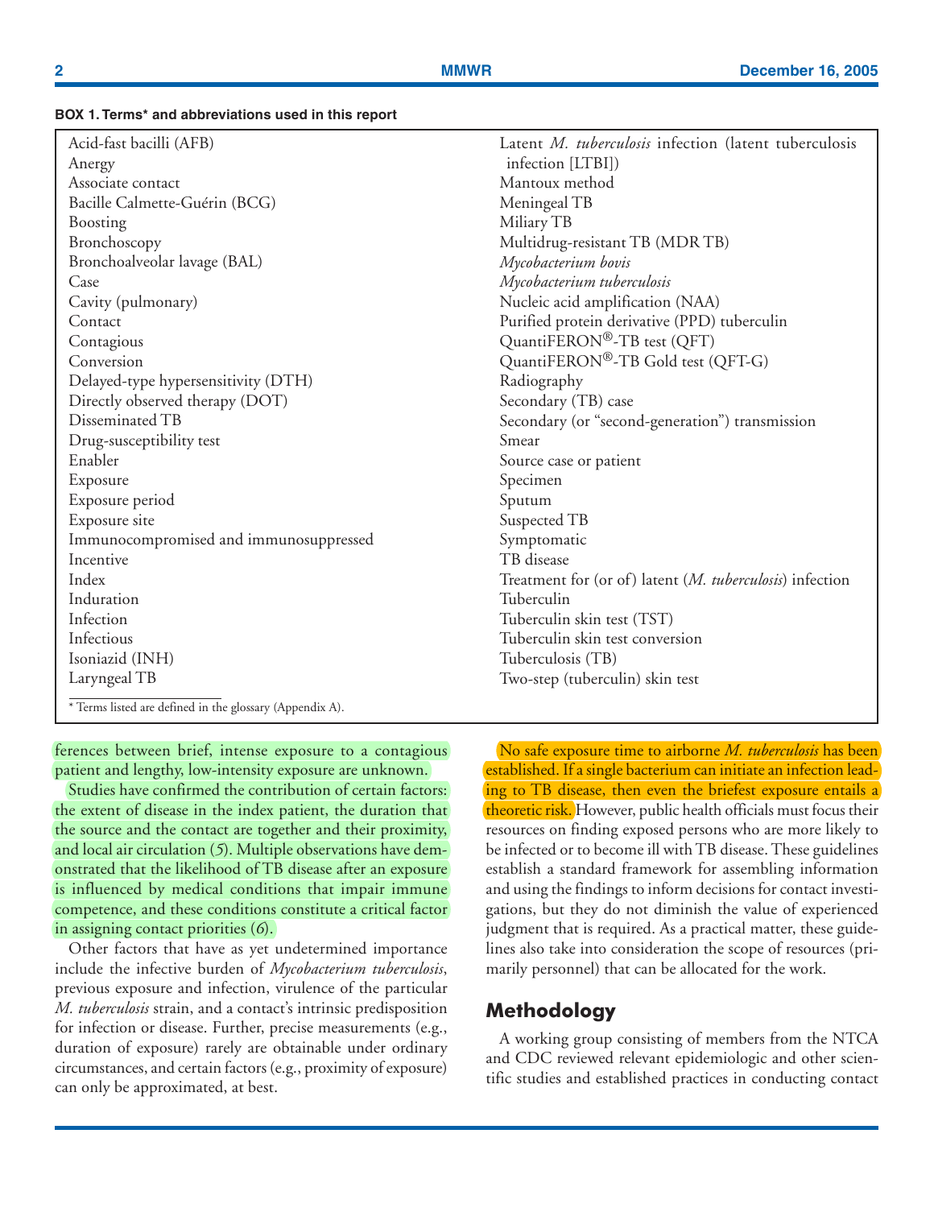**BOX 1. Terms* and abbreviations used in this report**

Acid-fast bacilli (AFB)
Anergy
Associate contact
Bacille Calmette-Guérin (BCG)
Boosting
Bronchoscopy
Bronchoalveolar lavage (BAL)
Case
Cavity (pulmonary)
Contact
Contagious
Conversion
Delayed-type hypersensitivity (DTH)
Directly observed therapy (DOT)
Disseminated TB
Drug-susceptibility test
Enabler
Exposure
Exposure period
Exposure site
Immunocompromised and immunosuppressed
Incentive
Index
Induration
Infection
Infectious
Isoniazid (INH)
Laryngeal TB
Latent *M. tuberculosis* infection (latent tuberculosis infection [LTBI])
Mantoux method
Meningeal TB
Miliary TB
Multidrug-resistant TB (MDR TB)
*Mycobacterium bovis*
*Mycobacterium tuberculosis*
Nucleic acid amplification (NAA)
Purified protein derivative (PPD) tuberculin
QuantiFERON®-TB test (QFT)
QuantiFERON®-TB Gold test (QFT-G)
Radiography
Secondary (TB) case
Secondary (or "second-generation") transmission
Smear
Source case or patient
Specimen
Sputum
Suspected TB
Symptomatic
TB disease
Treatment for (or of) latent (*M. tuberculosis*) infection
Tuberculin
Tuberculin skin test (TST)
Tuberculin skin test conversion
Tuberculosis (TB)
Two-step (tuberculin) skin test

* Terms listed are defined in the glossary (Appendix A).

ferences between brief, intense exposure to a contagious patient and lengthy, low-intensity exposure are unknown.

Studies have confirmed the contribution of certain factors: the extent of disease in the index patient, the duration that the source and the contact are together and their proximity, and local air circulation (*5*). Multiple observations have demonstrated that the likelihood of TB disease after an exposure is influenced by medical conditions that impair immune competence, and these conditions constitute a critical factor in assigning contact priorities (*6*).

Other factors that have as yet undetermined importance include the infective burden of *Mycobacterium tuberculosis*, previous exposure and infection, virulence of the particular *M. tuberculosis* strain, and a contact's intrinsic predisposition for infection or disease. Further, precise measurements (e.g., duration of exposure) rarely are obtainable under ordinary circumstances, and certain factors (e.g., proximity of exposure) can only be approximated, at best.

No safe exposure time to airborne *M. tuberculosis* has been established. If a single bacterium can initiate an infection leading to TB disease, then even the briefest exposure entails a theoretic risk. However, public health officials must focus their resources on finding exposed persons who are more likely to be infected or to become ill with TB disease. These guidelines establish a standard framework for assembling information and using the findings to inform decisions for contact investigations, but they do not diminish the value of experienced judgment that is required. As a practical matter, these guidelines also take into consideration the scope of resources (primarily personnel) that can be allocated for the work.

## Methodology

A working group consisting of members from the NTCA and CDC reviewed relevant epidemiologic and other scientific studies and established practices in conducting contact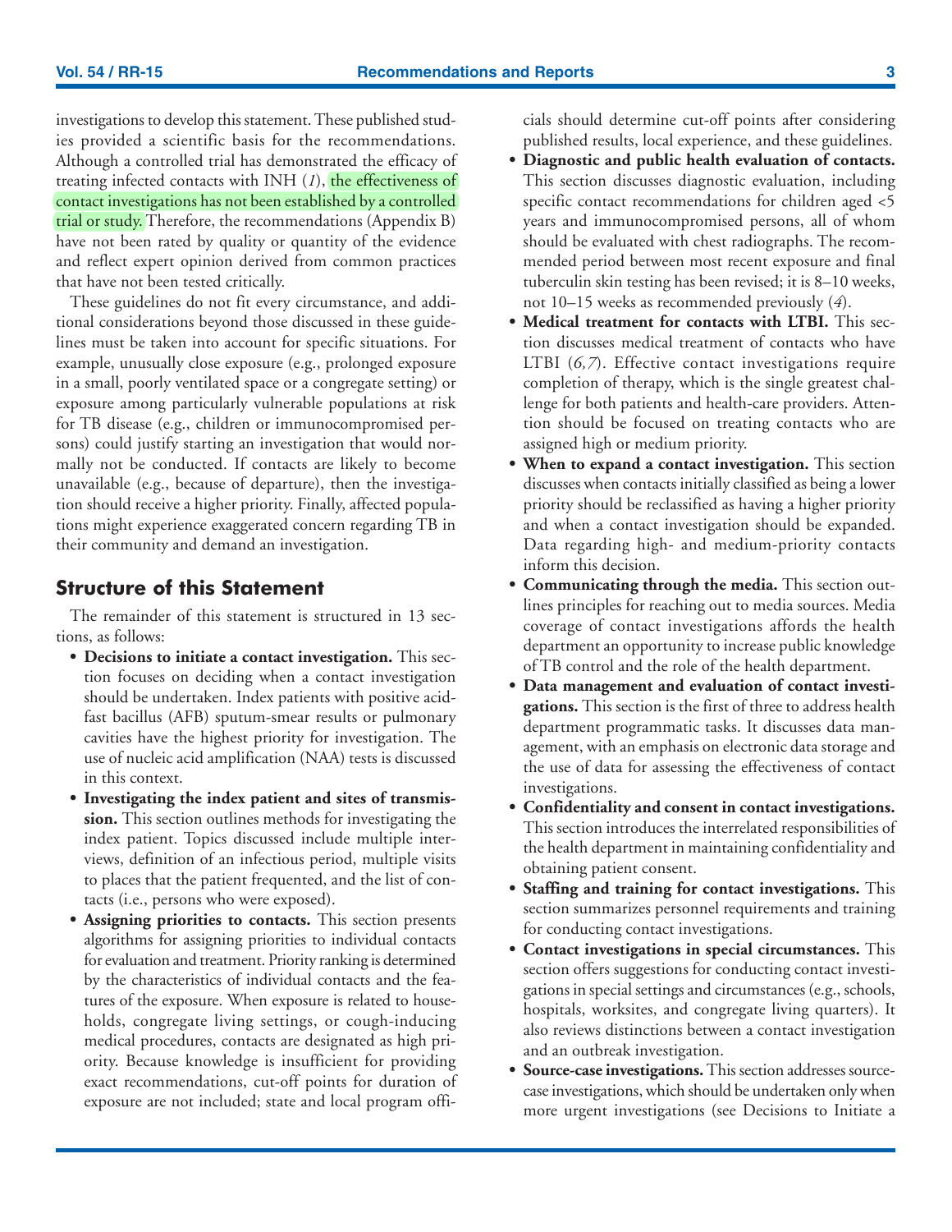investigations to develop this statement. These published studies provided a scientific basis for the recommendations. Although a controlled trial has demonstrated the efficacy of treating infected contacts with INH (*1*), the effectiveness of contact investigations has not been established by a controlled trial or study. Therefore, the recommendations (Appendix B) have not been rated by quality or quantity of the evidence and reflect expert opinion derived from common practices that have not been tested critically.

These guidelines do not fit every circumstance, and additional considerations beyond those discussed in these guidelines must be taken into account for specific situations. For example, unusually close exposure (e.g., prolonged exposure in a small, poorly ventilated space or a congregate setting) or exposure among particularly vulnerable populations at risk for TB disease (e.g., children or immunocompromised persons) could justify starting an investigation that would normally not be conducted. If contacts are likely to become unavailable (e.g., because of departure), then the investigation should receive a higher priority. Finally, affected populations might experience exaggerated concern regarding TB in their community and demand an investigation.

## Structure of this Statement

The remainder of this statement is structured in 13 sections, as follows:

- **Decisions to initiate a contact investigation.** This section focuses on deciding when a contact investigation should be undertaken. Index patients with positive acid-fast bacillus (AFB) sputum-smear results or pulmonary cavities have the highest priority for investigation. The use of nucleic acid amplification (NAA) tests is discussed in this context.
- **Investigating the index patient and sites of transmission.** This section outlines methods for investigating the index patient. Topics discussed include multiple interviews, definition of an infectious period, multiple visits to places that the patient frequented, and the list of contacts (i.e., persons who were exposed).
- **Assigning priorities to contacts.** This section presents algorithms for assigning priorities to individual contacts for evaluation and treatment. Priority ranking is determined by the characteristics of individual contacts and the features of the exposure. When exposure is related to households, congregate living settings, or cough-inducing medical procedures, contacts are designated as high priority. Because knowledge is insufficient for providing exact recommendations, cut-off points for duration of exposure are not included; state and local program officials should determine cut-off points after considering published results, local experience, and these guidelines.
- **Diagnostic and public health evaluation of contacts.** This section discusses diagnostic evaluation, including specific contact recommendations for children aged <5 years and immunocompromised persons, all of whom should be evaluated with chest radiographs. The recommended period between most recent exposure and final tuberculin skin testing has been revised; it is 8–10 weeks, not 10–15 weeks as recommended previously (*4*).
- **Medical treatment for contacts with LTBI.** This section discusses medical treatment of contacts who have LTBI (*6,7*). Effective contact investigations require completion of therapy, which is the single greatest challenge for both patients and health-care providers. Attention should be focused on treating contacts who are assigned high or medium priority.
- **When to expand a contact investigation.** This section discusses when contacts initially classified as being a lower priority should be reclassified as having a higher priority and when a contact investigation should be expanded. Data regarding high- and medium-priority contacts inform this decision.
- **Communicating through the media.** This section outlines principles for reaching out to media sources. Media coverage of contact investigations affords the health department an opportunity to increase public knowledge of TB control and the role of the health department.
- **Data management and evaluation of contact investigations.** This section is the first of three to address health department programmatic tasks. It discusses data management, with an emphasis on electronic data storage and the use of data for assessing the effectiveness of contact investigations.
- **Confidentiality and consent in contact investigations.** This section introduces the interrelated responsibilities of the health department in maintaining confidentiality and obtaining patient consent.
- **Staffing and training for contact investigations.** This section summarizes personnel requirements and training for conducting contact investigations.
- **Contact investigations in special circumstances.** This section offers suggestions for conducting contact investigations in special settings and circumstances (e.g., schools, hospitals, worksites, and congregate living quarters). It also reviews distinctions between a contact investigation and an outbreak investigation.
- **Source-case investigations.** This section addresses source-case investigations, which should be undertaken only when more urgent investigations (see Decisions to Initiate a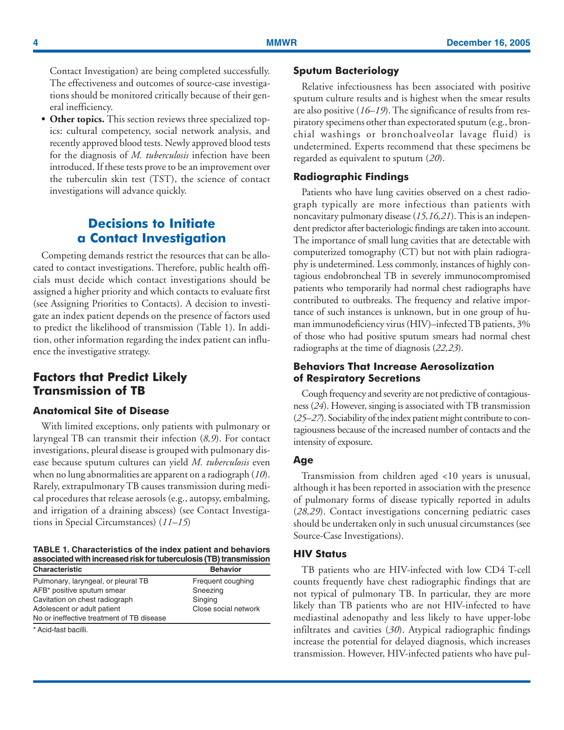Contact Investigation) are being completed successfully. The effectiveness and outcomes of source-case investigations should be monitored critically because of their general inefficiency.

- **Other topics.** This section reviews three specialized topics: cultural competency, social network analysis, and recently approved blood tests. Newly approved blood tests for the diagnosis of *M. tuberculosis* infection have been introduced. If these tests prove to be an improvement over the tuberculin skin test (TST), the science of contact investigations will advance quickly.

## Decisions to Initiate a Contact Investigation

Competing demands restrict the resources that can be allocated to contact investigations. Therefore, public health officials must decide which contact investigations should be assigned a higher priority and which contacts to evaluate first (see Assigning Priorities to Contacts). A decision to investigate an index patient depends on the presence of factors used to predict the likelihood of transmission (Table 1). In addition, other information regarding the index patient can influence the investigative strategy.

### Factors that Predict Likely Transmission of TB

#### Anatomical Site of Disease

With limited exceptions, only patients with pulmonary or laryngeal TB can transmit their infection (*8,9*). For contact investigations, pleural disease is grouped with pulmonary disease because sputum cultures can yield *M. tuberculosis* even when no lung abnormalities are apparent on a radiograph (*10*). Rarely, extrapulmonary TB causes transmission during medical procedures that release aerosols (e.g., autopsy, embalming, and irrigation of a draining abscess) (see Contact Investigations in Special Circumstances) (*11–15*)

**TABLE 1. Characteristics of the index patient and behaviors associated with increased risk for tuberculosis (TB) transmission**

| Characteristic | Behavior |
|---|---|
| Pulmonary, laryngeal, or pleural TB | Frequent coughing |
| AFB* positive sputum smear | Sneezing |
| Cavitation on chest radiograph | Singing |
| Adolescent or adult patient | Close social network |
| No or ineffective treatment of TB disease | |

\* Acid-fast bacilli.

#### Sputum Bacteriology

Relative infectiousness has been associated with positive sputum culture results and is highest when the smear results are also positive (*16–19*). The significance of results from respiratory specimens other than expectorated sputum (e.g., bronchial washings or bronchoalveolar lavage fluid) is undetermined. Experts recommend that these specimens be regarded as equivalent to sputum (*20*).

#### Radiographic Findings

Patients who have lung cavities observed on a chest radiograph typically are more infectious than patients with noncavitary pulmonary disease (*15,16,21*). This is an independent predictor after bacteriologic findings are taken into account. The importance of small lung cavities that are detectable with computerized tomography (CT) but not with plain radiography is undetermined. Less commonly, instances of highly contagious endobroncheal TB in severely immunocompromised patients who temporarily had normal chest radiographs have contributed to outbreaks. The frequency and relative importance of such instances is unknown, but in one group of human immunodeficiency virus (HIV)–infected TB patients, 3% of those who had positive sputum smears had normal chest radiographs at the time of diagnosis (*22,23*).

#### Behaviors That Increase Aerosolization of Respiratory Secretions

Cough frequency and severity are not predictive of contagiousness (*24*). However, singing is associated with TB transmission (*25–27*). Sociability of the index patient might contribute to contagiousness because of the increased number of contacts and the intensity of exposure.

#### Age

Transmission from children aged <10 years is unusual, although it has been reported in association with the presence of pulmonary forms of disease typically reported in adults (*28,29*). Contact investigations concerning pediatric cases should be undertaken only in such unusual circumstances (see Source-Case Investigations).

#### HIV Status

TB patients who are HIV-infected with low CD4 T-cell counts frequently have chest radiographic findings that are not typical of pulmonary TB. In particular, they are more likely than TB patients who are not HIV-infected to have mediastinal adenopathy and less likely to have upper-lobe infiltrates and cavities (*30*). Atypical radiographic findings increase the potential for delayed diagnosis, which increases transmission. However, HIV-infected patients who have pul-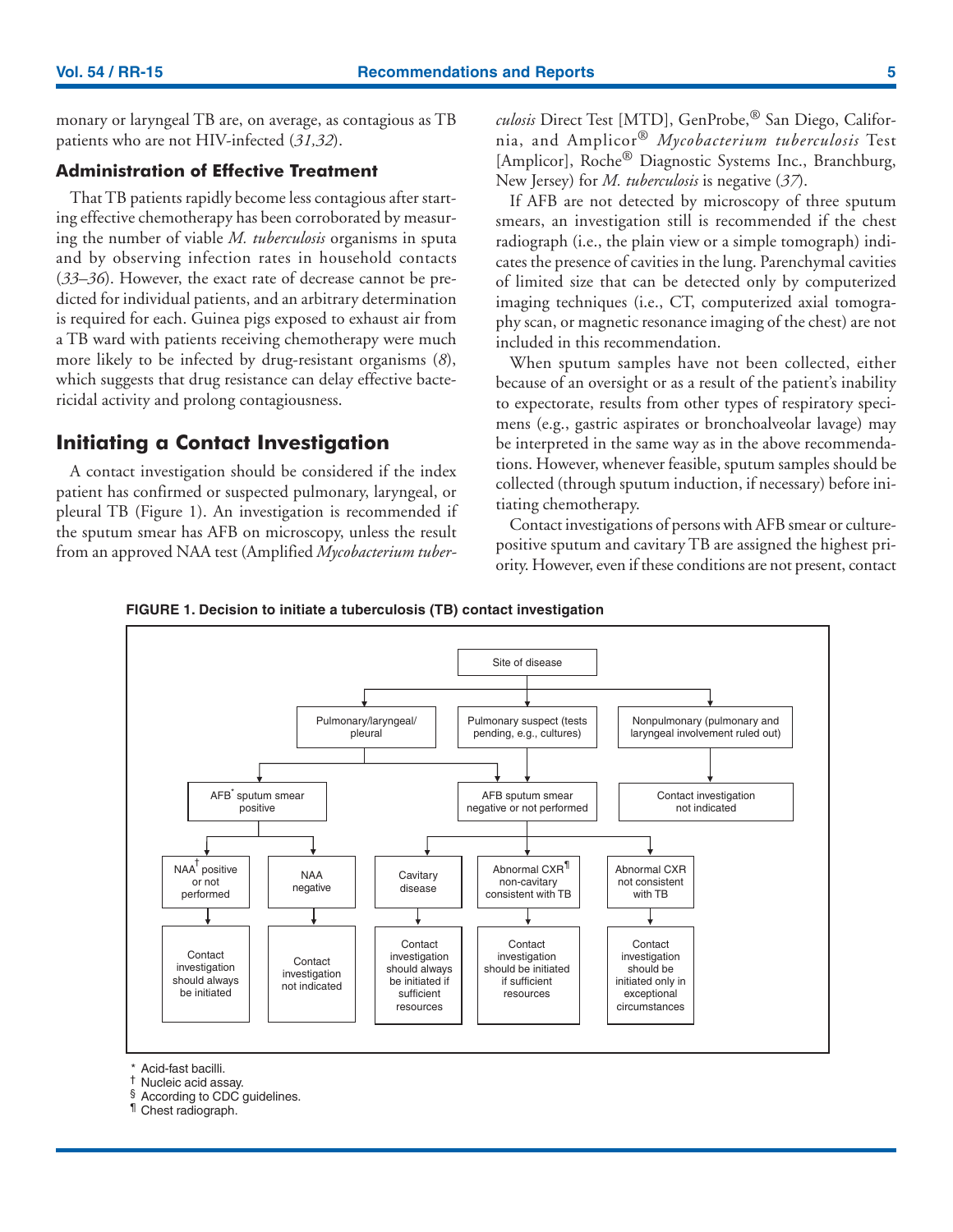monary or laryngeal TB are, on average, as contagious as TB patients who are not HIV-infected (*31,32*).

### Administration of Effective Treatment

That TB patients rapidly become less contagious after starting effective chemotherapy has been corroborated by measuring the number of viable *M. tuberculosis* organisms in sputa and by observing infection rates in household contacts (*33–36*). However, the exact rate of decrease cannot be predicted for individual patients, and an arbitrary determination is required for each. Guinea pigs exposed to exhaust air from a TB ward with patients receiving chemotherapy were much more likely to be infected by drug-resistant organisms (*8*), which suggests that drug resistance can delay effective bactericidal activity and prolong contagiousness.

## Initiating a Contact Investigation

A contact investigation should be considered if the index patient has confirmed or suspected pulmonary, laryngeal, or pleural TB (Figure 1). An investigation is recommended if the sputum smear has AFB on microscopy, unless the result from an approved NAA test (Amplified *Mycobacterium tuberculosis* Direct Test [MTD], GenProbe,® San Diego, California, and Amplicor® *Mycobacterium tuberculosis* Test [Amplicor], Roche® Diagnostic Systems Inc., Branchburg, New Jersey) for *M. tuberculosis* is negative (*37*).

If AFB are not detected by microscopy of three sputum smears, an investigation still is recommended if the chest radiograph (i.e., the plain view or a simple tomograph) indicates the presence of cavities in the lung. Parenchymal cavities of limited size that can be detected only by computerized imaging techniques (i.e., CT, computerized axial tomography scan, or magnetic resonance imaging of the chest) are not included in this recommendation.

When sputum samples have not been collected, either because of an oversight or as a result of the patient's inability to expectorate, results from other types of respiratory specimens (e.g., gastric aspirates or bronchoalveolar lavage) may be interpreted in the same way as in the above recommendations. However, whenever feasible, sputum samples should be collected (through sputum induction, if necessary) before initiating chemotherapy.

Contact investigations of persons with AFB smear or culture-positive sputum and cavitary TB are assigned the highest priority. However, even if these conditions are not present, contact

**FIGURE 1. Decision to initiate a tuberculosis (TB) contact investigation**

- Site of disease
  - Pulmonary/laryngeal/pleural
    - AFB* sputum smear positive
      - NAA† positive or not performed → Contact investigation should always be initiated
      - NAA negative → Contact investigation not indicated
    - AFB sputum smear negative or not performed (see below)
  - Pulmonary suspect (tests pending, e.g., cultures)
    - AFB sputum smear negative or not performed
      - Cavitary disease → Contact investigation should always be initiated if sufficient resources
      - Abnormal CXR¶ non-cavitary consistent with TB → Contact investigation should be initiated if sufficient resources
      - Abnormal CXR not consistent with TB → Contact investigation should be initiated only in exceptional circumstances
  - Nonpulmonary (pulmonary and laryngeal involvement ruled out) → Contact investigation not indicated

\* Acid-fast bacilli.
† Nucleic acid assay.
§ According to CDC guidelines.
¶ Chest radiograph.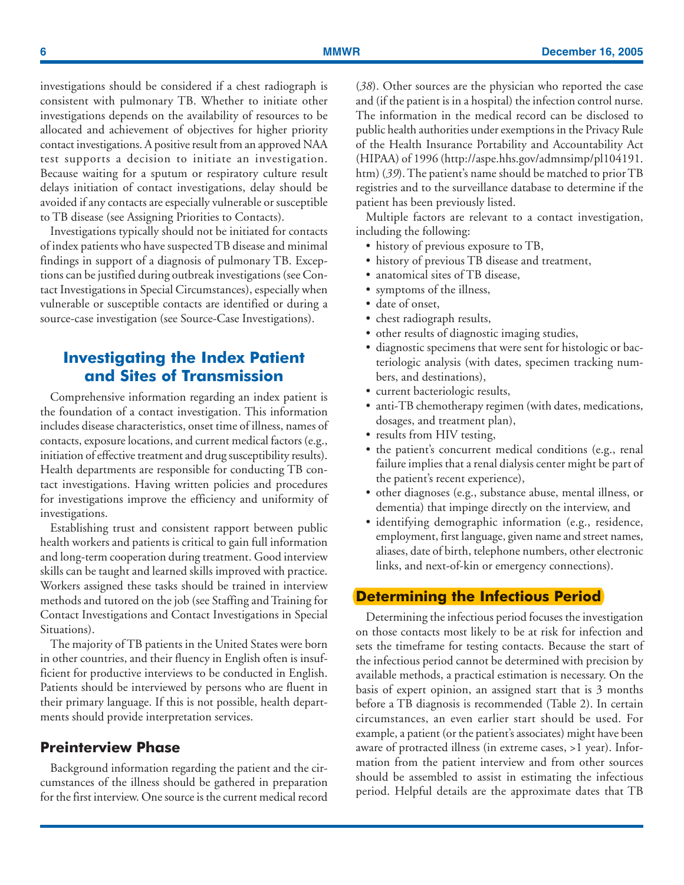investigations should be considered if a chest radiograph is consistent with pulmonary TB. Whether to initiate other investigations depends on the availability of resources to be allocated and achievement of objectives for higher priority contact investigations. A positive result from an approved NAA test supports a decision to initiate an investigation. Because waiting for a sputum or respiratory culture result delays initiation of contact investigations, delay should be avoided if any contacts are especially vulnerable or susceptible to TB disease (see Assigning Priorities to Contacts).

Investigations typically should not be initiated for contacts of index patients who have suspected TB disease and minimal findings in support of a diagnosis of pulmonary TB. Exceptions can be justified during outbreak investigations (see Contact Investigations in Special Circumstances), especially when vulnerable or susceptible contacts are identified or during a source-case investigation (see Source-Case Investigations).

## Investigating the Index Patient and Sites of Transmission

Comprehensive information regarding an index patient is the foundation of a contact investigation. This information includes disease characteristics, onset time of illness, names of contacts, exposure locations, and current medical factors (e.g., initiation of effective treatment and drug susceptibility results). Health departments are responsible for conducting TB contact investigations. Having written policies and procedures for investigations improve the efficiency and uniformity of investigations.

Establishing trust and consistent rapport between public health workers and patients is critical to gain full information and long-term cooperation during treatment. Good interview skills can be taught and learned skills improved with practice. Workers assigned these tasks should be trained in interview methods and tutored on the job (see Staffing and Training for Contact Investigations and Contact Investigations in Special Situations).

The majority of TB patients in the United States were born in other countries, and their fluency in English often is insufficient for productive interviews to be conducted in English. Patients should be interviewed by persons who are fluent in their primary language. If this is not possible, health departments should provide interpretation services.

### Preinterview Phase

Background information regarding the patient and the circumstances of the illness should be gathered in preparation for the first interview. One source is the current medical record (*38*). Other sources are the physician who reported the case and (if the patient is in a hospital) the infection control nurse. The information in the medical record can be disclosed to public health authorities under exemptions in the Privacy Rule of the Health Insurance Portability and Accountability Act (HIPAA) of 1996 (http://aspe.hhs.gov/admnsimp/pl104191.htm) (*39*). The patient's name should be matched to prior TB registries and to the surveillance database to determine if the patient has been previously listed.

Multiple factors are relevant to a contact investigation, including the following:

- history of previous exposure to TB,
- history of previous TB disease and treatment,
- anatomical sites of TB disease,
- symptoms of the illness,
- date of onset,
- chest radiograph results,
- other results of diagnostic imaging studies,
- diagnostic specimens that were sent for histologic or bacteriologic analysis (with dates, specimen tracking numbers, and destinations),
- current bacteriologic results,
- anti-TB chemotherapy regimen (with dates, medications, dosages, and treatment plan),
- results from HIV testing,
- the patient's concurrent medical conditions (e.g., renal failure implies that a renal dialysis center might be part of the patient's recent experience),
- other diagnoses (e.g., substance abuse, mental illness, or dementia) that impinge directly on the interview, and
- identifying demographic information (e.g., residence, employment, first language, given name and street names, aliases, date of birth, telephone numbers, other electronic links, and next-of-kin or emergency connections).

### Determining the Infectious Period

Determining the infectious period focuses the investigation on those contacts most likely to be at risk for infection and sets the timeframe for testing contacts. Because the start of the infectious period cannot be determined with precision by available methods, a practical estimation is necessary. On the basis of expert opinion, an assigned start that is 3 months before a TB diagnosis is recommended (Table 2). In certain circumstances, an even earlier start should be used. For example, a patient (or the patient's associates) might have been aware of protracted illness (in extreme cases, >1 year). Information from the patient interview and from other sources should be assembled to assist in estimating the infectious period. Helpful details are the approximate dates that TB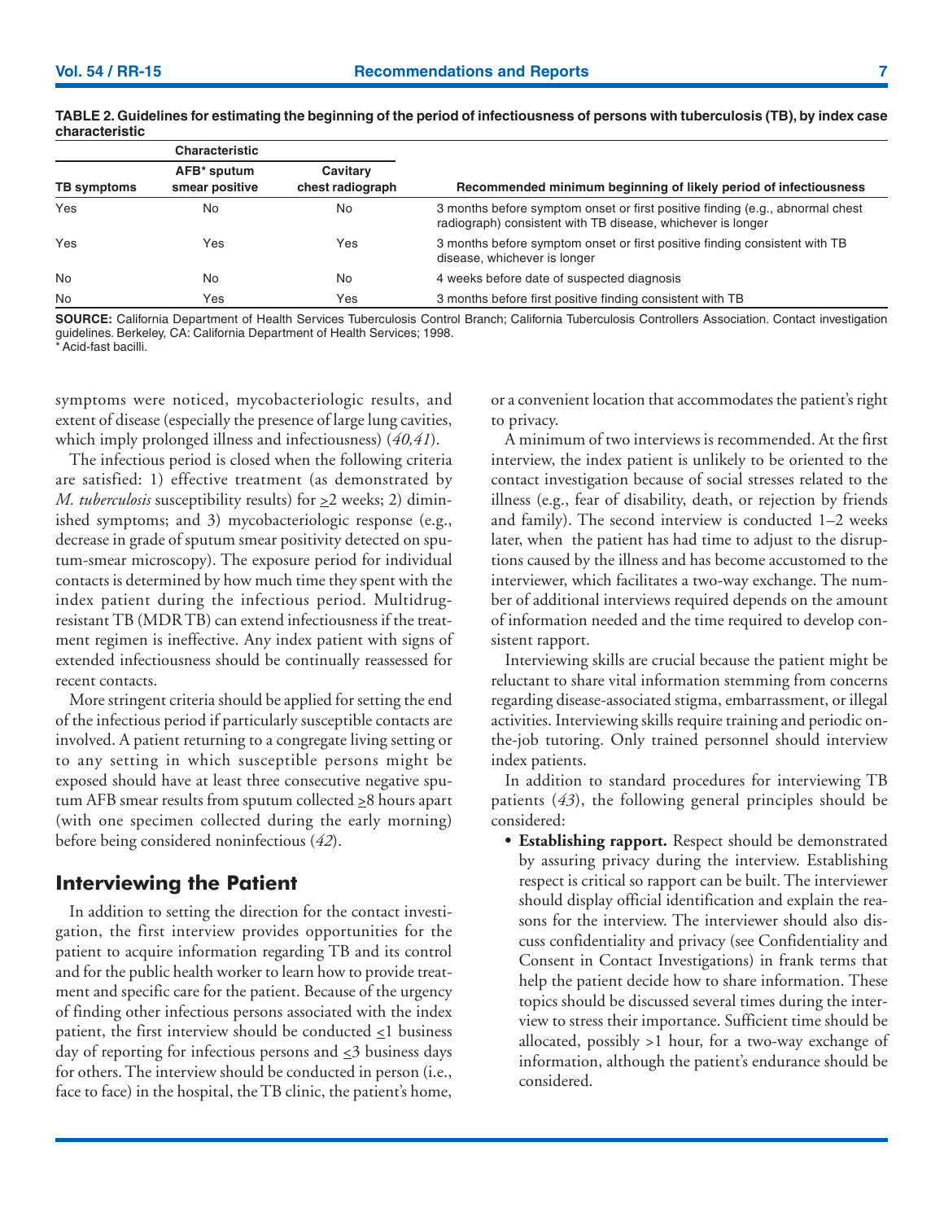**TABLE 2. Guidelines for estimating the beginning of the period of infectiousness of persons with tuberculosis (TB), by index case characteristic**

| Characteristic | | | |
|---|---|---|---|
| TB symptoms | AFB* sputum smear positive | Cavitary chest radiograph | Recommended minimum beginning of likely period of infectiousness |
| Yes | No | No | 3 months before symptom onset or first positive finding (e.g., abnormal chest radiograph) consistent with TB disease, whichever is longer |
| Yes | Yes | Yes | 3 months before symptom onset or first positive finding consistent with TB disease, whichever is longer |
| No | No | No | 4 weeks before date of suspected diagnosis |
| No | Yes | Yes | 3 months before first positive finding consistent with TB |

**SOURCE:** California Department of Health Services Tuberculosis Control Branch; California Tuberculosis Controllers Association. Contact investigation guidelines. Berkeley, CA: California Department of Health Services; 1998.
* Acid-fast bacilli.

symptoms were noticed, mycobacteriologic results, and extent of disease (especially the presence of large lung cavities, which imply prolonged illness and infectiousness) (*40,41*).

The infectious period is closed when the following criteria are satisfied: 1) effective treatment (as demonstrated by *M. tuberculosis* susceptibility results) for $\geq$2 weeks; 2) diminished symptoms; and 3) mycobacteriologic response (e.g., decrease in grade of sputum smear positivity detected on sputum-smear microscopy). The exposure period for individual contacts is determined by how much time they spent with the index patient during the infectious period. Multidrug-resistant TB (MDR TB) can extend infectiousness if the treatment regimen is ineffective. Any index patient with signs of extended infectiousness should be continually reassessed for recent contacts.

More stringent criteria should be applied for setting the end of the infectious period if particularly susceptible contacts are involved. A patient returning to a congregate living setting or to any setting in which susceptible persons might be exposed should have at least three consecutive negative sputum AFB smear results from sputum collected $\geq$8 hours apart (with one specimen collected during the early morning) before being considered noninfectious (*42*).

## Interviewing the Patient

In addition to setting the direction for the contact investigation, the first interview provides opportunities for the patient to acquire information regarding TB and its control and for the public health worker to learn how to provide treatment and specific care for the patient. Because of the urgency of finding other infectious persons associated with the index patient, the first interview should be conducted $\leq$1 business day of reporting for infectious persons and $\leq$3 business days for others. The interview should be conducted in person (i.e., face to face) in the hospital, the TB clinic, the patient's home, or a convenient location that accommodates the patient's right to privacy.

A minimum of two interviews is recommended. At the first interview, the index patient is unlikely to be oriented to the contact investigation because of social stresses related to the illness (e.g., fear of disability, death, or rejection by friends and family). The second interview is conducted 1–2 weeks later, when the patient has had time to adjust to the disruptions caused by the illness and has become accustomed to the interviewer, which facilitates a two-way exchange. The number of additional interviews required depends on the amount of information needed and the time required to develop consistent rapport.

Interviewing skills are crucial because the patient might be reluctant to share vital information stemming from concerns regarding disease-associated stigma, embarrassment, or illegal activities. Interviewing skills require training and periodic on-the-job tutoring. Only trained personnel should interview index patients.

In addition to standard procedures for interviewing TB patients (*43*), the following general principles should be considered:

- **Establishing rapport.** Respect should be demonstrated by assuring privacy during the interview. Establishing respect is critical so rapport can be built. The interviewer should display official identification and explain the reasons for the interview. The interviewer should also discuss confidentiality and privacy (see Confidentiality and Consent in Contact Investigations) in frank terms that help the patient decide how to share information. These topics should be discussed several times during the interview to stress their importance. Sufficient time should be allocated, possibly >1 hour, for a two-way exchange of information, although the patient's endurance should be considered.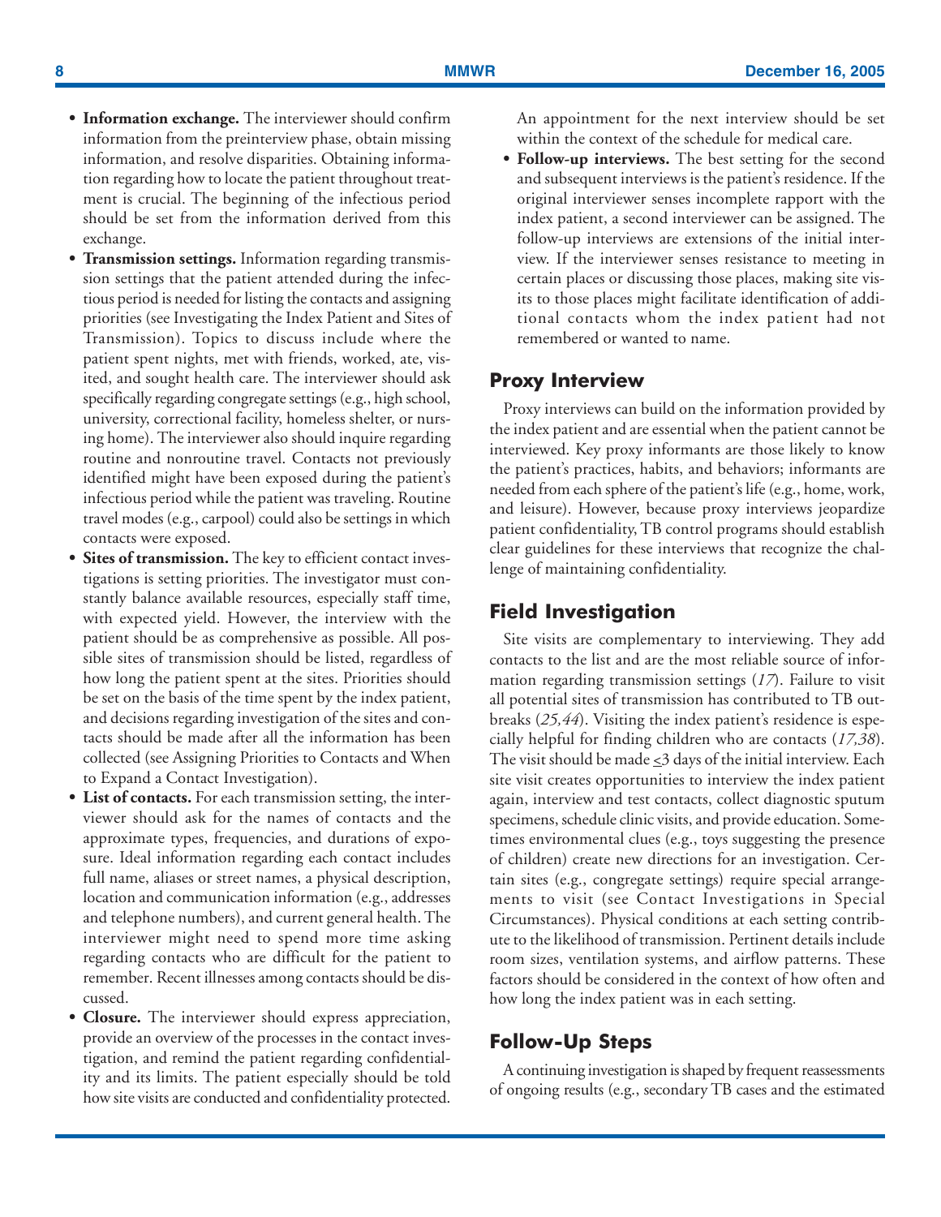- **Information exchange.** The interviewer should confirm information from the preinterview phase, obtain missing information, and resolve disparities. Obtaining information regarding how to locate the patient throughout treatment is crucial. The beginning of the infectious period should be set from the information derived from this exchange.
- **Transmission settings.** Information regarding transmission settings that the patient attended during the infectious period is needed for listing the contacts and assigning priorities (see Investigating the Index Patient and Sites of Transmission). Topics to discuss include where the patient spent nights, met with friends, worked, ate, visited, and sought health care. The interviewer should ask specifically regarding congregate settings (e.g., high school, university, correctional facility, homeless shelter, or nursing home). The interviewer also should inquire regarding routine and nonroutine travel. Contacts not previously identified might have been exposed during the patient's infectious period while the patient was traveling. Routine travel modes (e.g., carpool) could also be settings in which contacts were exposed.
- **Sites of transmission.** The key to efficient contact investigations is setting priorities. The investigator must constantly balance available resources, especially staff time, with expected yield. However, the interview with the patient should be as comprehensive as possible. All possible sites of transmission should be listed, regardless of how long the patient spent at the sites. Priorities should be set on the basis of the time spent by the index patient, and decisions regarding investigation of the sites and contacts should be made after all the information has been collected (see Assigning Priorities to Contacts and When to Expand a Contact Investigation).
- **List of contacts.** For each transmission setting, the interviewer should ask for the names of contacts and the approximate types, frequencies, and durations of exposure. Ideal information regarding each contact includes full name, aliases or street names, a physical description, location and communication information (e.g., addresses and telephone numbers), and current general health. The interviewer might need to spend more time asking regarding contacts who are difficult for the patient to remember. Recent illnesses among contacts should be discussed.
- **Closure.** The interviewer should express appreciation, provide an overview of the processes in the contact investigation, and remind the patient regarding confidentiality and its limits. The patient especially should be told how site visits are conducted and confidentiality protected. An appointment for the next interview should be set within the context of the schedule for medical care.
- **Follow-up interviews.** The best setting for the second and subsequent interviews is the patient's residence. If the original interviewer senses incomplete rapport with the index patient, a second interviewer can be assigned. The follow-up interviews are extensions of the initial interview. If the interviewer senses resistance to meeting in certain places or discussing those places, making site visits to those places might facilitate identification of additional contacts whom the index patient had not remembered or wanted to name.

## Proxy Interview

Proxy interviews can build on the information provided by the index patient and are essential when the patient cannot be interviewed. Key proxy informants are those likely to know the patient's practices, habits, and behaviors; informants are needed from each sphere of the patient's life (e.g., home, work, and leisure). However, because proxy interviews jeopardize patient confidentiality, TB control programs should establish clear guidelines for these interviews that recognize the challenge of maintaining confidentiality.

## Field Investigation

Site visits are complementary to interviewing. They add contacts to the list and are the most reliable source of information regarding transmission settings (*17*). Failure to visit all potential sites of transmission has contributed to TB outbreaks (*25,44*). Visiting the index patient's residence is especially helpful for finding children who are contacts (*17,38*). The visit should be made ≤3 days of the initial interview. Each site visit creates opportunities to interview the index patient again, interview and test contacts, collect diagnostic sputum specimens, schedule clinic visits, and provide education. Sometimes environmental clues (e.g., toys suggesting the presence of children) create new directions for an investigation. Certain sites (e.g., congregate settings) require special arrangements to visit (see Contact Investigations in Special Circumstances). Physical conditions at each setting contribute to the likelihood of transmission. Pertinent details include room sizes, ventilation systems, and airflow patterns. These factors should be considered in the context of how often and how long the index patient was in each setting.

## Follow-Up Steps

A continuing investigation is shaped by frequent reassessments of ongoing results (e.g., secondary TB cases and the estimated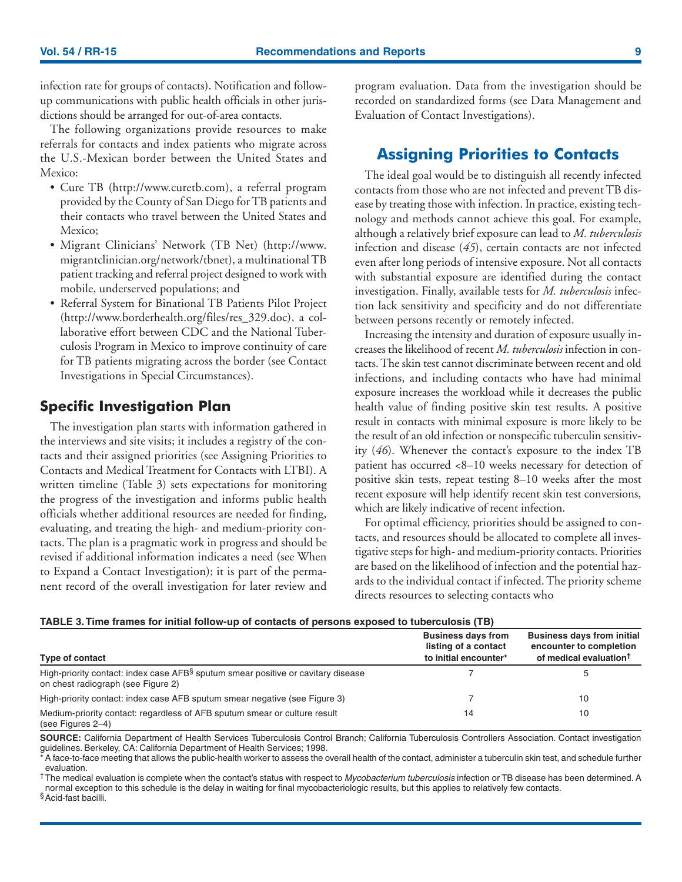infection rate for groups of contacts). Notification and follow-up communications with public health officials in other jurisdictions should be arranged for out-of-area contacts.

The following organizations provide resources to make referrals for contacts and index patients who migrate across the U.S.-Mexican border between the United States and Mexico:

- Cure TB (http://www.curetb.com), a referral program provided by the County of San Diego for TB patients and their contacts who travel between the United States and Mexico;
- Migrant Clinicians' Network (TB Net) (http://www.migrantclinician.org/network/tbnet), a multinational TB patient tracking and referral project designed to work with mobile, underserved populations; and
- Referral System for Binational TB Patients Pilot Project (http://www.borderhealth.org/files/res_329.doc), a collaborative effort between CDC and the National Tuberculosis Program in Mexico to improve continuity of care for TB patients migrating across the border (see Contact Investigations in Special Circumstances).

## Specific Investigation Plan

The investigation plan starts with information gathered in the interviews and site visits; it includes a registry of the contacts and their assigned priorities (see Assigning Priorities to Contacts and Medical Treatment for Contacts with LTBI). A written timeline (Table 3) sets expectations for monitoring the progress of the investigation and informs public health officials whether additional resources are needed for finding, evaluating, and treating the high- and medium-priority contacts. The plan is a pragmatic work in progress and should be revised if additional information indicates a need (see When to Expand a Contact Investigation); it is part of the permanent record of the overall investigation for later review and program evaluation. Data from the investigation should be recorded on standardized forms (see Data Management and Evaluation of Contact Investigations).

## Assigning Priorities to Contacts

The ideal goal would be to distinguish all recently infected contacts from those who are not infected and prevent TB disease by treating those with infection. In practice, existing technology and methods cannot achieve this goal. For example, although a relatively brief exposure can lead to *M. tuberculosis* infection and disease (*45*), certain contacts are not infected even after long periods of intensive exposure. Not all contacts with substantial exposure are identified during the contact investigation. Finally, available tests for *M. tuberculosis* infection lack sensitivity and specificity and do not differentiate between persons recently or remotely infected.

Increasing the intensity and duration of exposure usually increases the likelihood of recent *M. tuberculosis* infection in contacts. The skin test cannot discriminate between recent and old infections, and including contacts who have had minimal exposure increases the workload while it decreases the public health value of finding positive skin test results. A positive result in contacts with minimal exposure is more likely to be the result of an old infection or nonspecific tuberculin sensitivity (*46*). Whenever the contact's exposure to the index TB patient has occurred <8–10 weeks necessary for detection of positive skin tests, repeat testing 8–10 weeks after the most recent exposure will help identify recent skin test conversions, which are likely indicative of recent infection.

For optimal efficiency, priorities should be assigned to contacts, and resources should be allocated to complete all investigative steps for high- and medium-priority contacts. Priorities are based on the likelihood of infection and the potential hazards to the individual contact if infected. The priority scheme directs resources to selecting contacts who

**TABLE 3. Time frames for initial follow-up of contacts of persons exposed to tuberculosis (TB)**

| Type of contact | Business days from listing of a contact to initial encounter* | Business days from initial encounter to completion of medical evaluation† |
|---|---|---|
| High-priority contact: index case AFB§ sputum smear positive or cavitary disease on chest radiograph (see Figure 2) | 7 | 5 |
| High-priority contact: index case AFB sputum smear negative (see Figure 3) | 7 | 10 |
| Medium-priority contact: regardless of AFB sputum smear or culture result (see Figures 2–4) | 14 | 10 |

**SOURCE:** California Department of Health Services Tuberculosis Control Branch; California Tuberculosis Controllers Association. Contact investigation guidelines. Berkeley, CA: California Department of Health Services; 1998.

\* A face-to-face meeting that allows the public-health worker to assess the overall health of the contact, administer a tuberculin skin test, and schedule further evaluation.

† The medical evaluation is complete when the contact's status with respect to *Mycobacterium tuberculosis* infection or TB disease has been determined. A normal exception to this schedule is the delay in waiting for final mycobacteriologic results, but this applies to relatively few contacts.

§ Acid-fast bacilli.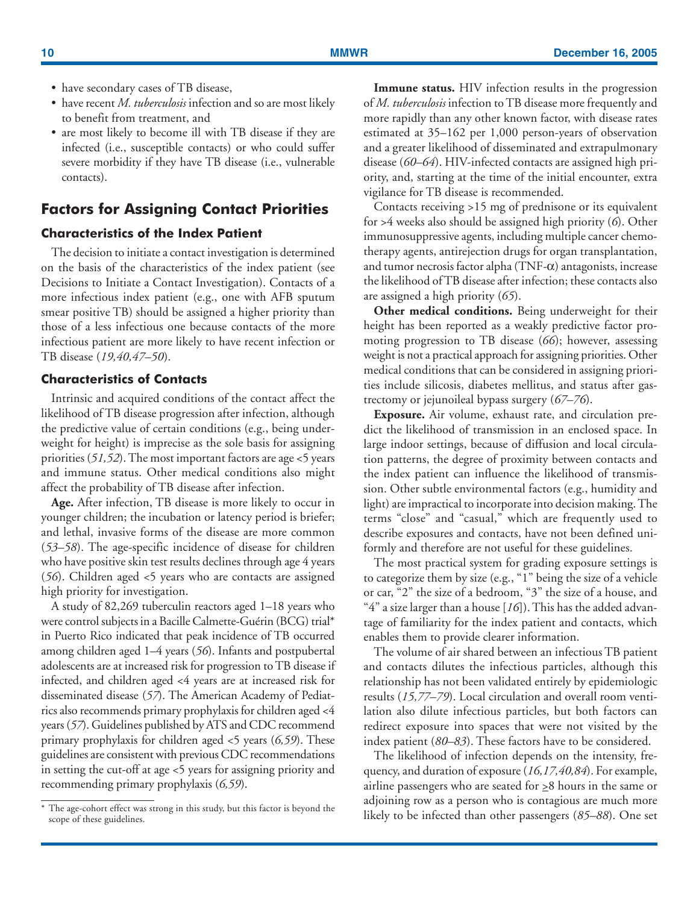- have secondary cases of TB disease,
- have recent *M. tuberculosis* infection and so are most likely to benefit from treatment, and
- are most likely to become ill with TB disease if they are infected (i.e., susceptible contacts) or who could suffer severe morbidity if they have TB disease (i.e., vulnerable contacts).

## Factors for Assigning Contact Priorities

### Characteristics of the Index Patient

The decision to initiate a contact investigation is determined on the basis of the characteristics of the index patient (see Decisions to Initiate a Contact Investigation). Contacts of a more infectious index patient (e.g., one with AFB sputum smear positive TB) should be assigned a higher priority than those of a less infectious one because contacts of the more infectious patient are more likely to have recent infection or TB disease (*19,40,47–50*).

### Characteristics of Contacts

Intrinsic and acquired conditions of the contact affect the likelihood of TB disease progression after infection, although the predictive value of certain conditions (e.g., being underweight for height) is imprecise as the sole basis for assigning priorities (*51,52*). The most important factors are age <5 years and immune status. Other medical conditions also might affect the probability of TB disease after infection.

**Age.** After infection, TB disease is more likely to occur in younger children; the incubation or latency period is briefer; and lethal, invasive forms of the disease are more common (*53–58*). The age-specific incidence of disease for children who have positive skin test results declines through age 4 years (*56*). Children aged <5 years who are contacts are assigned high priority for investigation.

A study of 82,269 tuberculin reactors aged 1–18 years who were control subjects in a Bacille Calmette-Guérin (BCG) trial* in Puerto Rico indicated that peak incidence of TB occurred among children aged 1–4 years (*56*). Infants and postpubertal adolescents are at increased risk for progression to TB disease if infected, and children aged <4 years are at increased risk for disseminated disease (*57*). The American Academy of Pediatrics also recommends primary prophylaxis for children aged <4 years (*57*). Guidelines published by ATS and CDC recommend primary prophylaxis for children aged <5 years (*6,59*). These guidelines are consistent with previous CDC recommendations in setting the cut-off at age <5 years for assigning priority and recommending primary prophylaxis (*6,59*).

\* The age-cohort effect was strong in this study, but this factor is beyond the scope of these guidelines.

**Immune status.** HIV infection results in the progression of *M. tuberculosis* infection to TB disease more frequently and more rapidly than any other known factor, with disease rates estimated at 35–162 per 1,000 person-years of observation and a greater likelihood of disseminated and extrapulmonary disease (*60–64*). HIV-infected contacts are assigned high priority, and, starting at the time of the initial encounter, extra vigilance for TB disease is recommended.

Contacts receiving >15 mg of prednisone or its equivalent for >4 weeks also should be assigned high priority (*6*). Other immunosuppressive agents, including multiple cancer chemotherapy agents, antirejection drugs for organ transplantation, and tumor necrosis factor alpha (TNF-$\alpha$) antagonists, increase the likelihood of TB disease after infection; these contacts also are assigned a high priority (*65*).

**Other medical conditions.** Being underweight for their height has been reported as a weakly predictive factor promoting progression to TB disease (*66*); however, assessing weight is not a practical approach for assigning priorities. Other medical conditions that can be considered in assigning priorities include silicosis, diabetes mellitus, and status after gastrectomy or jejunoileal bypass surgery (*67–76*).

**Exposure.** Air volume, exhaust rate, and circulation predict the likelihood of transmission in an enclosed space. In large indoor settings, because of diffusion and local circulation patterns, the degree of proximity between contacts and the index patient can influence the likelihood of transmission. Other subtle environmental factors (e.g., humidity and light) are impractical to incorporate into decision making. The terms "close" and "casual," which are frequently used to describe exposures and contacts, have not been defined uniformly and therefore are not useful for these guidelines.

The most practical system for grading exposure settings is to categorize them by size (e.g., "1" being the size of a vehicle or car, "2" the size of a bedroom, "3" the size of a house, and "4" a size larger than a house [*16*]). This has the added advantage of familiarity for the index patient and contacts, which enables them to provide clearer information.

The volume of air shared between an infectious TB patient and contacts dilutes the infectious particles, although this relationship has not been validated entirely by epidemiologic results (*15,77–79*). Local circulation and overall room ventilation also dilute infectious particles, but both factors can redirect exposure into spaces that were not visited by the index patient (*80–83*). These factors have to be considered.

The likelihood of infection depends on the intensity, frequency, and duration of exposure (*16,17,40,84*). For example, airline passengers who are seated for $\geq$8 hours in the same or adjoining row as a person who is contagious are much more likely to be infected than other passengers (*85–88*). One set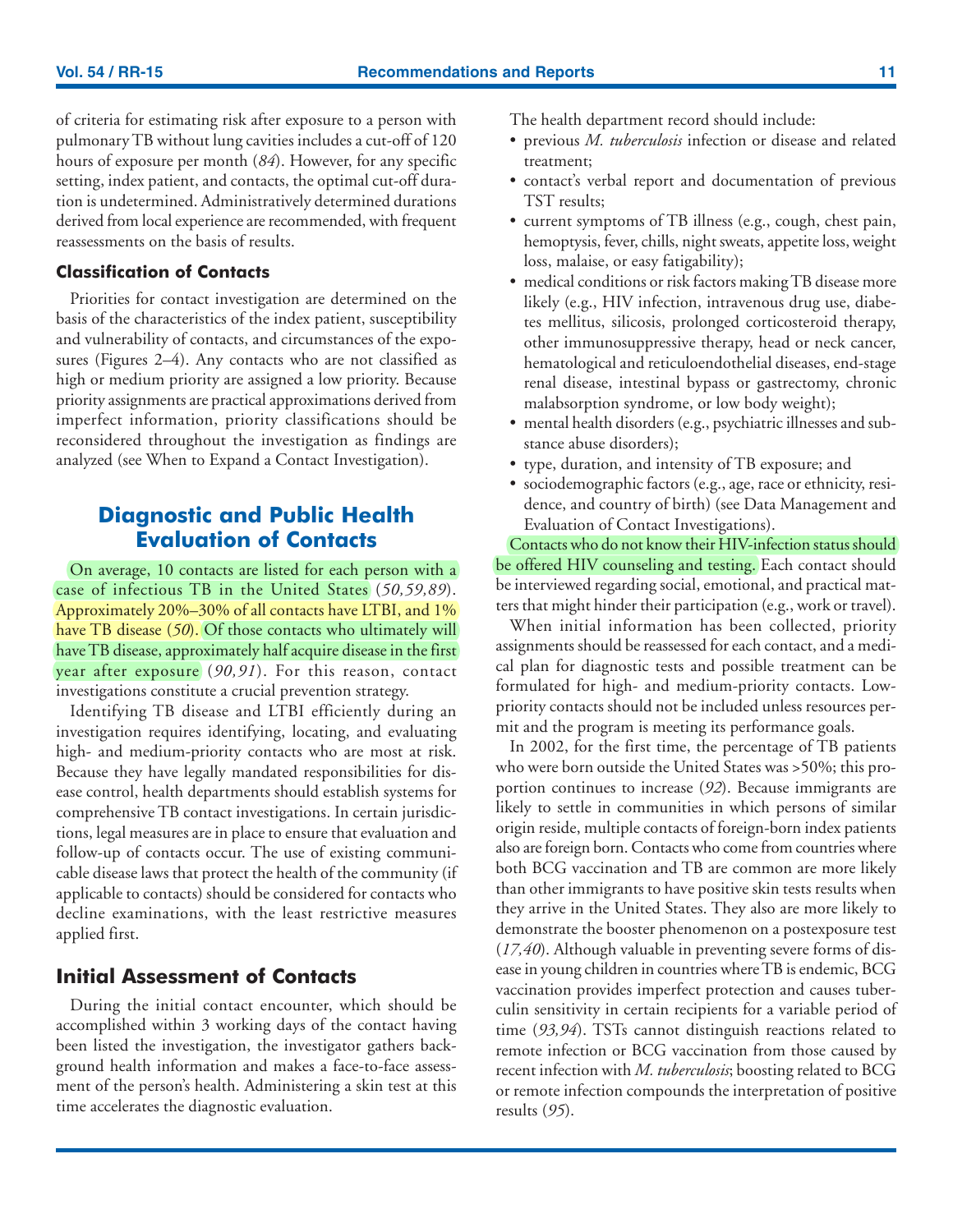of criteria for estimating risk after exposure to a person with pulmonary TB without lung cavities includes a cut-off of 120 hours of exposure per month (*84*). However, for any specific setting, index patient, and contacts, the optimal cut-off duration is undetermined. Administratively determined durations derived from local experience are recommended, with frequent reassessments on the basis of results.

### Classification of Contacts

Priorities for contact investigation are determined on the basis of the characteristics of the index patient, susceptibility and vulnerability of contacts, and circumstances of the exposures (Figures 2–4). Any contacts who are not classified as high or medium priority are assigned a low priority. Because priority assignments are practical approximations derived from imperfect information, priority classifications should be reconsidered throughout the investigation as findings are analyzed (see When to Expand a Contact Investigation).

## Diagnostic and Public Health Evaluation of Contacts

On average, 10 contacts are listed for each person with a case of infectious TB in the United States (*50,59,89*). Approximately 20%–30% of all contacts have LTBI, and 1% have TB disease (*50*). Of those contacts who ultimately will have TB disease, approximately half acquire disease in the first year after exposure (*90,91*). For this reason, contact investigations constitute a crucial prevention strategy.

Identifying TB disease and LTBI efficiently during an investigation requires identifying, locating, and evaluating high- and medium-priority contacts who are most at risk. Because they have legally mandated responsibilities for disease control, health departments should establish systems for comprehensive TB contact investigations. In certain jurisdictions, legal measures are in place to ensure that evaluation and follow-up of contacts occur. The use of existing communicable disease laws that protect the health of the community (if applicable to contacts) should be considered for contacts who decline examinations, with the least restrictive measures applied first.

### Initial Assessment of Contacts

During the initial contact encounter, which should be accomplished within 3 working days of the contact having been listed the investigation, the investigator gathers background health information and makes a face-to-face assessment of the person's health. Administering a skin test at this time accelerates the diagnostic evaluation.

The health department record should include:

- previous *M. tuberculosis* infection or disease and related treatment;
- contact's verbal report and documentation of previous TST results;
- current symptoms of TB illness (e.g., cough, chest pain, hemoptysis, fever, chills, night sweats, appetite loss, weight loss, malaise, or easy fatigability);
- medical conditions or risk factors making TB disease more likely (e.g., HIV infection, intravenous drug use, diabetes mellitus, silicosis, prolonged corticosteroid therapy, other immunosuppressive therapy, head or neck cancer, hematological and reticuloendothelial diseases, end-stage renal disease, intestinal bypass or gastrectomy, chronic malabsorption syndrome, or low body weight);
- mental health disorders (e.g., psychiatric illnesses and substance abuse disorders);
- type, duration, and intensity of TB exposure; and
- sociodemographic factors (e.g., age, race or ethnicity, residence, and country of birth) (see Data Management and Evaluation of Contact Investigations).

Contacts who do not know their HIV-infection status should be offered HIV counseling and testing. Each contact should be interviewed regarding social, emotional, and practical matters that might hinder their participation (e.g., work or travel).

When initial information has been collected, priority assignments should be reassessed for each contact, and a medical plan for diagnostic tests and possible treatment can be formulated for high- and medium-priority contacts. Low-priority contacts should not be included unless resources permit and the program is meeting its performance goals.

In 2002, for the first time, the percentage of TB patients who were born outside the United States was >50%; this proportion continues to increase (*92*). Because immigrants are likely to settle in communities in which persons of similar origin reside, multiple contacts of foreign-born index patients also are foreign born. Contacts who come from countries where both BCG vaccination and TB are common are more likely than other immigrants to have positive skin tests results when they arrive in the United States. They also are more likely to demonstrate the booster phenomenon on a postexposure test (*17,40*). Although valuable in preventing severe forms of disease in young children in countries where TB is endemic, BCG vaccination provides imperfect protection and causes tuberculin sensitivity in certain recipients for a variable period of time (*93,94*). TSTs cannot distinguish reactions related to remote infection or BCG vaccination from those caused by recent infection with *M. tuberculosis*; boosting related to BCG or remote infection compounds the interpretation of positive results (*95*).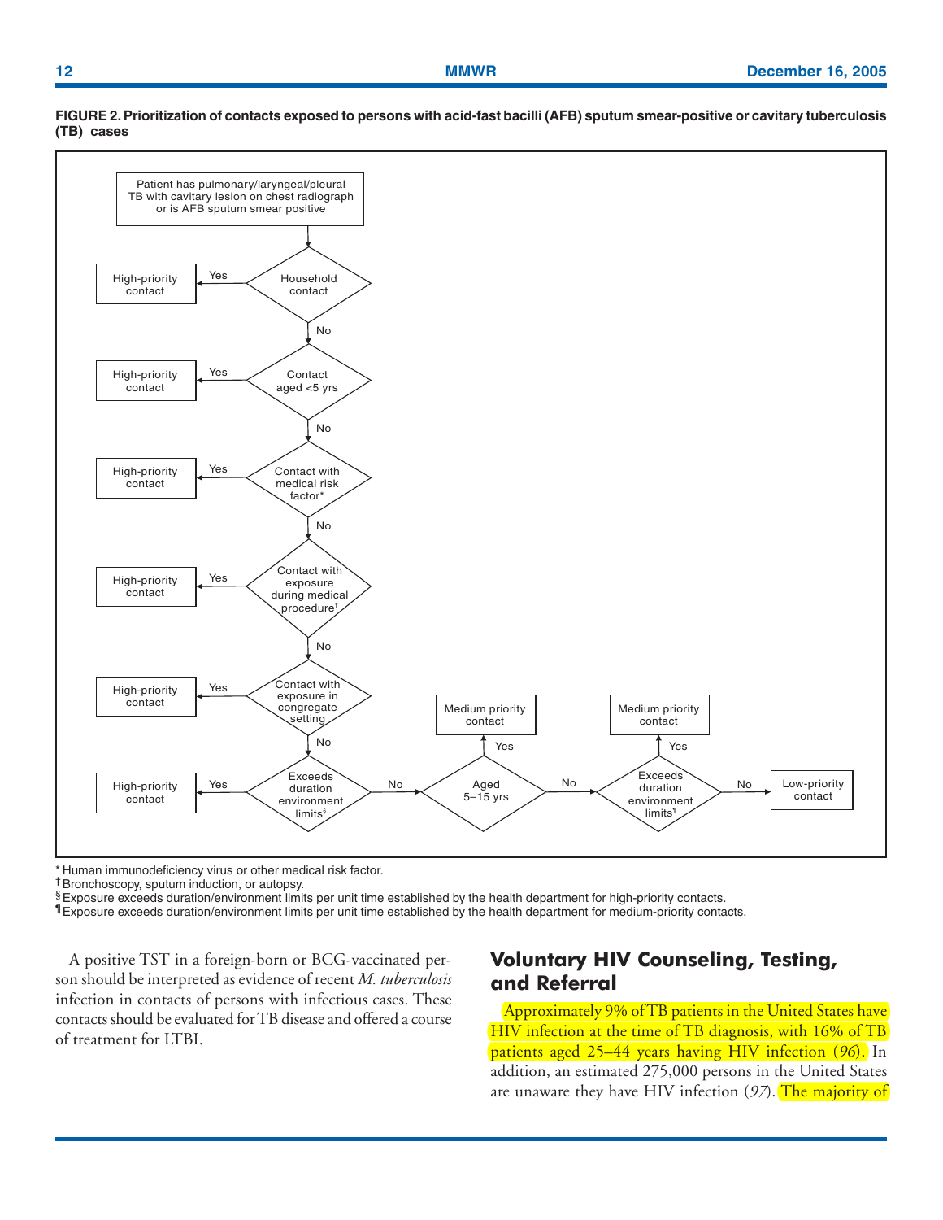**FIGURE 2. Prioritization of contacts exposed to persons with acid-fast bacilli (AFB) sputum smear-positive or cavitary tuberculosis (TB) cases**

Patient has pulmonary/laryngeal/pleural TB with cavitary lesion on chest radiograph or is AFB sputum smear positive

- Household contact — Yes → High-priority contact; No ↓
- Contact aged <5 yrs — Yes → High-priority contact; No ↓
- Contact with medical risk factor* — Yes → High-priority contact; No ↓
- Contact with exposure during medical procedure† — Yes → High-priority contact; No ↓
- Contact with exposure in congregate setting — Yes → High-priority contact; No ↓
- Exceeds duration environment limits§ — Yes → High-priority contact; No →
- Aged 5–15 yrs — Yes → Medium priority contact; No →
- Exceeds duration environment limits¶ — Yes → Medium priority contact; No → Low-priority contact

\* Human immunodeficiency virus or other medical risk factor.

† Bronchoscopy, sputum induction, or autopsy.

§ Exposure exceeds duration/environment limits per unit time established by the health department for high-priority contacts.

¶ Exposure exceeds duration/environment limits per unit time established by the health department for medium-priority contacts.

A positive TST in a foreign-born or BCG-vaccinated person should be interpreted as evidence of recent *M. tuberculosis* infection in contacts of persons with infectious cases. These contacts should be evaluated for TB disease and offered a course of treatment for LTBI.

## Voluntary HIV Counseling, Testing, and Referral

Approximately 9% of TB patients in the United States have HIV infection at the time of TB diagnosis, with 16% of TB patients aged 25–44 years having HIV infection (*96*). In addition, an estimated 275,000 persons in the United States are unaware they have HIV infection (*97*). The majority of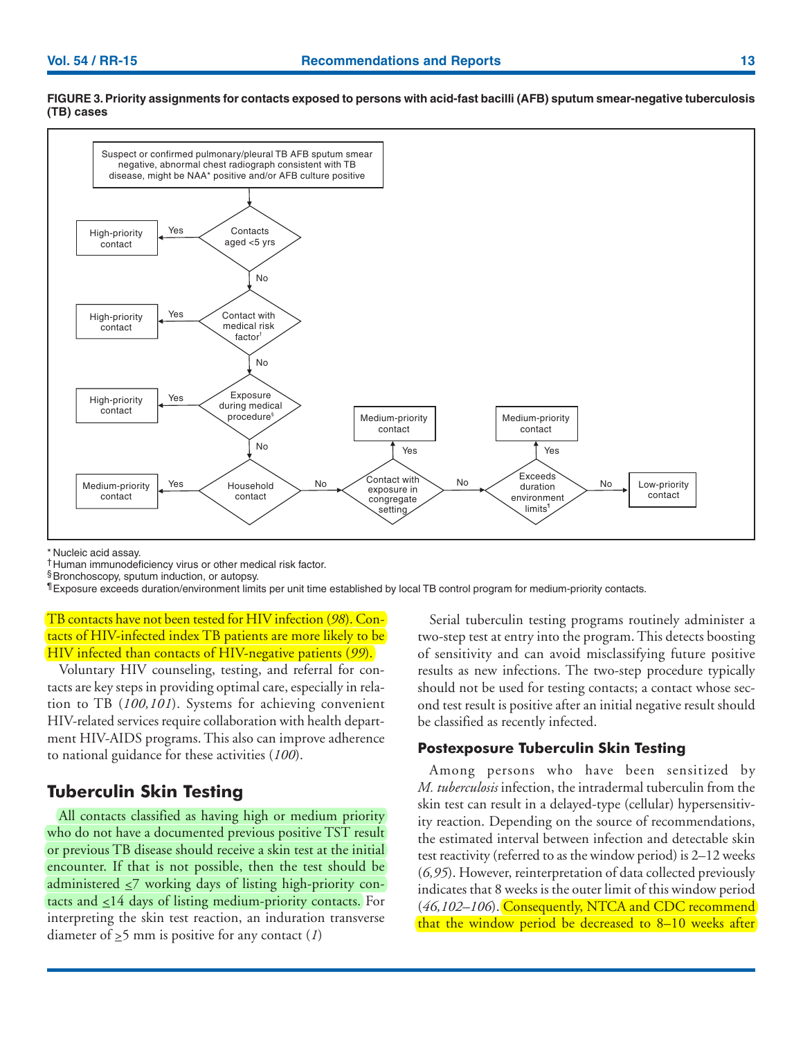**FIGURE 3. Priority assignments for contacts exposed to persons with acid-fast bacilli (AFB) sputum smear-negative tuberculosis (TB) cases**

Suspect or confirmed pulmonary/pleural TB AFB sputum smear negative, abnormal chest radiograph consistent with TB disease, might be NAA* positive and/or AFB culture positive

- Contacts aged <5 yrs → Yes → High-priority contact; No ↓
- Contact with medical risk factor† → Yes → High-priority contact; No ↓
- Exposure during medical procedure§ → Yes → High-priority contact; No ↓
- Household contact → Yes → Medium-priority contact; No →
- Contact with exposure in congregate setting → Yes → Medium-priority contact; No →
- Exceeds duration environment limits¶ → Yes → Medium-priority contact; No → Low-priority contact

\* Nucleic acid assay.
† Human immunodeficiency virus or other medical risk factor.
§ Bronchoscopy, sputum induction, or autopsy.
¶ Exposure exceeds duration/environment limits per unit time established by local TB control program for medium-priority contacts.

TB contacts have not been tested for HIV infection (*98*). Contacts of HIV-infected index TB patients are more likely to be HIV infected than contacts of HIV-negative patients (*99*).

Voluntary HIV counseling, testing, and referral for contacts are key steps in providing optimal care, especially in relation to TB (*100,101*). Systems for achieving convenient HIV-related services require collaboration with health department HIV-AIDS programs. This also can improve adherence to national guidance for these activities (*100*).

## Tuberculin Skin Testing

All contacts classified as having high or medium priority who do not have a documented previous positive TST result or previous TB disease should receive a skin test at the initial encounter. If that is not possible, then the test should be administered ≤7 working days of listing high-priority contacts and ≤14 days of listing medium-priority contacts. For interpreting the skin test reaction, an induration transverse diameter of ≥5 mm is positive for any contact (*1*)

Serial tuberculin testing programs routinely administer a two-step test at entry into the program. This detects boosting of sensitivity and can avoid misclassifying future positive results as new infections. The two-step procedure typically should not be used for testing contacts; a contact whose second test result is positive after an initial negative result should be classified as recently infected.

### Postexposure Tuberculin Skin Testing

Among persons who have been sensitized by *M. tuberculosis* infection, the intradermal tuberculin from the skin test can result in a delayed-type (cellular) hypersensitivity reaction. Depending on the source of recommendations, the estimated interval between infection and detectable skin test reactivity (referred to as the window period) is 2–12 weeks (*6,95*). However, reinterpretation of data collected previously indicates that 8 weeks is the outer limit of this window period (*46,102–106*). Consequently, NTCA and CDC recommend that the window period be decreased to 8–10 weeks after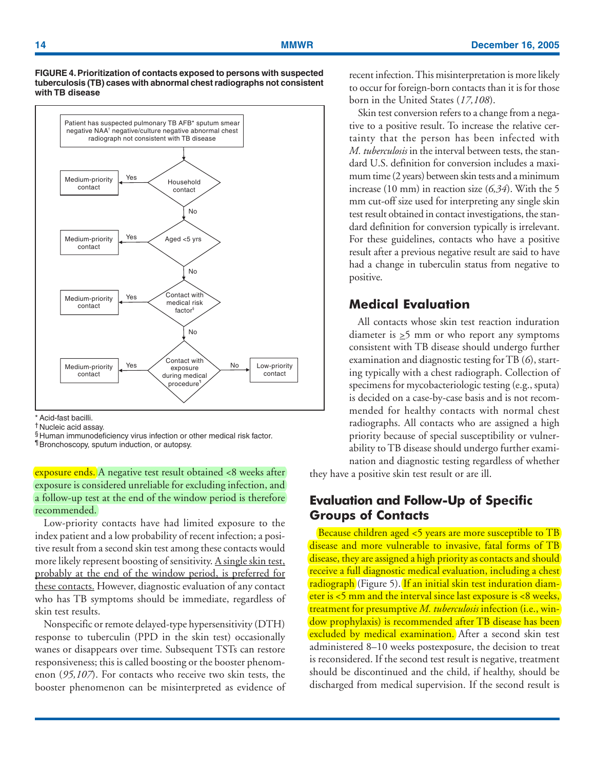**FIGURE 4. Prioritization of contacts exposed to persons with suspected tuberculosis (TB) cases with abnormal chest radiographs not consistent with TB disease**

- Patient has suspected pulmonary TB AFB* sputum smear negative NAA† negative/culture negative abnormal chest radiograph not consistent with TB disease
  - Household contact?
    - Yes → Medium-priority contact
    - No → Aged <5 yrs?
      - Yes → Medium-priority contact
      - No → Contact with medical risk factor§?
        - Yes → Medium-priority contact
        - No → Contact with exposure during medical procedure¶?
          - Yes → Medium-priority contact
          - No → Low-priority contact

\* Acid-fast bacilli.
† Nucleic acid assay.
§ Human immunodeficiency virus infection or other medical risk factor.
¶ Bronchoscopy, sputum induction, or autopsy.

exposure ends. A negative test result obtained <8 weeks after exposure is considered unreliable for excluding infection, and a follow-up test at the end of the window period is therefore recommended.

Low-priority contacts have had limited exposure to the index patient and a low probability of recent infection; a positive result from a second skin test among these contacts would more likely represent boosting of sensitivity. A single skin test, probably at the end of the window period, is preferred for these contacts. However, diagnostic evaluation of any contact who has TB symptoms should be immediate, regardless of skin test results.

Nonspecific or remote delayed-type hypersensitivity (DTH) response to tuberculin (PPD in the skin test) occasionally wanes or disappears over time. Subsequent TSTs can restore responsiveness; this is called boosting or the booster phenomenon (*95,107*). For contacts who receive two skin tests, the booster phenomenon can be misinterpreted as evidence of recent infection. This misinterpretation is more likely to occur for foreign-born contacts than it is for those born in the United States (*17,108*).

Skin test conversion refers to a change from a negative to a positive result. To increase the relative certainty that the person has been infected with *M. tuberculosis* in the interval between tests, the standard U.S. definition for conversion includes a maximum time (2 years) between skin tests and a minimum increase (10 mm) in reaction size (*6,34*). With the 5 mm cut-off size used for interpreting any single skin test result obtained in contact investigations, the standard definition for conversion typically is irrelevant. For these guidelines, contacts who have a positive result after a previous negative result are said to have had a change in tuberculin status from negative to positive.

## Medical Evaluation

All contacts whose skin test reaction induration diameter is ≥5 mm or who report any symptoms consistent with TB disease should undergo further examination and diagnostic testing for TB (*6*), starting typically with a chest radiograph. Collection of specimens for mycobacteriologic testing (e.g., sputa) is decided on a case-by-case basis and is not recommended for healthy contacts with normal chest radiographs. All contacts who are assigned a high priority because of special susceptibility or vulnerability to TB disease should undergo further examination and diagnostic testing regardless of whether they have a positive skin test result or are ill.

## Evaluation and Follow-Up of Specific Groups of Contacts

Because children aged <5 years are more susceptible to TB disease and more vulnerable to invasive, fatal forms of TB disease, they are assigned a high priority as contacts and should receive a full diagnostic medical evaluation, including a chest radiograph (Figure 5). If an initial skin test induration diameter is <5 mm and the interval since last exposure is <8 weeks, treatment for presumptive *M. tuberculosis* infection (i.e., window prophylaxis) is recommended after TB disease has been excluded by medical examination. After a second skin test administered 8–10 weeks postexposure, the decision to treat is reconsidered. If the second test result is negative, treatment should be discontinued and the child, if healthy, should be discharged from medical supervision. If the second result is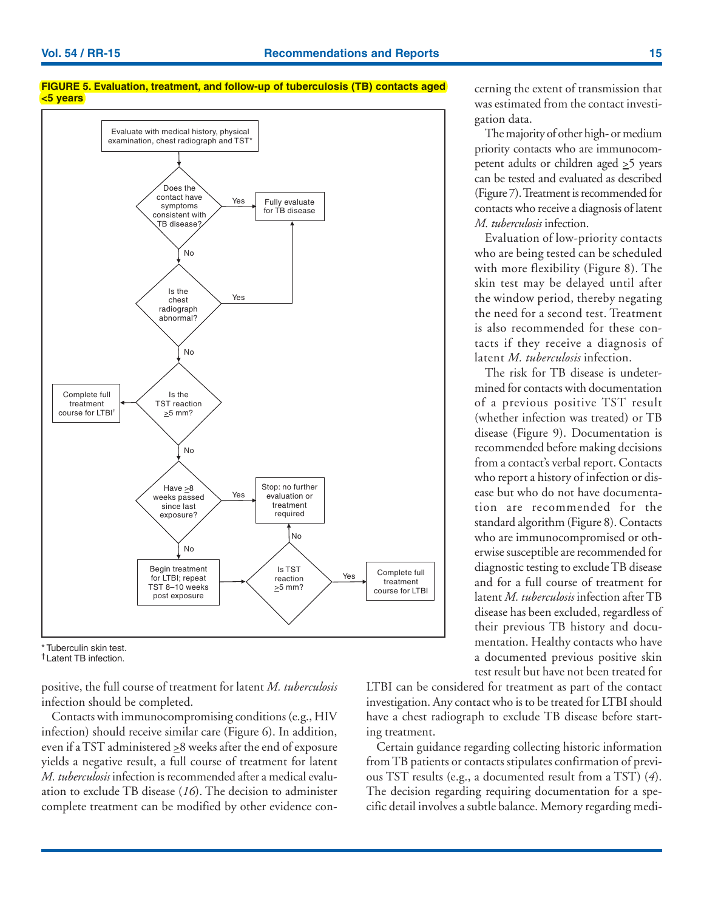**FIGURE 5. Evaluation, treatment, and follow-up of tuberculosis (TB) contacts aged <5 years**

Evaluate with medical history, physical examination, chest radiograph and TST*

Does the contact have symptoms consistent with TB disease?
- Yes → Fully evaluate for TB disease
- No → Is the chest radiograph abnormal?
  - Yes → Fully evaluate for TB disease
  - No → Is the TST reaction ≥5 mm?
    - Yes → Complete full treatment course for LTBI[†]
    - No → Have ≥8 weeks passed since last exposure?
      - Yes → Stop: no further evaluation or treatment required
      - No → Begin treatment for LTBI; repeat TST 8–10 weeks post exposure → Is TST reaction ≥5 mm?
        - Yes → Complete full treatment course for LTBI
        - No → Stop: no further evaluation or treatment required

* Tuberculin skin test.
† Latent TB infection.

positive, the full course of treatment for latent *M. tuberculosis* infection should be completed.

Contacts with immunocompromising conditions (e.g., HIV infection) should receive similar care (Figure 6). In addition, even if a TST administered ≥8 weeks after the end of exposure yields a negative result, a full course of treatment for latent *M. tuberculosis* infection is recommended after a medical evaluation to exclude TB disease (*16*). The decision to administer complete treatment can be modified by other evidence concerning the extent of transmission that was estimated from the contact investigation data.

The majority of other high- or medium priority contacts who are immunocompetent adults or children aged ≥5 years can be tested and evaluated as described (Figure 7). Treatment is recommended for contacts who receive a diagnosis of latent *M. tuberculosis* infection.

Evaluation of low-priority contacts who are being tested can be scheduled with more flexibility (Figure 8). The skin test may be delayed until after the window period, thereby negating the need for a second test. Treatment is also recommended for these contacts if they receive a diagnosis of latent *M. tuberculosis* infection.

The risk for TB disease is undetermined for contacts with documentation of a previous positive TST result (whether infection was treated) or TB disease (Figure 9). Documentation is recommended before making decisions from a contact's verbal report. Contacts who report a history of infection or disease but who do not have documentation are recommended for the standard algorithm (Figure 8). Contacts who are immunocompromised or otherwise susceptible are recommended for diagnostic testing to exclude TB disease and for a full course of treatment for latent *M. tuberculosis* infection after TB disease has been excluded, regardless of their previous TB history and documentation. Healthy contacts who have a documented previous positive skin test result but have not been treated for LTBI can be considered for treatment as part of the contact investigation. Any contact who is to be treated for LTBI should have a chest radiograph to exclude TB disease before starting treatment.

Certain guidance regarding collecting historic information from TB patients or contacts stipulates confirmation of previous TST results (e.g., a documented result from a TST) (*4*). The decision regarding requiring documentation for a specific detail involves a subtle balance. Memory regarding medi-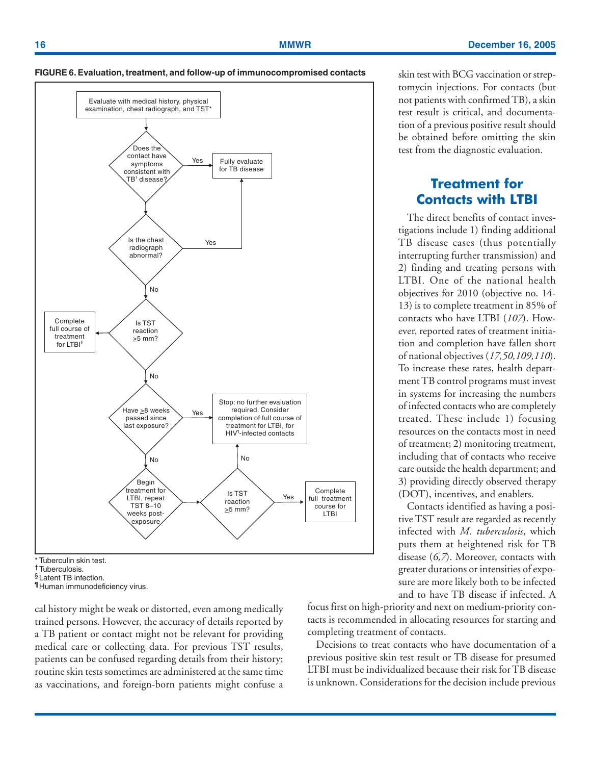**FIGURE 6. Evaluation, treatment, and follow-up of immunocompromised contacts**

Evaluate with medical history, physical examination, chest radiograph, and TST*

Does the contact have symptoms consistent with TB[†] disease? — Yes → Fully evaluate for TB disease

Is the chest radiograph abnormal? — Yes → Fully evaluate for TB disease

No → Is TST reaction ≥5 mm? — Yes → Complete full course of treatment for LTBI[§]

No → Have ≥8 weeks passed since last exposure? — Yes → Stop: no further evaluation required. Consider completion of full course of treatment for LTBI, for HIV[¶]-infected contacts

No → Begin treatment for LTBI, repeat TST 8–10 weeks post-exposure → Is TST reaction ≥5 mm? — Yes → Complete full treatment course for LTBI; No → Stop: no further evaluation required. Consider completion of full course of treatment for LTBI, for HIV[¶]-infected contacts

\* Tuberculin skin test.
† Tuberculosis.
§ Latent TB infection.
¶ Human immunodeficiency virus.

cal history might be weak or distorted, even among medically trained persons. However, the accuracy of details reported by a TB patient or contact might not be relevant for providing medical care or collecting data. For previous TST results, patients can be confused regarding details from their history; routine skin tests sometimes are administered at the same time as vaccinations, and foreign-born patients might confuse a skin test with BCG vaccination or streptomycin injections. For contacts (but not patients with confirmed TB), a skin test result is critical, and documentation of a previous positive result should be obtained before omitting the skin test from the diagnostic evaluation.

## Treatment for Contacts with LTBI

The direct benefits of contact investigations include 1) finding additional TB disease cases (thus potentially interrupting further transmission) and 2) finding and treating persons with LTBI. One of the national health objectives for 2010 (objective no. 14-13) is to complete treatment in 85% of contacts who have LTBI (*107*). However, reported rates of treatment initiation and completion have fallen short of national objectives (*17,50,109,110*). To increase these rates, health department TB control programs must invest in systems for increasing the numbers of infected contacts who are completely treated. These include 1) focusing resources on the contacts most in need of treatment; 2) monitoring treatment, including that of contacts who receive care outside the health department; and 3) providing directly observed therapy (DOT), incentives, and enablers.

Contacts identified as having a positive TST result are regarded as recently infected with *M. tuberculosis*, which puts them at heightened risk for TB disease (*6,7*). Moreover, contacts with greater durations or intensities of exposure are more likely both to be infected and to have TB disease if infected. A focus first on high-priority and next on medium-priority contacts is recommended in allocating resources for starting and completing treatment of contacts.

Decisions to treat contacts who have documentation of a previous positive skin test result or TB disease for presumed LTBI must be individualized because their risk for TB disease is unknown. Considerations for the decision include previous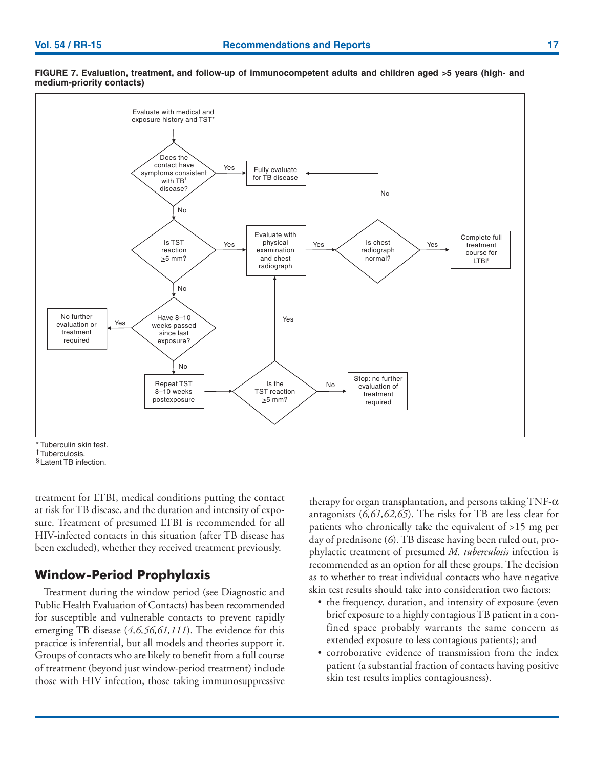**FIGURE 7. Evaluation, treatment, and follow-up of immunocompetent adults and children aged ≥5 years (high- and medium-priority contacts)**

Evaluate with medical and exposure history and TST*

Does the contact have symptoms consistent with TB[†] disease? — Yes → Fully evaluate for TB disease

No → Is TST reaction ≥5 mm? — Yes → Evaluate with physical examination and chest radiograph → Is chest radiograph normal? — Yes → Complete full treatment course for LTBI[§]; No → Fully evaluate for TB disease

No → Have 8–10 weeks passed since last exposure? — Yes → No further evaluation or treatment required

No → Repeat TST 8–10 weeks postexposure → Is the TST reaction ≥5 mm? — Yes → Evaluate with physical examination and chest radiograph; No → Stop: no further evaluation of treatment required

* Tuberculin skin test.
† Tuberculosis.
§ Latent TB infection.

treatment for LTBI, medical conditions putting the contact at risk for TB disease, and the duration and intensity of exposure. Treatment of presumed LTBI is recommended for all HIV-infected contacts in this situation (after TB disease has been excluded), whether they received treatment previously.

## Window-Period Prophylaxis

Treatment during the window period (see Diagnostic and Public Health Evaluation of Contacts) has been recommended for susceptible and vulnerable contacts to prevent rapidly emerging TB disease (*4,6,56,61,111*). The evidence for this practice is inferential, but all models and theories support it. Groups of contacts who are likely to benefit from a full course of treatment (beyond just window-period treatment) include those with HIV infection, those taking immunosuppressive therapy for organ transplantation, and persons taking TNF-α antagonists (*6,61,62,65*). The risks for TB are less clear for patients who chronically take the equivalent of >15 mg per day of prednisone (*6*). TB disease having been ruled out, prophylactic treatment of presumed *M. tuberculosis* infection is recommended as an option for all these groups. The decision as to whether to treat individual contacts who have negative skin test results should take into consideration two factors:

- the frequency, duration, and intensity of exposure (even brief exposure to a highly contagious TB patient in a confined space probably warrants the same concern as extended exposure to less contagious patients); and
- corroborative evidence of transmission from the index patient (a substantial fraction of contacts having positive skin test results implies contagiousness).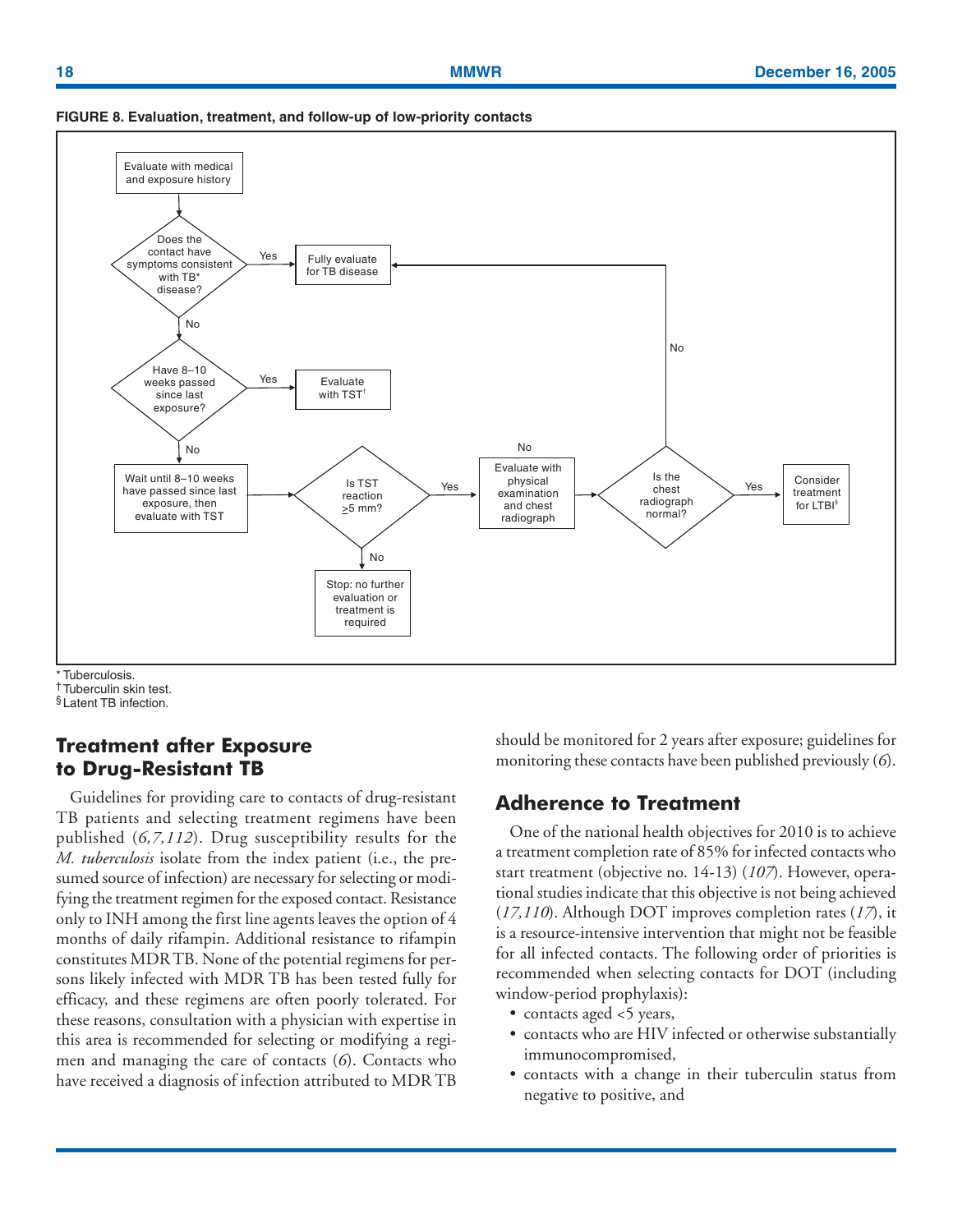**FIGURE 8. Evaluation, treatment, and follow-up of low-priority contacts**

- Evaluate with medical and exposure history
- Does the contact have symptoms consistent with TB* disease?
  - Yes → Fully evaluate for TB disease
  - No → Have 8–10 weeks passed since last exposure?
    - Yes → Evaluate with TST†
    - No → Wait until 8–10 weeks have passed since last exposure, then evaluate with TST
      - Is TST reaction ≥5 mm?
        - No → Stop: no further evaluation or treatment is required
        - Yes → Evaluate with physical examination and chest radiograph
          - Is the chest radiograph normal?
            - Yes → Consider treatment for LTBI§
            - No → Fully evaluate for TB disease

\* Tuberculosis.
† Tuberculin skin test.
§ Latent TB infection.

## Treatment after Exposure to Drug-Resistant TB

Guidelines for providing care to contacts of drug-resistant TB patients and selecting treatment regimens have been published (*6,7,112*). Drug susceptibility results for the *M. tuberculosis* isolate from the index patient (i.e., the presumed source of infection) are necessary for selecting or modifying the treatment regimen for the exposed contact. Resistance only to INH among the first line agents leaves the option of 4 months of daily rifampin. Additional resistance to rifampin constitutes MDR TB. None of the potential regimens for persons likely infected with MDR TB has been tested fully for efficacy, and these regimens are often poorly tolerated. For these reasons, consultation with a physician with expertise in this area is recommended for selecting or modifying a regimen and managing the care of contacts (*6*). Contacts who have received a diagnosis of infection attributed to MDR TB should be monitored for 2 years after exposure; guidelines for monitoring these contacts have been published previously (*6*).

## Adherence to Treatment

One of the national health objectives for 2010 is to achieve a treatment completion rate of 85% for infected contacts who start treatment (objective no. 14-13) (*107*). However, operational studies indicate that this objective is not being achieved (*17,110*). Although DOT improves completion rates (*17*), it is a resource-intensive intervention that might not be feasible for all infected contacts. The following order of priorities is recommended when selecting contacts for DOT (including window-period prophylaxis):

- contacts aged <5 years,
- contacts who are HIV infected or otherwise substantially immunocompromised,
- contacts with a change in their tuberculin status from negative to positive, and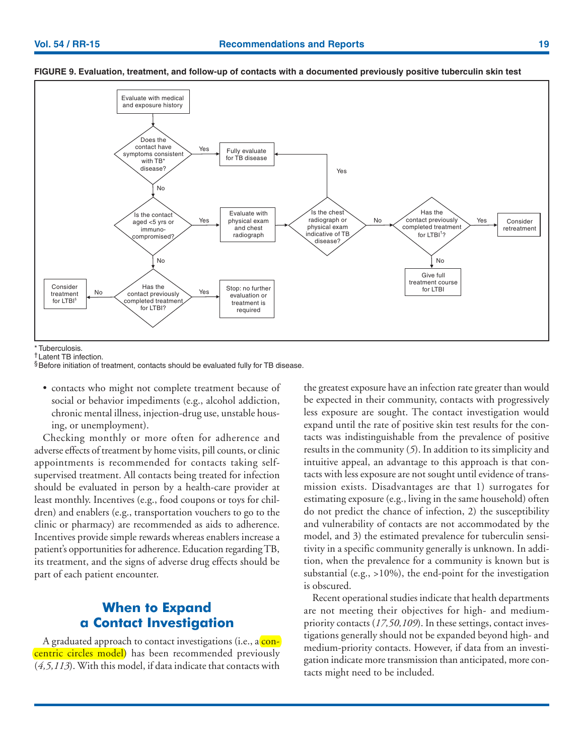**FIGURE 9. Evaluation, treatment, and follow-up of contacts with a documented previously positive tuberculin skin test**

```
Evaluate with medical and exposure history
  -> Does the contact have symptoms consistent with TB* disease?
       Yes -> Fully evaluate for TB disease
       No  -> Is the contact aged <5 yrs or immunocompromised?
                Yes -> Evaluate with physical exam and chest radiograph
                         -> Is the chest radiograph or physical exam indicative of TB disease?
                              Yes -> Fully evaluate for TB disease
                              No  -> Has the contact previously completed treatment for LTBI†?
                                       Yes -> Consider retreatment
                                       No  -> Give full treatment course for LTBI
                No  -> Has the contact previously completed treatment for LTBI?
                         Yes -> Stop: no further evaluation or treatment is required
                         No  -> Consider treatment for LTBI§
```

\* Tuberculosis.
† Latent TB infection.
§ Before initiation of treatment, contacts should be evaluated fully for TB disease.

- contacts who might not complete treatment because of social or behavior impediments (e.g., alcohol addiction, chronic mental illness, injection-drug use, unstable housing, or unemployment).

Checking monthly or more often for adherence and adverse effects of treatment by home visits, pill counts, or clinic appointments is recommended for contacts taking self-supervised treatment. All contacts being treated for infection should be evaluated in person by a health-care provider at least monthly. Incentives (e.g., food coupons or toys for children) and enablers (e.g., transportation vouchers to go to the clinic or pharmacy) are recommended as aids to adherence. Incentives provide simple rewards whereas enablers increase a patient's opportunities for adherence. Education regarding TB, its treatment, and the signs of adverse drug effects should be part of each patient encounter.

## When to Expand a Contact Investigation

A graduated approach to contact investigations (i.e., a concentric circles model) has been recommended previously (*4,5,113*). With this model, if data indicate that contacts with the greatest exposure have an infection rate greater than would be expected in their community, contacts with progressively less exposure are sought. The contact investigation would expand until the rate of positive skin test results for the contacts was indistinguishable from the prevalence of positive results in the community (*5*). In addition to its simplicity and intuitive appeal, an advantage to this approach is that contacts with less exposure are not sought until evidence of transmission exists. Disadvantages are that 1) surrogates for estimating exposure (e.g., living in the same household) often do not predict the chance of infection, 2) the susceptibility and vulnerability of contacts are not accommodated by the model, and 3) the estimated prevalence for tuberculin sensitivity in a specific community generally is unknown. In addition, when the prevalence for a community is known but is substantial (e.g., >10%), the end-point for the investigation is obscured.

Recent operational studies indicate that health departments are not meeting their objectives for high- and medium-priority contacts (*17,50,109*). In these settings, contact investigations generally should not be expanded beyond high- and medium-priority contacts. However, if data from an investigation indicate more transmission than anticipated, more contacts might need to be included.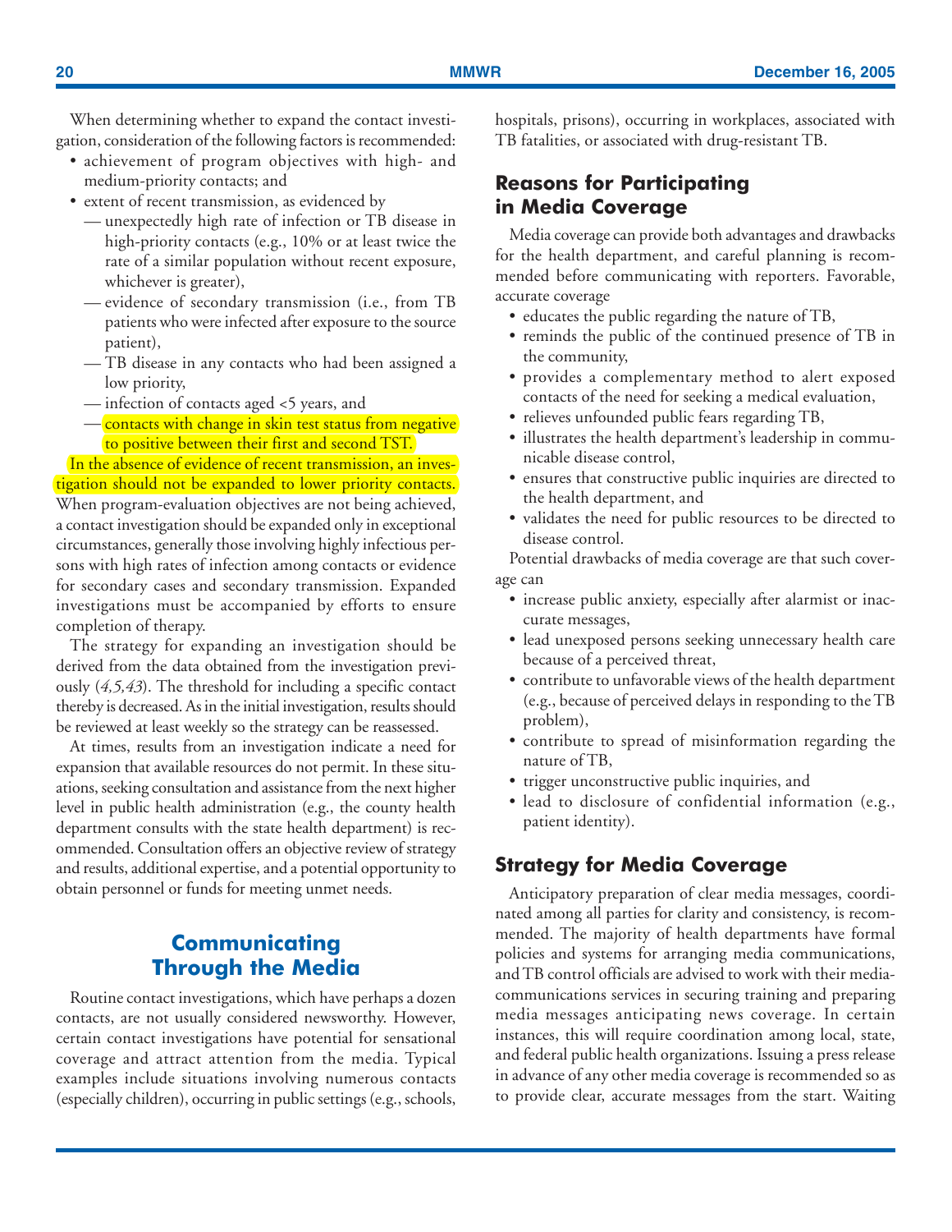When determining whether to expand the contact investigation, consideration of the following factors is recommended:

- achievement of program objectives with high- and medium-priority contacts; and
- extent of recent transmission, as evidenced by
  - — unexpectedly high rate of infection or TB disease in high-priority contacts (e.g., 10% or at least twice the rate of a similar population without recent exposure, whichever is greater),
  - — evidence of secondary transmission (i.e., from TB patients who were infected after exposure to the source patient),
  - — TB disease in any contacts who had been assigned a low priority,
  - — infection of contacts aged <5 years, and
  - — contacts with change in skin test status from negative to positive between their first and second TST.

In the absence of evidence of recent transmission, an investigation should not be expanded to lower priority contacts. When program-evaluation objectives are not being achieved, a contact investigation should be expanded only in exceptional circumstances, generally those involving highly infectious persons with high rates of infection among contacts or evidence for secondary cases and secondary transmission. Expanded investigations must be accompanied by efforts to ensure completion of therapy.

The strategy for expanding an investigation should be derived from the data obtained from the investigation previously (*4,5,43*). The threshold for including a specific contact thereby is decreased. As in the initial investigation, results should be reviewed at least weekly so the strategy can be reassessed.

At times, results from an investigation indicate a need for expansion that available resources do not permit. In these situations, seeking consultation and assistance from the next higher level in public health administration (e.g., the county health department consults with the state health department) is recommended. Consultation offers an objective review of strategy and results, additional expertise, and a potential opportunity to obtain personnel or funds for meeting unmet needs.

# Communicating Through the Media

Routine contact investigations, which have perhaps a dozen contacts, are not usually considered newsworthy. However, certain contact investigations have potential for sensational coverage and attract attention from the media. Typical examples include situations involving numerous contacts (especially children), occurring in public settings (e.g., schools, hospitals, prisons), occurring in workplaces, associated with TB fatalities, or associated with drug-resistant TB.

## Reasons for Participating in Media Coverage

Media coverage can provide both advantages and drawbacks for the health department, and careful planning is recommended before communicating with reporters. Favorable, accurate coverage

- educates the public regarding the nature of TB,
- reminds the public of the continued presence of TB in the community,
- provides a complementary method to alert exposed contacts of the need for seeking a medical evaluation,
- relieves unfounded public fears regarding TB,
- illustrates the health department's leadership in communicable disease control,
- ensures that constructive public inquiries are directed to the health department, and
- validates the need for public resources to be directed to disease control.

Potential drawbacks of media coverage are that such coverage can

- increase public anxiety, especially after alarmist or inaccurate messages,
- lead unexposed persons seeking unnecessary health care because of a perceived threat,
- contribute to unfavorable views of the health department (e.g., because of perceived delays in responding to the TB problem),
- contribute to spread of misinformation regarding the nature of TB,
- trigger unconstructive public inquiries, and
- lead to disclosure of confidential information (e.g., patient identity).

## Strategy for Media Coverage

Anticipatory preparation of clear media messages, coordinated among all parties for clarity and consistency, is recommended. The majority of health departments have formal policies and systems for arranging media communications, and TB control officials are advised to work with their media-communications services in securing training and preparing media messages anticipating news coverage. In certain instances, this will require coordination among local, state, and federal public health organizations. Issuing a press release in advance of any other media coverage is recommended so as to provide clear, accurate messages from the start. Waiting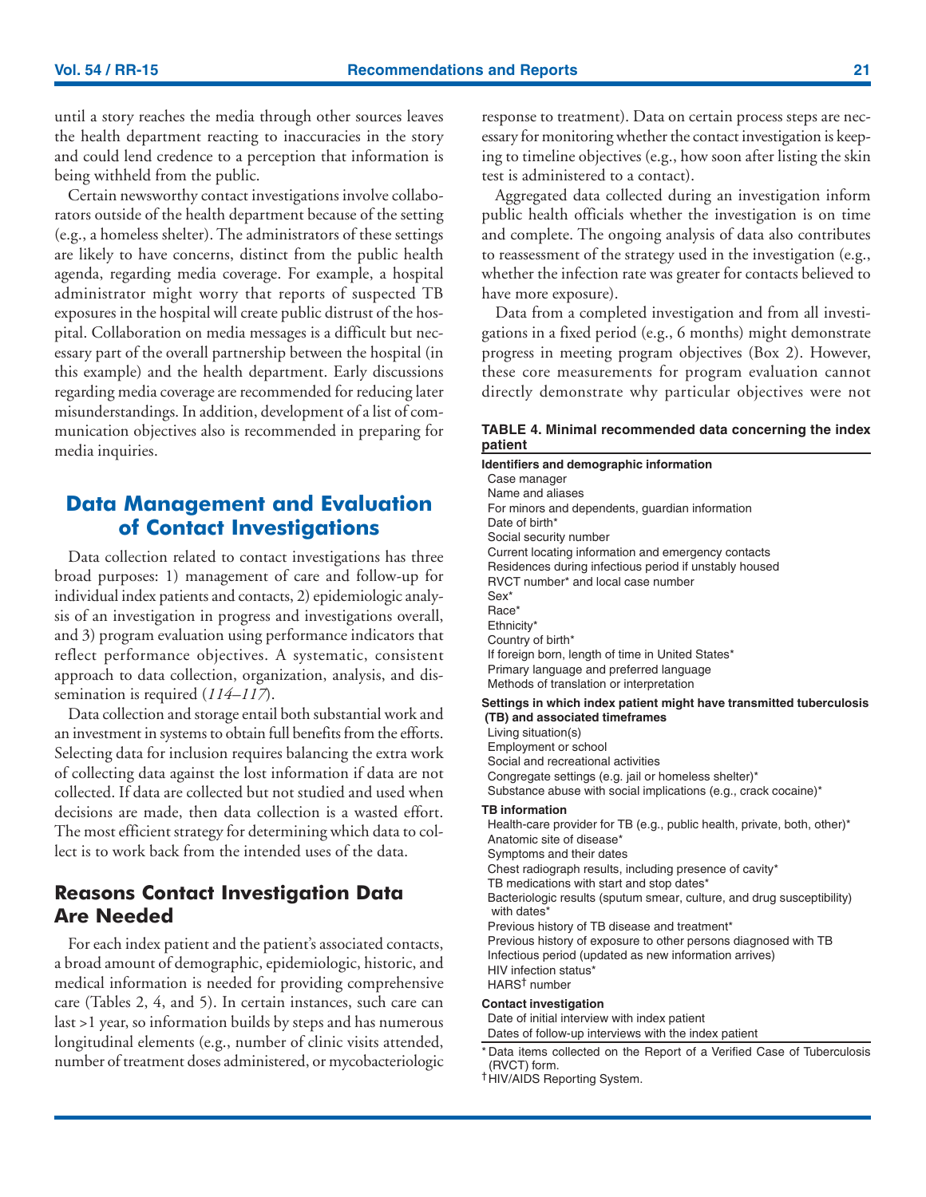until a story reaches the media through other sources leaves the health department reacting to inaccuracies in the story and could lend credence to a perception that information is being withheld from the public.

Certain newsworthy contact investigations involve collaborators outside of the health department because of the setting (e.g., a homeless shelter). The administrators of these settings are likely to have concerns, distinct from the public health agenda, regarding media coverage. For example, a hospital administrator might worry that reports of suspected TB exposures in the hospital will create public distrust of the hospital. Collaboration on media messages is a difficult but necessary part of the overall partnership between the hospital (in this example) and the health department. Early discussions regarding media coverage are recommended for reducing later misunderstandings. In addition, development of a list of communication objectives also is recommended in preparing for media inquiries.

## Data Management and Evaluation of Contact Investigations

Data collection related to contact investigations has three broad purposes: 1) management of care and follow-up for individual index patients and contacts, 2) epidemiologic analysis of an investigation in progress and investigations overall, and 3) program evaluation using performance indicators that reflect performance objectives. A systematic, consistent approach to data collection, organization, analysis, and dissemination is required (*114–117*).

Data collection and storage entail both substantial work and an investment in systems to obtain full benefits from the efforts. Selecting data for inclusion requires balancing the extra work of collecting data against the lost information if data are not collected. If data are collected but not studied and used when decisions are made, then data collection is a wasted effort. The most efficient strategy for determining which data to collect is to work back from the intended uses of the data.

## Reasons Contact Investigation Data Are Needed

For each index patient and the patient's associated contacts, a broad amount of demographic, epidemiologic, historic, and medical information is needed for providing comprehensive care (Tables 2, 4, and 5). In certain instances, such care can last >1 year, so information builds by steps and has numerous longitudinal elements (e.g., number of clinic visits attended, number of treatment doses administered, or mycobacteriologic response to treatment). Data on certain process steps are necessary for monitoring whether the contact investigation is keeping to timeline objectives (e.g., how soon after listing the skin test is administered to a contact).

Aggregated data collected during an investigation inform public health officials whether the investigation is on time and complete. The ongoing analysis of data also contributes to reassessment of the strategy used in the investigation (e.g., whether the infection rate was greater for contacts believed to have more exposure).

Data from a completed investigation and from all investigations in a fixed period (e.g., 6 months) might demonstrate progress in meeting program objectives (Box 2). However, these core measurements for program evaluation cannot directly demonstrate why particular objectives were not

**TABLE 4. Minimal recommended data concerning the index patient**

| |
|---|
| **Identifiers and demographic information** |
| Case manager |
| Name and aliases |
| For minors and dependents, guardian information |
| Date of birth* |
| Social security number |
| Current locating information and emergency contacts |
| Residences during infectious period if unstably housed |
| RVCT number* and local case number |
| Sex* |
| Race* |
| Ethnicity* |
| Country of birth* |
| If foreign born, length of time in United States* |
| Primary language and preferred language |
| Methods of translation or interpretation |
| **Settings in which index patient might have transmitted tuberculosis (TB) and associated timeframes** |
| Living situation(s) |
| Employment or school |
| Social and recreational activities |
| Congregate settings (e.g. jail or homeless shelter)* |
| Substance abuse with social implications (e.g., crack cocaine)* |
| **TB information** |
| Health-care provider for TB (e.g., public health, private, both, other)* |
| Anatomic site of disease* |
| Symptoms and their dates |
| Chest radiograph results, including presence of cavity* |
| TB medications with start and stop dates* |
| Bacteriologic results (sputum smear, culture, and drug susceptibility) with dates* |
| Previous history of TB disease and treatment* |
| Previous history of exposure to other persons diagnosed with TB |
| Infectious period (updated as new information arrives) |
| HIV infection status* |
| HARS† number |
| **Contact investigation** |
| Date of initial interview with index patient |
| Dates of follow-up interviews with the index patient |

\* Data items collected on the Report of a Verified Case of Tuberculosis (RVCT) form.
† HIV/AIDS Reporting System.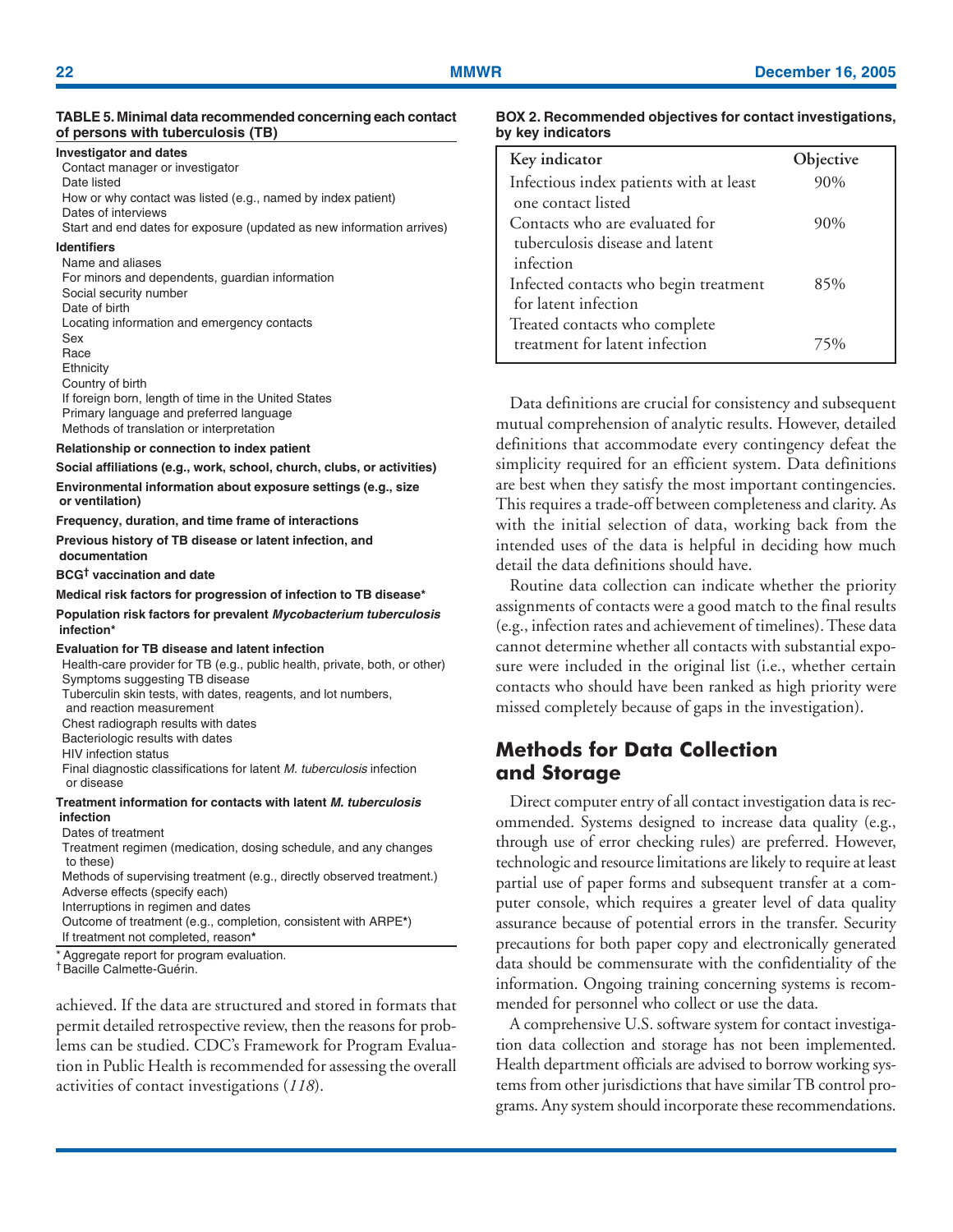**TABLE 5. Minimal data recommended concerning each contact of persons with tuberculosis (TB)**

**Investigator and dates**
- Contact manager or investigator
- Date listed
- How or why contact was listed (e.g., named by index patient)
- Dates of interviews
- Start and end dates for exposure (updated as new information arrives)

**Identifiers**
- Name and aliases
- For minors and dependents, guardian information
- Social security number
- Date of birth
- Locating information and emergency contacts
- Sex
- Race
- Ethnicity
- Country of birth
- If foreign born, length of time in the United States
- Primary language and preferred language
- Methods of translation or interpretation

**Relationship or connection to index patient**

**Social affiliations (e.g., work, school, church, clubs, or activities)**

**Environmental information about exposure settings (e.g., size or ventilation)**

**Frequency, duration, and time frame of interactions**

**Previous history of TB disease or latent infection, and documentation**

**BCG† vaccination and date**

**Medical risk factors for progression of infection to TB disease***

**Population risk factors for prevalent *Mycobacterium tuberculosis* infection***

**Evaluation for TB disease and latent infection**
- Health-care provider for TB (e.g., public health, private, both, or other)
- Symptoms suggesting TB disease
- Tuberculin skin tests, with dates, reagents, and lot numbers, and reaction measurement
- Chest radiograph results with dates
- Bacteriologic results with dates
- HIV infection status
- Final diagnostic classifications for latent *M. tuberculosis* infection or disease

**Treatment information for contacts with latent *M. tuberculosis* infection**
- Dates of treatment
- Treatment regimen (medication, dosing schedule, and any changes to these)
- Methods of supervising treatment (e.g., directly observed treatment.)
- Adverse effects (specify each)
- Interruptions in regimen and dates
- Outcome of treatment (e.g., completion, consistent with ARPE*)
- If treatment not completed, reason*

\* Aggregate report for program evaluation.
† Bacille Calmette-Guérin.

achieved. If the data are structured and stored in formats that permit detailed retrospective review, then the reasons for problems can be studied. CDC's Framework for Program Evaluation in Public Health is recommended for assessing the overall activities of contact investigations (*118*).

**BOX 2. Recommended objectives for contact investigations, by key indicators**

| Key indicator | Objective |
|---|---|
| Infectious index patients with at least one contact listed | 90% |
| Contacts who are evaluated for tuberculosis disease and latent infection | 90% |
| Infected contacts who begin treatment for latent infection | 85% |
| Treated contacts who complete treatment for latent infection | 75% |

Data definitions are crucial for consistency and subsequent mutual comprehension of analytic results. However, detailed definitions that accommodate every contingency defeat the simplicity required for an efficient system. Data definitions are best when they satisfy the most important contingencies. This requires a trade-off between completeness and clarity. As with the initial selection of data, working back from the intended uses of the data is helpful in deciding how much detail the data definitions should have.

Routine data collection can indicate whether the priority assignments of contacts were a good match to the final results (e.g., infection rates and achievement of timelines). These data cannot determine whether all contacts with substantial exposure were included in the original list (i.e., whether certain contacts who should have been ranked as high priority were missed completely because of gaps in the investigation).

## Methods for Data Collection and Storage

Direct computer entry of all contact investigation data is recommended. Systems designed to increase data quality (e.g., through use of error checking rules) are preferred. However, technologic and resource limitations are likely to require at least partial use of paper forms and subsequent transfer at a computer console, which requires a greater level of data quality assurance because of potential errors in the transfer. Security precautions for both paper copy and electronically generated data should be commensurate with the confidentiality of the information. Ongoing training concerning systems is recommended for personnel who collect or use the data.

A comprehensive U.S. software system for contact investigation data collection and storage has not been implemented. Health department officials are advised to borrow working systems from other jurisdictions that have similar TB control programs. Any system should incorporate these recommendations.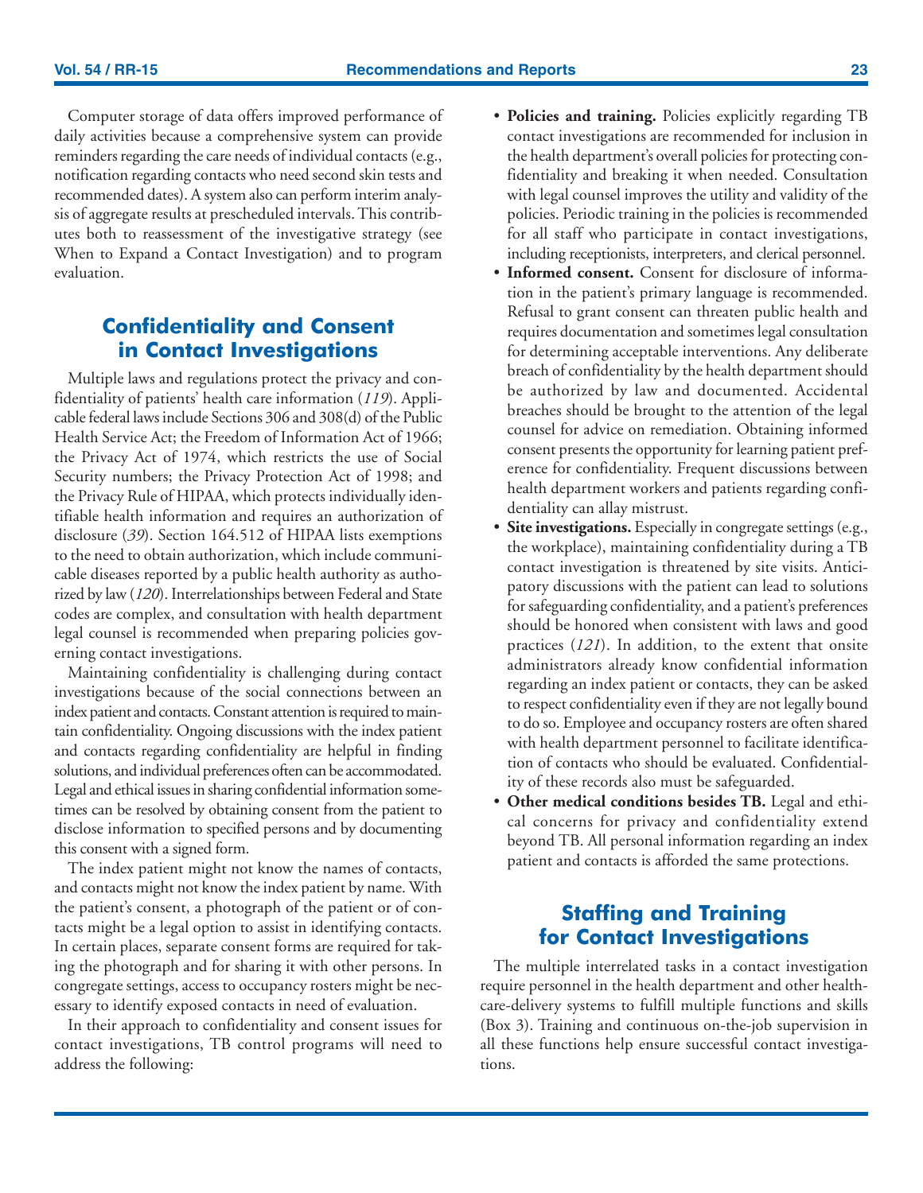Computer storage of data offers improved performance of daily activities because a comprehensive system can provide reminders regarding the care needs of individual contacts (e.g., notification regarding contacts who need second skin tests and recommended dates). A system also can perform interim analysis of aggregate results at prescheduled intervals. This contributes both to reassessment of the investigative strategy (see When to Expand a Contact Investigation) and to program evaluation.

## Confidentiality and Consent in Contact Investigations

Multiple laws and regulations protect the privacy and confidentiality of patients' health care information (*119*). Applicable federal laws include Sections 306 and 308(d) of the Public Health Service Act; the Freedom of Information Act of 1966; the Privacy Act of 1974, which restricts the use of Social Security numbers; the Privacy Protection Act of 1998; and the Privacy Rule of HIPAA, which protects individually identifiable health information and requires an authorization of disclosure (*39*). Section 164.512 of HIPAA lists exemptions to the need to obtain authorization, which include communicable diseases reported by a public health authority as authorized by law (*120*). Interrelationships between Federal and State codes are complex, and consultation with health department legal counsel is recommended when preparing policies governing contact investigations.

Maintaining confidentiality is challenging during contact investigations because of the social connections between an index patient and contacts. Constant attention is required to maintain confidentiality. Ongoing discussions with the index patient and contacts regarding confidentiality are helpful in finding solutions, and individual preferences often can be accommodated. Legal and ethical issues in sharing confidential information sometimes can be resolved by obtaining consent from the patient to disclose information to specified persons and by documenting this consent with a signed form.

The index patient might not know the names of contacts, and contacts might not know the index patient by name. With the patient's consent, a photograph of the patient or of contacts might be a legal option to assist in identifying contacts. In certain places, separate consent forms are required for taking the photograph and for sharing it with other persons. In congregate settings, access to occupancy rosters might be necessary to identify exposed contacts in need of evaluation.

In their approach to confidentiality and consent issues for contact investigations, TB control programs will need to address the following:

- **Policies and training.** Policies explicitly regarding TB contact investigations are recommended for inclusion in the health department's overall policies for protecting confidentiality and breaking it when needed. Consultation with legal counsel improves the utility and validity of the policies. Periodic training in the policies is recommended for all staff who participate in contact investigations, including receptionists, interpreters, and clerical personnel.
- **Informed consent.** Consent for disclosure of information in the patient's primary language is recommended. Refusal to grant consent can threaten public health and requires documentation and sometimes legal consultation for determining acceptable interventions. Any deliberate breach of confidentiality by the health department should be authorized by law and documented. Accidental breaches should be brought to the attention of the legal counsel for advice on remediation. Obtaining informed consent presents the opportunity for learning patient preference for confidentiality. Frequent discussions between health department workers and patients regarding confidentiality can allay mistrust.
- **Site investigations.** Especially in congregate settings (e.g., the workplace), maintaining confidentiality during a TB contact investigation is threatened by site visits. Anticipatory discussions with the patient can lead to solutions for safeguarding confidentiality, and a patient's preferences should be honored when consistent with laws and good practices (*121*). In addition, to the extent that onsite administrators already know confidential information regarding an index patient or contacts, they can be asked to respect confidentiality even if they are not legally bound to do so. Employee and occupancy rosters are often shared with health department personnel to facilitate identification of contacts who should be evaluated. Confidentiality of these records also must be safeguarded.
- **Other medical conditions besides TB.** Legal and ethical concerns for privacy and confidentiality extend beyond TB. All personal information regarding an index patient and contacts is afforded the same protections.

## Staffing and Training for Contact Investigations

The multiple interrelated tasks in a contact investigation require personnel in the health department and other health-care-delivery systems to fulfill multiple functions and skills (Box 3). Training and continuous on-the-job supervision in all these functions help ensure successful contact investigations.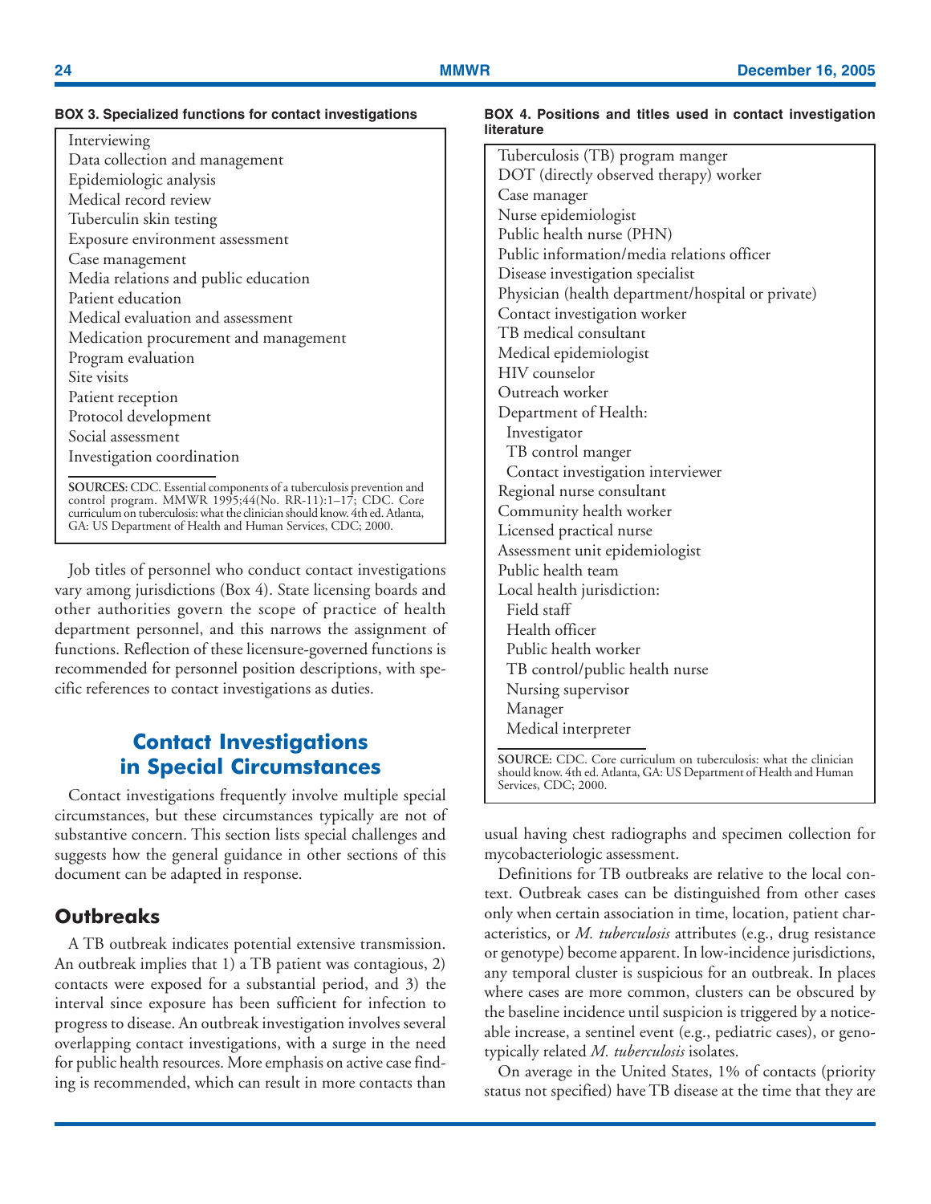**BOX 3. Specialized functions for contact investigations**

- Interviewing
- Data collection and management
- Epidemiologic analysis
- Medical record review
- Tuberculin skin testing
- Exposure environment assessment
- Case management
- Media relations and public education
- Patient education
- Medical evaluation and assessment
- Medication procurement and management
- Program evaluation
- Site visits
- Patient reception
- Protocol development
- Social assessment
- Investigation coordination

**SOURCES:** CDC. Essential components of a tuberculosis prevention and control program. MMWR 1995;44(No. RR-11):1–17; CDC. Core curriculum on tuberculosis: what the clinician should know. 4th ed. Atlanta, GA: US Department of Health and Human Services, CDC; 2000.

Job titles of personnel who conduct contact investigations vary among jurisdictions (Box 4). State licensing boards and other authorities govern the scope of practice of health department personnel, and this narrows the assignment of functions. Reflection of these licensure-governed functions is recommended for personnel position descriptions, with specific references to contact investigations as duties.

**BOX 4. Positions and titles used in contact investigation literature**

- Tuberculosis (TB) program manger
- DOT (directly observed therapy) worker
- Case manager
- Nurse epidemiologist
- Public health nurse (PHN)
- Public information/media relations officer
- Disease investigation specialist
- Physician (health department/hospital or private)
- Contact investigation worker
- TB medical consultant
- Medical epidemiologist
- HIV counselor
- Outreach worker
- Department of Health:
  - Investigator
  - TB control manger
  - Contact investigation interviewer
- Regional nurse consultant
- Community health worker
- Licensed practical nurse
- Assessment unit epidemiologist
- Public health team
- Local health jurisdiction:
  - Field staff
  - Health officer
  - Public health worker
  - TB control/public health nurse
  - Nursing supervisor
  - Manager
  - Medical interpreter

**SOURCE:** CDC. Core curriculum on tuberculosis: what the clinician should know. 4th ed. Atlanta, GA: US Department of Health and Human Services, CDC; 2000.

# Contact Investigations in Special Circumstances

Contact investigations frequently involve multiple special circumstances, but these circumstances typically are not of substantive concern. This section lists special challenges and suggests how the general guidance in other sections of this document can be adapted in response.

## Outbreaks

A TB outbreak indicates potential extensive transmission. An outbreak implies that 1) a TB patient was contagious, 2) contacts were exposed for a substantial period, and 3) the interval since exposure has been sufficient for infection to progress to disease. An outbreak investigation involves several overlapping contact investigations, with a surge in the need for public health resources. More emphasis on active case finding is recommended, which can result in more contacts than usual having chest radiographs and specimen collection for mycobacteriologic assessment.

Definitions for TB outbreaks are relative to the local context. Outbreak cases can be distinguished from other cases only when certain association in time, location, patient characteristics, or *M. tuberculosis* attributes (e.g., drug resistance or genotype) become apparent. In low-incidence jurisdictions, any temporal cluster is suspicious for an outbreak. In places where cases are more common, clusters can be obscured by the baseline incidence until suspicion is triggered by a noticeable increase, a sentinel event (e.g., pediatric cases), or genotypically related *M. tuberculosis* isolates.

On average in the United States, 1% of contacts (priority status not specified) have TB disease at the time that they are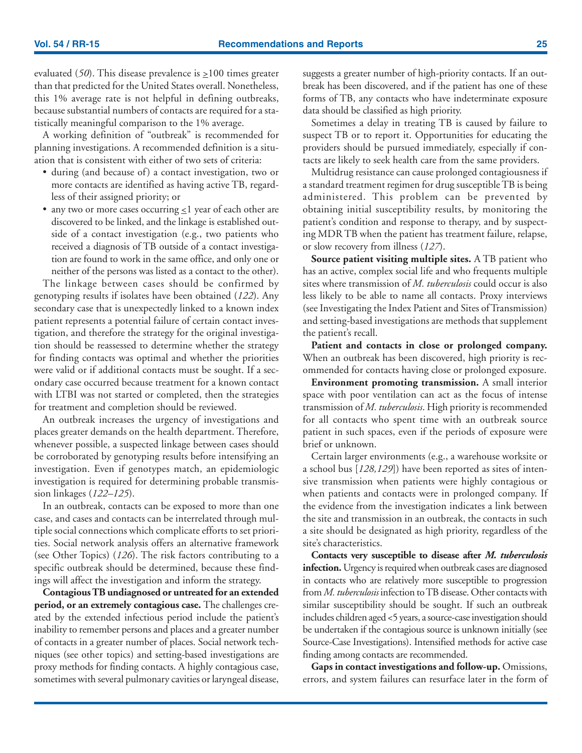evaluated (*50*). This disease prevalence is ≥100 times greater than that predicted for the United States overall. Nonetheless, this 1% average rate is not helpful in defining outbreaks, because substantial numbers of contacts are required for a statistically meaningful comparison to the 1% average.

A working definition of "outbreak" is recommended for planning investigations. A recommended definition is a situation that is consistent with either of two sets of criteria:

- during (and because of) a contact investigation, two or more contacts are identified as having active TB, regardless of their assigned priority; or
- any two or more cases occurring ≤1 year of each other are discovered to be linked, and the linkage is established outside of a contact investigation (e.g., two patients who received a diagnosis of TB outside of a contact investigation are found to work in the same office, and only one or neither of the persons was listed as a contact to the other).

The linkage between cases should be confirmed by genotyping results if isolates have been obtained (*122*). Any secondary case that is unexpectedly linked to a known index patient represents a potential failure of certain contact investigation, and therefore the strategy for the original investigation should be reassessed to determine whether the strategy for finding contacts was optimal and whether the priorities were valid or if additional contacts must be sought. If a secondary case occurred because treatment for a known contact with LTBI was not started or completed, then the strategies for treatment and completion should be reviewed.

An outbreak increases the urgency of investigations and places greater demands on the health department. Therefore, whenever possible, a suspected linkage between cases should be corroborated by genotyping results before intensifying an investigation. Even if genotypes match, an epidemiologic investigation is required for determining probable transmission linkages (*122–125*).

In an outbreak, contacts can be exposed to more than one case, and cases and contacts can be interrelated through multiple social connections which complicate efforts to set priorities. Social network analysis offers an alternative framework (see Other Topics) (*126*). The risk factors contributing to a specific outbreak should be determined, because these findings will affect the investigation and inform the strategy.

**Contagious TB undiagnosed or untreated for an extended period, or an extremely contagious case.** The challenges created by the extended infectious period include the patient's inability to remember persons and places and a greater number of contacts in a greater number of places. Social network techniques (see other topics) and setting-based investigations are proxy methods for finding contacts. A highly contagious case, sometimes with several pulmonary cavities or laryngeal disease, suggests a greater number of high-priority contacts. If an outbreak has been discovered, and if the patient has one of these forms of TB, any contacts who have indeterminate exposure data should be classified as high priority.

Sometimes a delay in treating TB is caused by failure to suspect TB or to report it. Opportunities for educating the providers should be pursued immediately, especially if contacts are likely to seek health care from the same providers.

Multidrug resistance can cause prolonged contagiousness if a standard treatment regimen for drug susceptible TB is being administered. This problem can be prevented by obtaining initial susceptibility results, by monitoring the patient's condition and response to therapy, and by suspecting MDR TB when the patient has treatment failure, relapse, or slow recovery from illness (*127*).

**Source patient visiting multiple sites.** A TB patient who has an active, complex social life and who frequents multiple sites where transmission of *M. tuberculosis* could occur is also less likely to be able to name all contacts. Proxy interviews (see Investigating the Index Patient and Sites of Transmission) and setting-based investigations are methods that supplement the patient's recall.

**Patient and contacts in close or prolonged company.** When an outbreak has been discovered, high priority is recommended for contacts having close or prolonged exposure.

**Environment promoting transmission.** A small interior space with poor ventilation can act as the focus of intense transmission of *M. tuberculosis*. High priority is recommended for all contacts who spent time with an outbreak source patient in such spaces, even if the periods of exposure were brief or unknown.

Certain larger environments (e.g., a warehouse worksite or a school bus [*128,129*]) have been reported as sites of intensive transmission when patients were highly contagious or when patients and contacts were in prolonged company. If the evidence from the investigation indicates a link between the site and transmission in an outbreak, the contacts in such a site should be designated as high priority, regardless of the site's characteristics.

**Contacts very susceptible to disease after *M. tuberculosis* infection.** Urgency is required when outbreak cases are diagnosed in contacts who are relatively more susceptible to progression from *M. tuberculosis* infection to TB disease. Other contacts with similar susceptibility should be sought. If such an outbreak includes children aged <5 years, a source-case investigation should be undertaken if the contagious source is unknown initially (see Source-Case Investigations). Intensified methods for active case finding among contacts are recommended.

**Gaps in contact investigations and follow-up.** Omissions, errors, and system failures can resurface later in the form of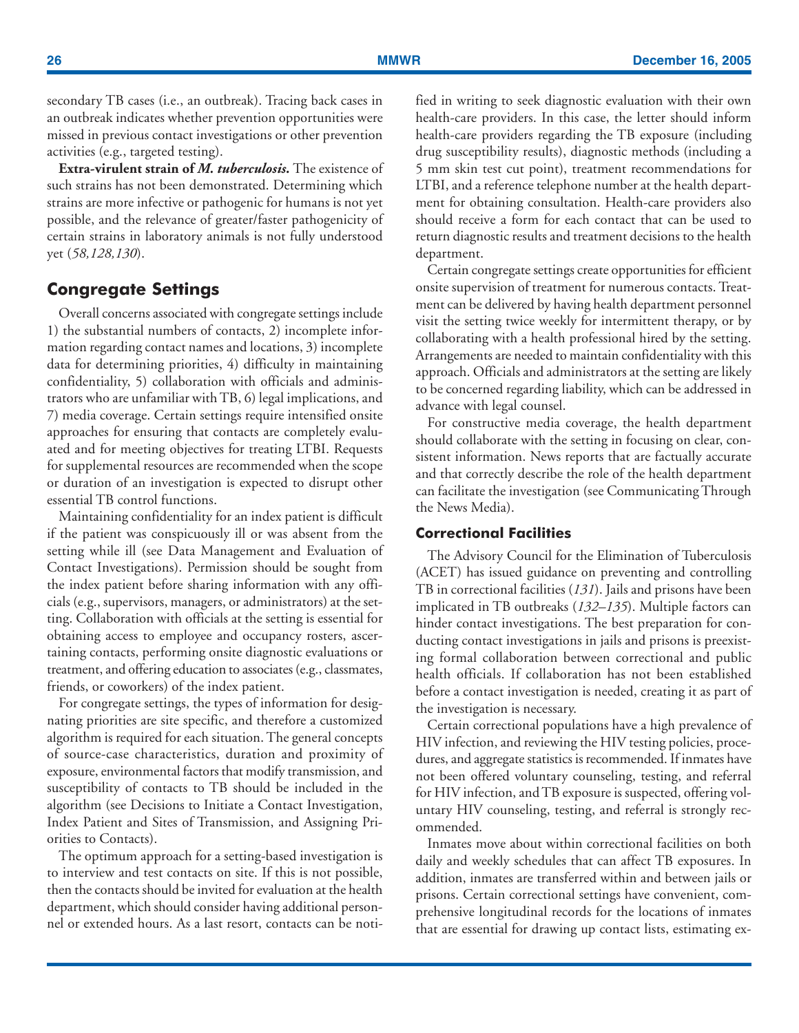secondary TB cases (i.e., an outbreak). Tracing back cases in an outbreak indicates whether prevention opportunities were missed in previous contact investigations or other prevention activities (e.g., targeted testing).

**Extra-virulent strain of *M. tuberculosis*.** The existence of such strains has not been demonstrated. Determining which strains are more infective or pathogenic for humans is not yet possible, and the relevance of greater/faster pathogenicity of certain strains in laboratory animals is not fully understood yet (*58,128,130*).

## Congregate Settings

Overall concerns associated with congregate settings include 1) the substantial numbers of contacts, 2) incomplete information regarding contact names and locations, 3) incomplete data for determining priorities, 4) difficulty in maintaining confidentiality, 5) collaboration with officials and administrators who are unfamiliar with TB, 6) legal implications, and 7) media coverage. Certain settings require intensified onsite approaches for ensuring that contacts are completely evaluated and for meeting objectives for treating LTBI. Requests for supplemental resources are recommended when the scope or duration of an investigation is expected to disrupt other essential TB control functions.

Maintaining confidentiality for an index patient is difficult if the patient was conspicuously ill or was absent from the setting while ill (see Data Management and Evaluation of Contact Investigations). Permission should be sought from the index patient before sharing information with any officials (e.g., supervisors, managers, or administrators) at the setting. Collaboration with officials at the setting is essential for obtaining access to employee and occupancy rosters, ascertaining contacts, performing onsite diagnostic evaluations or treatment, and offering education to associates (e.g., classmates, friends, or coworkers) of the index patient.

For congregate settings, the types of information for designating priorities are site specific, and therefore a customized algorithm is required for each situation. The general concepts of source-case characteristics, duration and proximity of exposure, environmental factors that modify transmission, and susceptibility of contacts to TB should be included in the algorithm (see Decisions to Initiate a Contact Investigation, Index Patient and Sites of Transmission, and Assigning Priorities to Contacts).

The optimum approach for a setting-based investigation is to interview and test contacts on site. If this is not possible, then the contacts should be invited for evaluation at the health department, which should consider having additional personnel or extended hours. As a last resort, contacts can be notified in writing to seek diagnostic evaluation with their own health-care providers. In this case, the letter should inform health-care providers regarding the TB exposure (including drug susceptibility results), diagnostic methods (including a 5 mm skin test cut point), treatment recommendations for LTBI, and a reference telephone number at the health department for obtaining consultation. Health-care providers also should receive a form for each contact that can be used to return diagnostic results and treatment decisions to the health department.

Certain congregate settings create opportunities for efficient onsite supervision of treatment for numerous contacts. Treatment can be delivered by having health department personnel visit the setting twice weekly for intermittent therapy, or by collaborating with a health professional hired by the setting. Arrangements are needed to maintain confidentiality with this approach. Officials and administrators at the setting are likely to be concerned regarding liability, which can be addressed in advance with legal counsel.

For constructive media coverage, the health department should collaborate with the setting in focusing on clear, consistent information. News reports that are factually accurate and that correctly describe the role of the health department can facilitate the investigation (see Communicating Through the News Media).

### Correctional Facilities

The Advisory Council for the Elimination of Tuberculosis (ACET) has issued guidance on preventing and controlling TB in correctional facilities (*131*). Jails and prisons have been implicated in TB outbreaks (*132–135*). Multiple factors can hinder contact investigations. The best preparation for conducting contact investigations in jails and prisons is preexisting formal collaboration between correctional and public health officials. If collaboration has not been established before a contact investigation is needed, creating it as part of the investigation is necessary.

Certain correctional populations have a high prevalence of HIV infection, and reviewing the HIV testing policies, procedures, and aggregate statistics is recommended. If inmates have not been offered voluntary counseling, testing, and referral for HIV infection, and TB exposure is suspected, offering voluntary HIV counseling, testing, and referral is strongly recommended.

Inmates move about within correctional facilities on both daily and weekly schedules that can affect TB exposures. In addition, inmates are transferred within and between jails or prisons. Certain correctional settings have convenient, comprehensive longitudinal records for the locations of inmates that are essential for drawing up contact lists, estimating ex-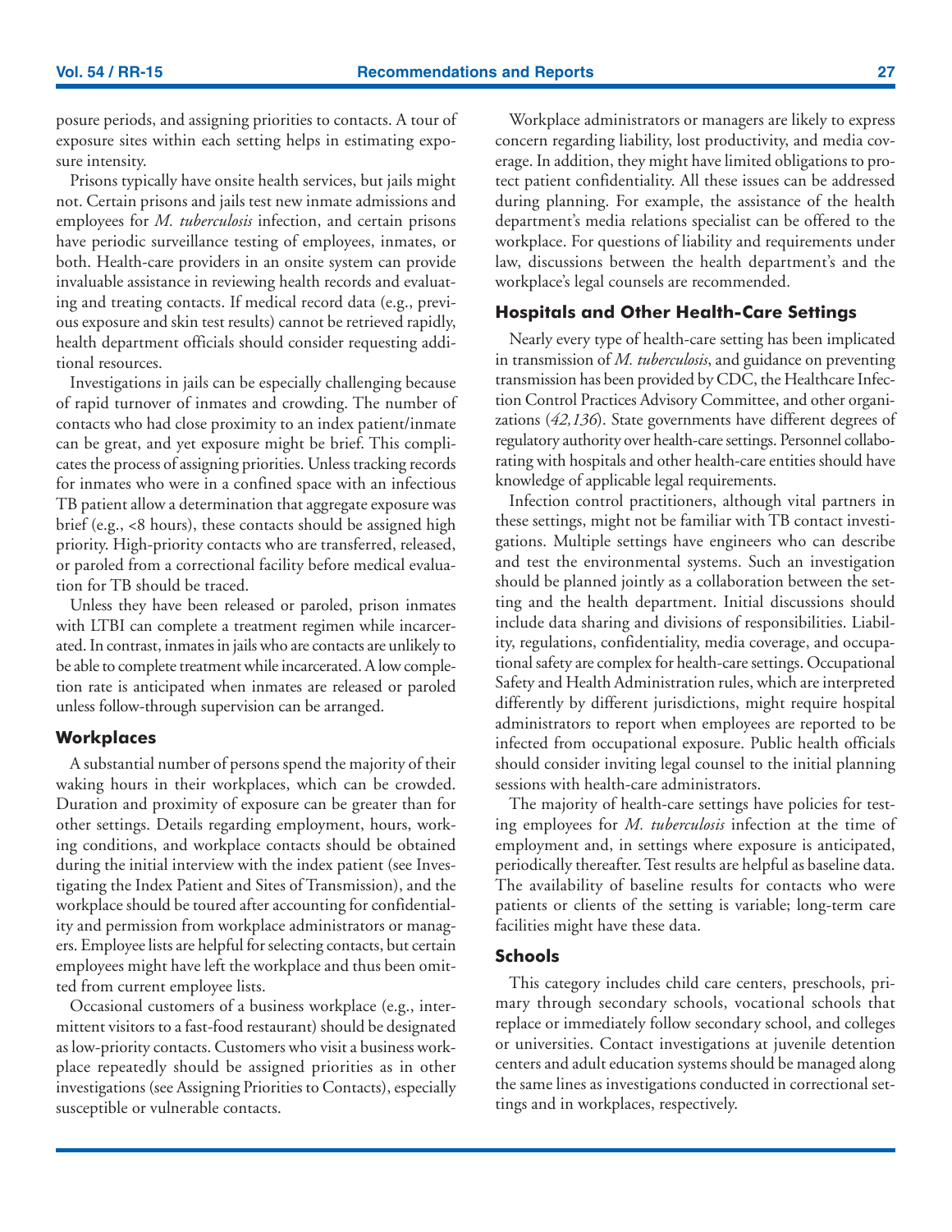posure periods, and assigning priorities to contacts. A tour of exposure sites within each setting helps in estimating exposure intensity.

Prisons typically have onsite health services, but jails might not. Certain prisons and jails test new inmate admissions and employees for *M. tuberculosis* infection, and certain prisons have periodic surveillance testing of employees, inmates, or both. Health-care providers in an onsite system can provide invaluable assistance in reviewing health records and evaluating and treating contacts. If medical record data (e.g., previous exposure and skin test results) cannot be retrieved rapidly, health department officials should consider requesting additional resources.

Investigations in jails can be especially challenging because of rapid turnover of inmates and crowding. The number of contacts who had close proximity to an index patient/inmate can be great, and yet exposure might be brief. This complicates the process of assigning priorities. Unless tracking records for inmates who were in a confined space with an infectious TB patient allow a determination that aggregate exposure was brief (e.g., <8 hours), these contacts should be assigned high priority. High-priority contacts who are transferred, released, or paroled from a correctional facility before medical evaluation for TB should be traced.

Unless they have been released or paroled, prison inmates with LTBI can complete a treatment regimen while incarcerated. In contrast, inmates in jails who are contacts are unlikely to be able to complete treatment while incarcerated. A low completion rate is anticipated when inmates are released or paroled unless follow-through supervision can be arranged.

### Workplaces

A substantial number of persons spend the majority of their waking hours in their workplaces, which can be crowded. Duration and proximity of exposure can be greater than for other settings. Details regarding employment, hours, working conditions, and workplace contacts should be obtained during the initial interview with the index patient (see Investigating the Index Patient and Sites of Transmission), and the workplace should be toured after accounting for confidentiality and permission from workplace administrators or managers. Employee lists are helpful for selecting contacts, but certain employees might have left the workplace and thus been omitted from current employee lists.

Occasional customers of a business workplace (e.g., intermittent visitors to a fast-food restaurant) should be designated as low-priority contacts. Customers who visit a business workplace repeatedly should be assigned priorities as in other investigations (see Assigning Priorities to Contacts), especially susceptible or vulnerable contacts.

Workplace administrators or managers are likely to express concern regarding liability, lost productivity, and media coverage. In addition, they might have limited obligations to protect patient confidentiality. All these issues can be addressed during planning. For example, the assistance of the health department's media relations specialist can be offered to the workplace. For questions of liability and requirements under law, discussions between the health department's and the workplace's legal counsels are recommended.

### Hospitals and Other Health-Care Settings

Nearly every type of health-care setting has been implicated in transmission of *M. tuberculosis*, and guidance on preventing transmission has been provided by CDC, the Healthcare Infection Control Practices Advisory Committee, and other organizations (*42,136*). State governments have different degrees of regulatory authority over health-care settings. Personnel collaborating with hospitals and other health-care entities should have knowledge of applicable legal requirements.

Infection control practitioners, although vital partners in these settings, might not be familiar with TB contact investigations. Multiple settings have engineers who can describe and test the environmental systems. Such an investigation should be planned jointly as a collaboration between the setting and the health department. Initial discussions should include data sharing and divisions of responsibilities. Liability, regulations, confidentiality, media coverage, and occupational safety are complex for health-care settings. Occupational Safety and Health Administration rules, which are interpreted differently by different jurisdictions, might require hospital administrators to report when employees are reported to be infected from occupational exposure. Public health officials should consider inviting legal counsel to the initial planning sessions with health-care administrators.

The majority of health-care settings have policies for testing employees for *M. tuberculosis* infection at the time of employment and, in settings where exposure is anticipated, periodically thereafter. Test results are helpful as baseline data. The availability of baseline results for contacts who were patients or clients of the setting is variable; long-term care facilities might have these data.

### Schools

This category includes child care centers, preschools, primary through secondary schools, vocational schools that replace or immediately follow secondary school, and colleges or universities. Contact investigations at juvenile detention centers and adult education systems should be managed along the same lines as investigations conducted in correctional settings and in workplaces, respectively.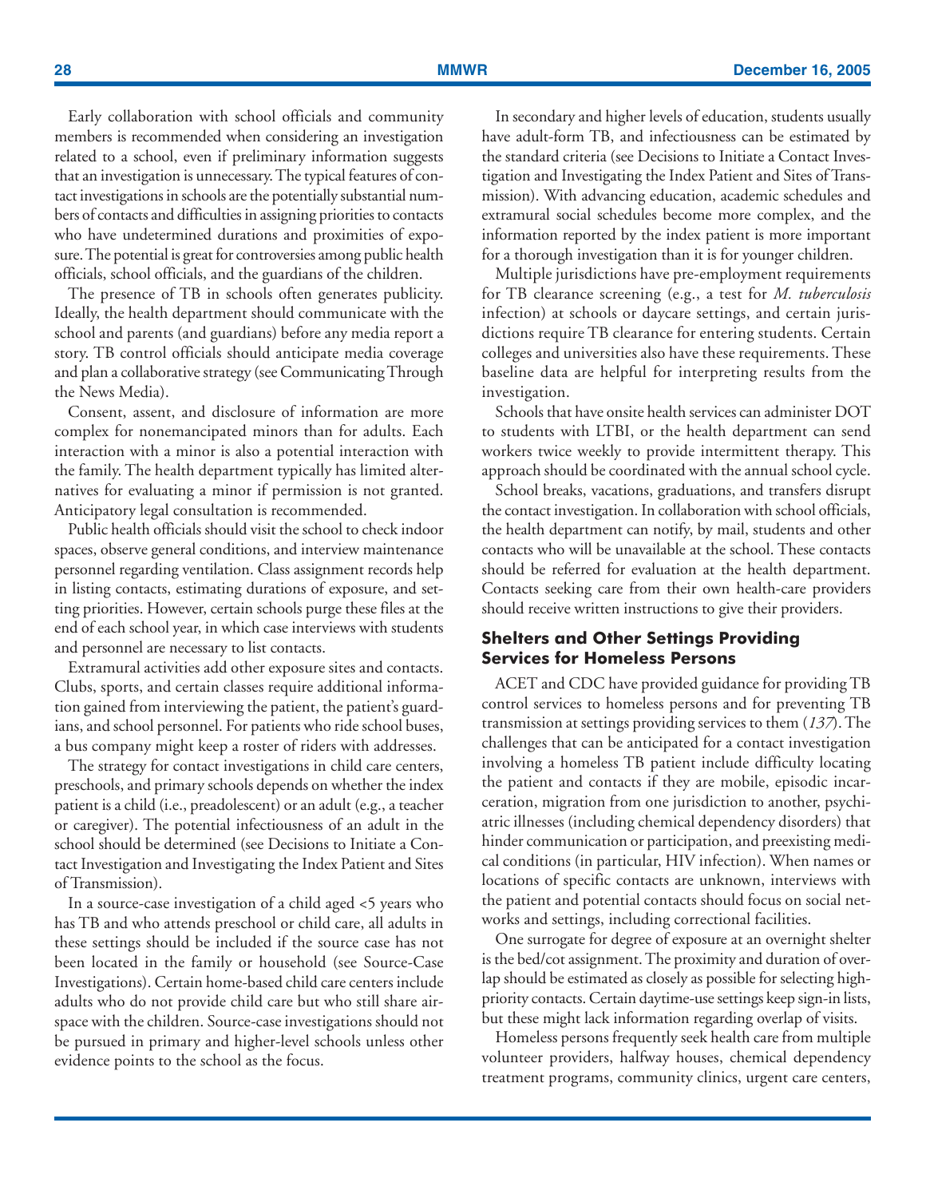Early collaboration with school officials and community members is recommended when considering an investigation related to a school, even if preliminary information suggests that an investigation is unnecessary. The typical features of contact investigations in schools are the potentially substantial numbers of contacts and difficulties in assigning priorities to contacts who have undetermined durations and proximities of exposure. The potential is great for controversies among public health officials, school officials, and the guardians of the children.

The presence of TB in schools often generates publicity. Ideally, the health department should communicate with the school and parents (and guardians) before any media report a story. TB control officials should anticipate media coverage and plan a collaborative strategy (see Communicating Through the News Media).

Consent, assent, and disclosure of information are more complex for nonemancipated minors than for adults. Each interaction with a minor is also a potential interaction with the family. The health department typically has limited alternatives for evaluating a minor if permission is not granted. Anticipatory legal consultation is recommended.

Public health officials should visit the school to check indoor spaces, observe general conditions, and interview maintenance personnel regarding ventilation. Class assignment records help in listing contacts, estimating durations of exposure, and setting priorities. However, certain schools purge these files at the end of each school year, in which case interviews with students and personnel are necessary to list contacts.

Extramural activities add other exposure sites and contacts. Clubs, sports, and certain classes require additional information gained from interviewing the patient, the patient's guardians, and school personnel. For patients who ride school buses, a bus company might keep a roster of riders with addresses.

The strategy for contact investigations in child care centers, preschools, and primary schools depends on whether the index patient is a child (i.e., preadolescent) or an adult (e.g., a teacher or caregiver). The potential infectiousness of an adult in the school should be determined (see Decisions to Initiate a Contact Investigation and Investigating the Index Patient and Sites of Transmission).

In a source-case investigation of a child aged <5 years who has TB and who attends preschool or child care, all adults in these settings should be included if the source case has not been located in the family or household (see Source-Case Investigations). Certain home-based child care centers include adults who do not provide child care but who still share airspace with the children. Source-case investigations should not be pursued in primary and higher-level schools unless other evidence points to the school as the focus.

In secondary and higher levels of education, students usually have adult-form TB, and infectiousness can be estimated by the standard criteria (see Decisions to Initiate a Contact Investigation and Investigating the Index Patient and Sites of Transmission). With advancing education, academic schedules and extramural social schedules become more complex, and the information reported by the index patient is more important for a thorough investigation than it is for younger children.

Multiple jurisdictions have pre-employment requirements for TB clearance screening (e.g., a test for *M. tuberculosis* infection) at schools or daycare settings, and certain jurisdictions require TB clearance for entering students. Certain colleges and universities also have these requirements. These baseline data are helpful for interpreting results from the investigation.

Schools that have onsite health services can administer DOT to students with LTBI, or the health department can send workers twice weekly to provide intermittent therapy. This approach should be coordinated with the annual school cycle.

School breaks, vacations, graduations, and transfers disrupt the contact investigation. In collaboration with school officials, the health department can notify, by mail, students and other contacts who will be unavailable at the school. These contacts should be referred for evaluation at the health department. Contacts seeking care from their own health-care providers should receive written instructions to give their providers.

### Shelters and Other Settings Providing Services for Homeless Persons

ACET and CDC have provided guidance for providing TB control services to homeless persons and for preventing TB transmission at settings providing services to them (*137*). The challenges that can be anticipated for a contact investigation involving a homeless TB patient include difficulty locating the patient and contacts if they are mobile, episodic incarceration, migration from one jurisdiction to another, psychiatric illnesses (including chemical dependency disorders) that hinder communication or participation, and preexisting medical conditions (in particular, HIV infection). When names or locations of specific contacts are unknown, interviews with the patient and potential contacts should focus on social networks and settings, including correctional facilities.

One surrogate for degree of exposure at an overnight shelter is the bed/cot assignment. The proximity and duration of overlap should be estimated as closely as possible for selecting high-priority contacts. Certain daytime-use settings keep sign-in lists, but these might lack information regarding overlap of visits.

Homeless persons frequently seek health care from multiple volunteer providers, halfway houses, chemical dependency treatment programs, community clinics, urgent care centers,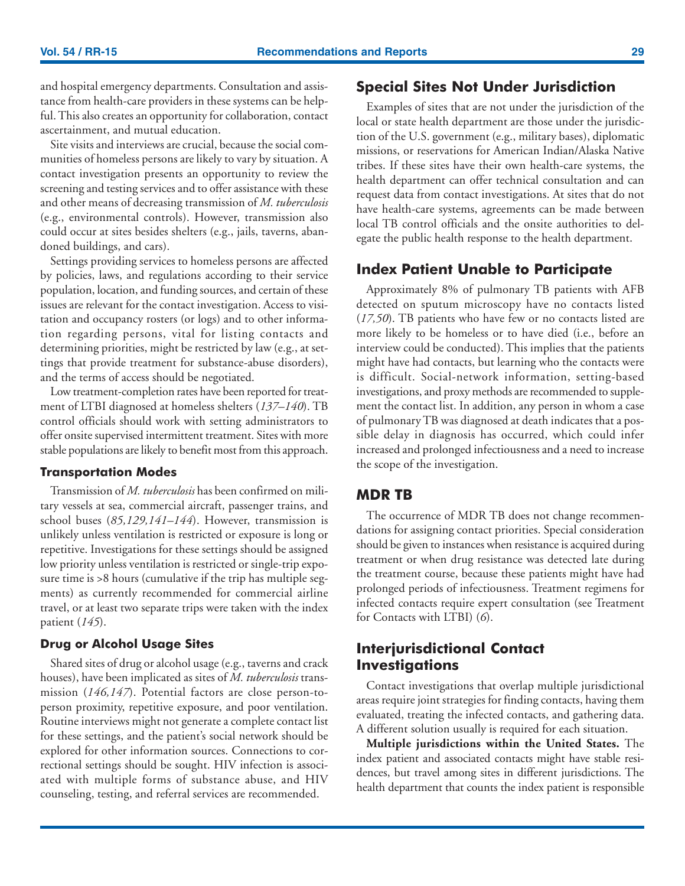and hospital emergency departments. Consultation and assistance from health-care providers in these systems can be helpful. This also creates an opportunity for collaboration, contact ascertainment, and mutual education.

Site visits and interviews are crucial, because the social communities of homeless persons are likely to vary by situation. A contact investigation presents an opportunity to review the screening and testing services and to offer assistance with these and other means of decreasing transmission of *M. tuberculosis* (e.g., environmental controls). However, transmission also could occur at sites besides shelters (e.g., jails, taverns, abandoned buildings, and cars).

Settings providing services to homeless persons are affected by policies, laws, and regulations according to their service population, location, and funding sources, and certain of these issues are relevant for the contact investigation. Access to visitation and occupancy rosters (or logs) and to other information regarding persons, vital for listing contacts and determining priorities, might be restricted by law (e.g., at settings that provide treatment for substance-abuse disorders), and the terms of access should be negotiated.

Low treatment-completion rates have been reported for treatment of LTBI diagnosed at homeless shelters (*137–140*). TB control officials should work with setting administrators to offer onsite supervised intermittent treatment. Sites with more stable populations are likely to benefit most from this approach.

#### Transportation Modes

Transmission of *M. tuberculosis* has been confirmed on military vessels at sea, commercial aircraft, passenger trains, and school buses (*85,129,141–144*). However, transmission is unlikely unless ventilation is restricted or exposure is long or repetitive. Investigations for these settings should be assigned low priority unless ventilation is restricted or single-trip exposure time is >8 hours (cumulative if the trip has multiple segments) as currently recommended for commercial airline travel, or at least two separate trips were taken with the index patient (*145*).

#### Drug or Alcohol Usage Sites

Shared sites of drug or alcohol usage (e.g., taverns and crack houses), have been implicated as sites of *M. tuberculosis* transmission (*146,147*). Potential factors are close person-to-person proximity, repetitive exposure, and poor ventilation. Routine interviews might not generate a complete contact list for these settings, and the patient's social network should be explored for other information sources. Connections to correctional settings should be sought. HIV infection is associated with multiple forms of substance abuse, and HIV counseling, testing, and referral services are recommended.

### Special Sites Not Under Jurisdiction

Examples of sites that are not under the jurisdiction of the local or state health department are those under the jurisdiction of the U.S. government (e.g., military bases), diplomatic missions, or reservations for American Indian/Alaska Native tribes. If these sites have their own health-care systems, the health department can offer technical consultation and can request data from contact investigations. At sites that do not have health-care systems, agreements can be made between local TB control officials and the onsite authorities to delegate the public health response to the health department.

### Index Patient Unable to Participate

Approximately 8% of pulmonary TB patients with AFB detected on sputum microscopy have no contacts listed (*17,50*). TB patients who have few or no contacts listed are more likely to be homeless or to have died (i.e., before an interview could be conducted). This implies that the patients might have had contacts, but learning who the contacts were is difficult. Social-network information, setting-based investigations, and proxy methods are recommended to supplement the contact list. In addition, any person in whom a case of pulmonary TB was diagnosed at death indicates that a possible delay in diagnosis has occurred, which could infer increased and prolonged infectiousness and a need to increase the scope of the investigation.

### MDR TB

The occurrence of MDR TB does not change recommendations for assigning contact priorities. Special consideration should be given to instances when resistance is acquired during treatment or when drug resistance was detected late during the treatment course, because these patients might have had prolonged periods of infectiousness. Treatment regimens for infected contacts require expert consultation (see Treatment for Contacts with LTBI) (*6*).

### Interjurisdictional Contact Investigations

Contact investigations that overlap multiple jurisdictional areas require joint strategies for finding contacts, having them evaluated, treating the infected contacts, and gathering data. A different solution usually is required for each situation.

**Multiple jurisdictions within the United States.** The index patient and associated contacts might have stable residences, but travel among sites in different jurisdictions. The health department that counts the index patient is responsible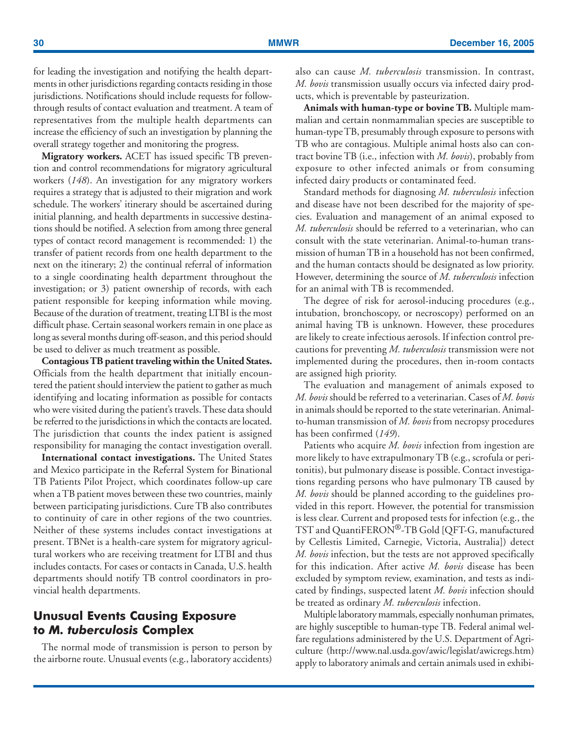for leading the investigation and notifying the health departments in other jurisdictions regarding contacts residing in those jurisdictions. Notifications should include requests for follow-through results of contact evaluation and treatment. A team of representatives from the multiple health departments can increase the efficiency of such an investigation by planning the overall strategy together and monitoring the progress.

**Migratory workers.** ACET has issued specific TB prevention and control recommendations for migratory agricultural workers (*148*). An investigation for any migratory workers requires a strategy that is adjusted to their migration and work schedule. The workers' itinerary should be ascertained during initial planning, and health departments in successive destinations should be notified. A selection from among three general types of contact record management is recommended: 1) the transfer of patient records from one health department to the next on the itinerary; 2) the continual referral of information to a single coordinating health department throughout the investigation; or 3) patient ownership of records, with each patient responsible for keeping information while moving. Because of the duration of treatment, treating LTBI is the most difficult phase. Certain seasonal workers remain in one place as long as several months during off-season, and this period should be used to deliver as much treatment as possible.

**Contagious TB patient traveling within the United States.** Officials from the health department that initially encountered the patient should interview the patient to gather as much identifying and locating information as possible for contacts who were visited during the patient's travels. These data should be referred to the jurisdictions in which the contacts are located. The jurisdiction that counts the index patient is assigned responsibility for managing the contact investigation overall.

**International contact investigations.** The United States and Mexico participate in the Referral System for Binational TB Patients Pilot Project, which coordinates follow-up care when a TB patient moves between these two countries, mainly between participating jurisdictions. Cure TB also contributes to continuity of care in other regions of the two countries. Neither of these systems includes contact investigations at present. TBNet is a health-care system for migratory agricultural workers who are receiving treatment for LTBI and thus includes contacts. For cases or contacts in Canada, U.S. health departments should notify TB control coordinators in provincial health departments.

## Unusual Events Causing Exposure to *M. tuberculosis* Complex

The normal mode of transmission is person to person by the airborne route. Unusual events (e.g., laboratory accidents) also can cause *M. tuberculosis* transmission. In contrast, *M. bovis* transmission usually occurs via infected dairy products, which is preventable by pasteurization.

**Animals with human-type or bovine TB.** Multiple mammalian and certain nonmammalian species are susceptible to human-type TB, presumably through exposure to persons with TB who are contagious. Multiple animal hosts also can contract bovine TB (i.e., infection with *M. bovis*), probably from exposure to other infected animals or from consuming infected dairy products or contaminated feed.

Standard methods for diagnosing *M. tuberculosis* infection and disease have not been described for the majority of species. Evaluation and management of an animal exposed to *M. tuberculosis* should be referred to a veterinarian, who can consult with the state veterinarian. Animal-to-human transmission of human TB in a household has not been confirmed, and the human contacts should be designated as low priority. However, determining the source of *M. tuberculosis* infection for an animal with TB is recommended.

The degree of risk for aerosol-inducing procedures (e.g., intubation, bronchoscopy, or necroscopy) performed on an animal having TB is unknown. However, these procedures are likely to create infectious aerosols. If infection control precautions for preventing *M. tuberculosis* transmission were not implemented during the procedures, then in-room contacts are assigned high priority.

The evaluation and management of animals exposed to *M. bovis* should be referred to a veterinarian. Cases of *M. bovis* in animals should be reported to the state veterinarian. Animal-to-human transmission of *M. bovis* from necropsy procedures has been confirmed (*149*).

Patients who acquire *M. bovis* infection from ingestion are more likely to have extrapulmonary TB (e.g., scrofula or peritonitis), but pulmonary disease is possible. Contact investigations regarding persons who have pulmonary TB caused by *M. bovis* should be planned according to the guidelines provided in this report. However, the potential for transmission is less clear. Current and proposed tests for infection (e.g., the TST and QuantiFERON®-TB Gold [QFT-G, manufactured by Cellestis Limited, Carnegie, Victoria, Australia]) detect *M. bovis* infection, but the tests are not approved specifically for this indication. After active *M. bovis* disease has been excluded by symptom review, examination, and tests as indicated by findings, suspected latent *M. bovis* infection should be treated as ordinary *M. tuberculosis* infection.

Multiple laboratory mammals, especially nonhuman primates, are highly susceptible to human-type TB. Federal animal welfare regulations administered by the U.S. Department of Agriculture (http://www.nal.usda.gov/awic/legislat/awicregs.htm) apply to laboratory animals and certain animals used in exhibi-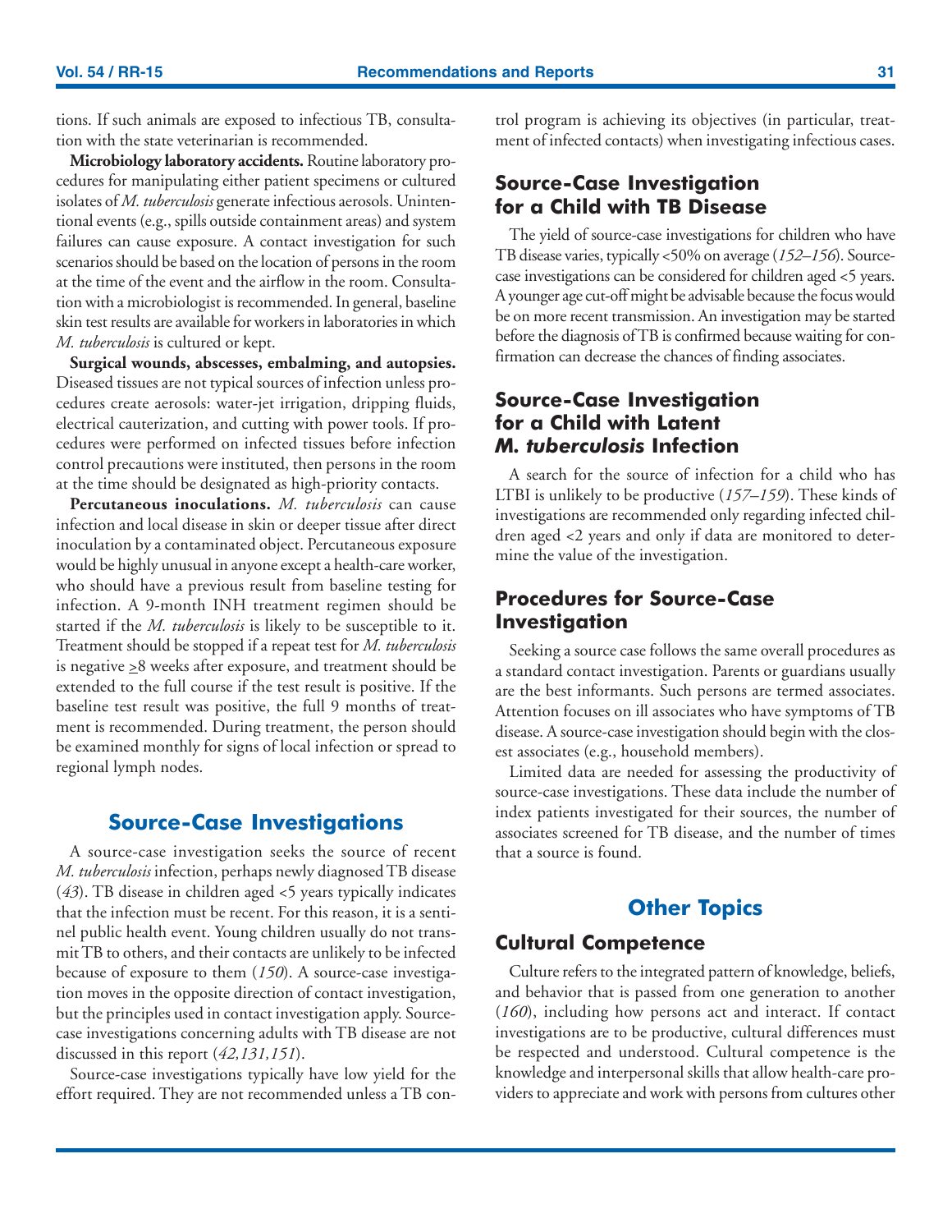tions. If such animals are exposed to infectious TB, consultation with the state veterinarian is recommended.

**Microbiology laboratory accidents.** Routine laboratory procedures for manipulating either patient specimens or cultured isolates of *M. tuberculosis* generate infectious aerosols. Unintentional events (e.g., spills outside containment areas) and system failures can cause exposure. A contact investigation for such scenarios should be based on the location of persons in the room at the time of the event and the airflow in the room. Consultation with a microbiologist is recommended. In general, baseline skin test results are available for workers in laboratories in which *M. tuberculosis* is cultured or kept.

**Surgical wounds, abscesses, embalming, and autopsies.** Diseased tissues are not typical sources of infection unless procedures create aerosols: water-jet irrigation, dripping fluids, electrical cauterization, and cutting with power tools. If procedures were performed on infected tissues before infection control precautions were instituted, then persons in the room at the time should be designated as high-priority contacts.

**Percutaneous inoculations.** *M. tuberculosis* can cause infection and local disease in skin or deeper tissue after direct inoculation by a contaminated object. Percutaneous exposure would be highly unusual in anyone except a health-care worker, who should have a previous result from baseline testing for infection. A 9-month INH treatment regimen should be started if the *M. tuberculosis* is likely to be susceptible to it. Treatment should be stopped if a repeat test for *M. tuberculosis* is negative $\geq$8 weeks after exposure, and treatment should be extended to the full course if the test result is positive. If the baseline test result was positive, the full 9 months of treatment is recommended. During treatment, the person should be examined monthly for signs of local infection or spread to regional lymph nodes.

## Source-Case Investigations

A source-case investigation seeks the source of recent *M. tuberculosis* infection, perhaps newly diagnosed TB disease (*43*). TB disease in children aged <5 years typically indicates that the infection must be recent. For this reason, it is a sentinel public health event. Young children usually do not transmit TB to others, and their contacts are unlikely to be infected because of exposure to them (*150*). A source-case investigation moves in the opposite direction of contact investigation, but the principles used in contact investigation apply. Source-case investigations concerning adults with TB disease are not discussed in this report (*42,131,151*).

Source-case investigations typically have low yield for the effort required. They are not recommended unless a TB control program is achieving its objectives (in particular, treatment of infected contacts) when investigating infectious cases.

### Source-Case Investigation for a Child with TB Disease

The yield of source-case investigations for children who have TB disease varies, typically <50% on average (*152–156*). Source-case investigations can be considered for children aged <5 years. A younger age cut-off might be advisable because the focus would be on more recent transmission. An investigation may be started before the diagnosis of TB is confirmed because waiting for confirmation can decrease the chances of finding associates.

### Source-Case Investigation for a Child with Latent *M. tuberculosis* Infection

A search for the source of infection for a child who has LTBI is unlikely to be productive (*157–159*). These kinds of investigations are recommended only regarding infected children aged <2 years and only if data are monitored to determine the value of the investigation.

### Procedures for Source-Case Investigation

Seeking a source case follows the same overall procedures as a standard contact investigation. Parents or guardians usually are the best informants. Such persons are termed associates. Attention focuses on ill associates who have symptoms of TB disease. A source-case investigation should begin with the closest associates (e.g., household members).

Limited data are needed for assessing the productivity of source-case investigations. These data include the number of index patients investigated for their sources, the number of associates screened for TB disease, and the number of times that a source is found.

## Other Topics

### Cultural Competence

Culture refers to the integrated pattern of knowledge, beliefs, and behavior that is passed from one generation to another (*160*), including how persons act and interact. If contact investigations are to be productive, cultural differences must be respected and understood. Cultural competence is the knowledge and interpersonal skills that allow health-care providers to appreciate and work with persons from cultures other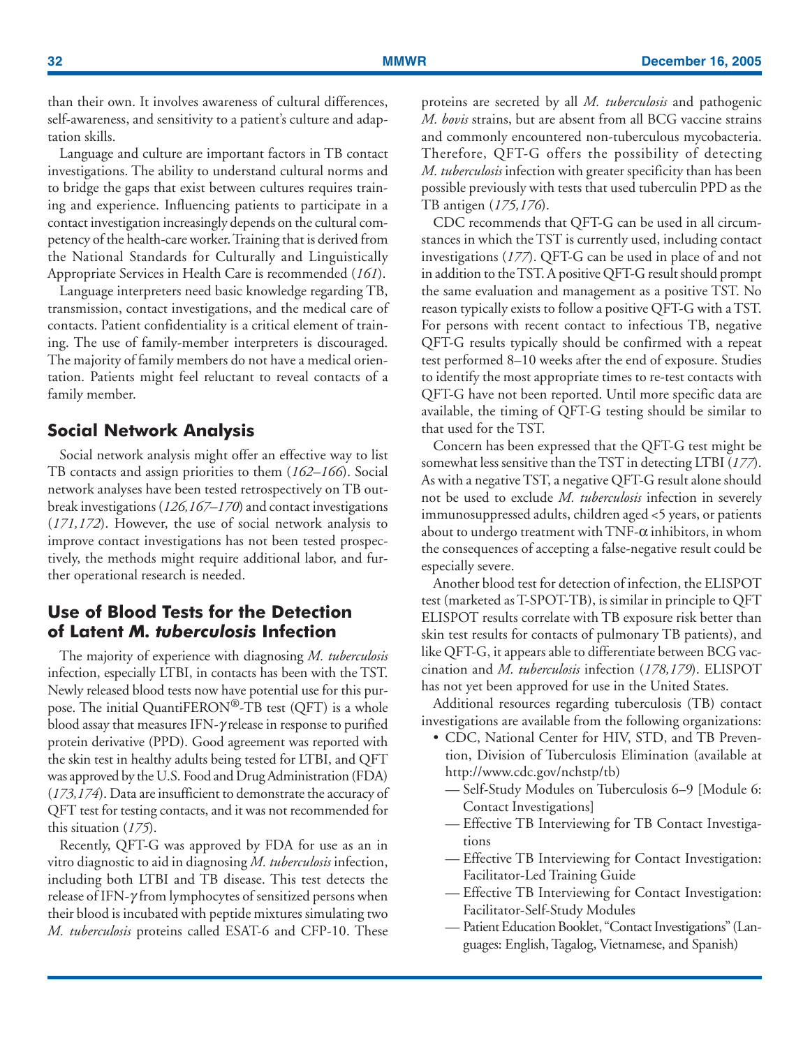than their own. It involves awareness of cultural differences, self-awareness, and sensitivity to a patient's culture and adaptation skills.

Language and culture are important factors in TB contact investigations. The ability to understand cultural norms and to bridge the gaps that exist between cultures requires training and experience. Influencing patients to participate in a contact investigation increasingly depends on the cultural competency of the health-care worker. Training that is derived from the National Standards for Culturally and Linguistically Appropriate Services in Health Care is recommended (*161*).

Language interpreters need basic knowledge regarding TB, transmission, contact investigations, and the medical care of contacts. Patient confidentiality is a critical element of training. The use of family-member interpreters is discouraged. The majority of family members do not have a medical orientation. Patients might feel reluctant to reveal contacts of a family member.

## Social Network Analysis

Social network analysis might offer an effective way to list TB contacts and assign priorities to them (*162–166*). Social network analyses have been tested retrospectively on TB outbreak investigations (*126,167–170*) and contact investigations (*171,172*). However, the use of social network analysis to improve contact investigations has not been tested prospectively, the methods might require additional labor, and further operational research is needed.

## Use of Blood Tests for the Detection of Latent *M. tuberculosis* Infection

The majority of experience with diagnosing *M. tuberculosis* infection, especially LTBI, in contacts has been with the TST. Newly released blood tests now have potential use for this purpose. The initial QuantiFERON®-TB test (QFT) is a whole blood assay that measures IFN-$\gamma$ release in response to purified protein derivative (PPD). Good agreement was reported with the skin test in healthy adults being tested for LTBI, and QFT was approved by the U.S. Food and Drug Administration (FDA) (*173,174*). Data are insufficient to demonstrate the accuracy of QFT test for testing contacts, and it was not recommended for this situation (*175*).

Recently, QFT-G was approved by FDA for use as an in vitro diagnostic to aid in diagnosing *M. tuberculosis* infection, including both LTBI and TB disease. This test detects the release of IFN-$\gamma$ from lymphocytes of sensitized persons when their blood is incubated with peptide mixtures simulating two *M. tuberculosis* proteins called ESAT-6 and CFP-10. These proteins are secreted by all *M. tuberculosis* and pathogenic *M. bovis* strains, but are absent from all BCG vaccine strains and commonly encountered non-tuberculous mycobacteria. Therefore, QFT-G offers the possibility of detecting *M. tuberculosis* infection with greater specificity than has been possible previously with tests that used tuberculin PPD as the TB antigen (*175,176*).

CDC recommends that QFT-G can be used in all circumstances in which the TST is currently used, including contact investigations (*177*). QFT-G can be used in place of and not in addition to the TST. A positive QFT-G result should prompt the same evaluation and management as a positive TST. No reason typically exists to follow a positive QFT-G with a TST. For persons with recent contact to infectious TB, negative QFT-G results typically should be confirmed with a repeat test performed 8–10 weeks after the end of exposure. Studies to identify the most appropriate times to re-test contacts with QFT-G have not been reported. Until more specific data are available, the timing of QFT-G testing should be similar to that used for the TST.

Concern has been expressed that the QFT-G test might be somewhat less sensitive than the TST in detecting LTBI (*177*). As with a negative TST, a negative QFT-G result alone should not be used to exclude *M. tuberculosis* infection in severely immunosuppressed adults, children aged <5 years, or patients about to undergo treatment with TNF-$\alpha$ inhibitors, in whom the consequences of accepting a false-negative result could be especially severe.

Another blood test for detection of infection, the ELISPOT test (marketed as T-SPOT-TB), is similar in principle to QFT ELISPOT results correlate with TB exposure risk better than skin test results for contacts of pulmonary TB patients), and like QFT-G, it appears able to differentiate between BCG vaccination and *M. tuberculosis* infection (*178,179*). ELISPOT has not yet been approved for use in the United States.

Additional resources regarding tuberculosis (TB) contact investigations are available from the following organizations:

- CDC, National Center for HIV, STD, and TB Prevention, Division of Tuberculosis Elimination (available at http://www.cdc.gov/nchstp/tb)
  - — Self-Study Modules on Tuberculosis 6–9 [Module 6: Contact Investigations]
  - — Effective TB Interviewing for TB Contact Investigations
  - — Effective TB Interviewing for Contact Investigation: Facilitator-Led Training Guide
  - — Effective TB Interviewing for Contact Investigation: Facilitator-Self-Study Modules
  - — Patient Education Booklet, "Contact Investigations" (Languages: English, Tagalog, Vietnamese, and Spanish)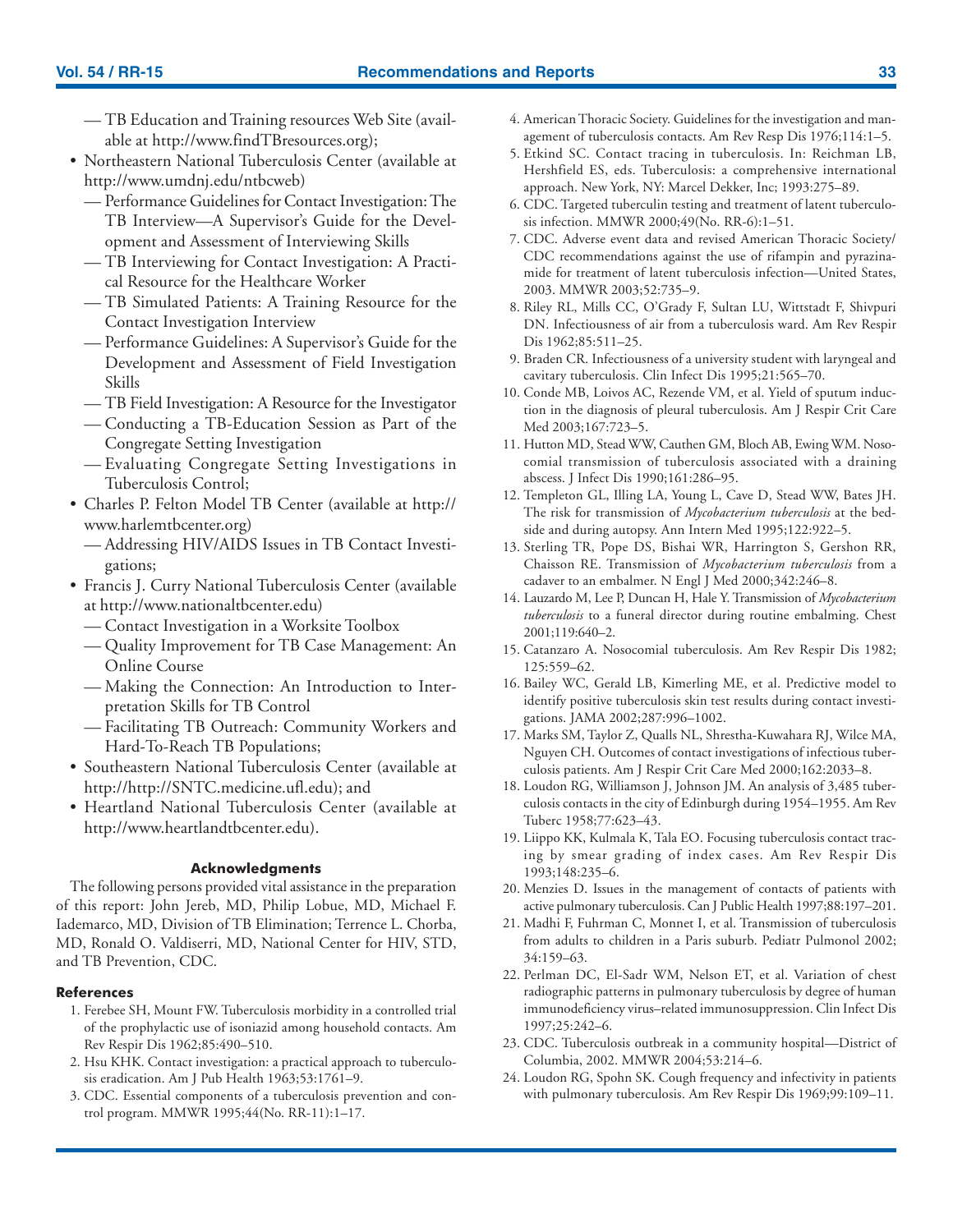— TB Education and Training resources Web Site (available at http://www.findTBresources.org);

- Northeastern National Tuberculosis Center (available at http://www.umdnj.edu/ntbcweb)
  - — Performance Guidelines for Contact Investigation: The TB Interview—A Supervisor's Guide for the Development and Assessment of Interviewing Skills
  - — TB Interviewing for Contact Investigation: A Practical Resource for the Healthcare Worker
  - — TB Simulated Patients: A Training Resource for the Contact Investigation Interview
  - — Performance Guidelines: A Supervisor's Guide for the Development and Assessment of Field Investigation Skills
  - — TB Field Investigation: A Resource for the Investigator
  - — Conducting a TB-Education Session as Part of the Congregate Setting Investigation
  - — Evaluating Congregate Setting Investigations in Tuberculosis Control;
- Charles P. Felton Model TB Center (available at http://www.harlemtbcenter.org)
  - — Addressing HIV/AIDS Issues in TB Contact Investigations;
- Francis J. Curry National Tuberculosis Center (available at http://www.nationaltbcenter.edu)
  - — Contact Investigation in a Worksite Toolbox
  - — Quality Improvement for TB Case Management: An Online Course
  - — Making the Connection: An Introduction to Interpretation Skills for TB Control
  - — Facilitating TB Outreach: Community Workers and Hard-To-Reach TB Populations;
- Southeastern National Tuberculosis Center (available at http://http://SNTC.medicine.ufl.edu); and
- Heartland National Tuberculosis Center (available at http://www.heartlandtbcenter.edu).

### Acknowledgments

The following persons provided vital assistance in the preparation of this report: John Jereb, MD, Philip Lobue, MD, Michael F. Iademarco, MD, Division of TB Elimination; Terrence L. Chorba, MD, Ronald O. Valdiserri, MD, National Center for HIV, STD, and TB Prevention, CDC.

## References

1. Ferebee SH, Mount FW. Tuberculosis morbidity in a controlled trial of the prophylactic use of isoniazid among household contacts. Am Rev Respir Dis 1962;85:490–510.
2. Hsu KHK. Contact investigation: a practical approach to tuberculosis eradication. Am J Pub Health 1963;53:1761–9.
3. CDC. Essential components of a tuberculosis prevention and control program. MMWR 1995;44(No. RR-11):1–17.
4. American Thoracic Society. Guidelines for the investigation and management of tuberculosis contacts. Am Rev Resp Dis 1976;114:1–5.
5. Etkind SC. Contact tracing in tuberculosis. In: Reichman LB, Hershfield ES, eds. Tuberculosis: a comprehensive international approach. New York, NY: Marcel Dekker, Inc; 1993:275–89.
6. CDC. Targeted tuberculin testing and treatment of latent tuberculosis infection. MMWR 2000;49(No. RR-6):1–51.
7. CDC. Adverse event data and revised American Thoracic Society/CDC recommendations against the use of rifampin and pyrazinamide for treatment of latent tuberculosis infection—United States, 2003. MMWR 2003;52:735–9.
8. Riley RL, Mills CC, O'Grady F, Sultan LU, Wittstadt F, Shivpuri DN. Infectiousness of air from a tuberculosis ward. Am Rev Respir Dis 1962;85:511–25.
9. Braden CR. Infectiousness of a university student with laryngeal and cavitary tuberculosis. Clin Infect Dis 1995;21:565–70.
10. Conde MB, Loivos AC, Rezende VM, et al. Yield of sputum induction in the diagnosis of pleural tuberculosis. Am J Respir Crit Care Med 2003;167:723–5.
11. Hutton MD, Stead WW, Cauthen GM, Bloch AB, Ewing WM. Nosocomial transmission of tuberculosis associated with a draining abscess. J Infect Dis 1990;161:286–95.
12. Templeton GL, Illing LA, Young L, Cave D, Stead WW, Bates JH. The risk for transmission of *Mycobacterium tuberculosis* at the bedside and during autopsy. Ann Intern Med 1995;122:922–5.
13. Sterling TR, Pope DS, Bishai WR, Harrington S, Gershon RR, Chaisson RE. Transmission of *Mycobacterium tuberculosis* from a cadaver to an embalmer. N Engl J Med 2000;342:246–8.
14. Lauzardo M, Lee P, Duncan H, Hale Y. Transmission of *Mycobacterium tuberculosis* to a funeral director during routine embalming. Chest 2001;119:640–2.
15. Catanzaro A. Nosocomial tuberculosis. Am Rev Respir Dis 1982; 125:559–62.
16. Bailey WC, Gerald LB, Kimerling ME, et al. Predictive model to identify positive tuberculosis skin test results during contact investigations. JAMA 2002;287:996–1002.
17. Marks SM, Taylor Z, Qualls NL, Shrestha-Kuwahara RJ, Wilce MA, Nguyen CH. Outcomes of contact investigations of infectious tuberculosis patients. Am J Respir Crit Care Med 2000;162:2033–8.
18. Loudon RG, Williamson J, Johnson JM. An analysis of 3,485 tuberculosis contacts in the city of Edinburgh during 1954–1955. Am Rev Tuberc 1958;77:623–43.
19. Liippo KK, Kulmala K, Tala EO. Focusing tuberculosis contact tracing by smear grading of index cases. Am Rev Respir Dis 1993;148:235–6.
20. Menzies D. Issues in the management of contacts of patients with active pulmonary tuberculosis. Can J Public Health 1997;88:197–201.
21. Madhi F, Fuhrman C, Monnet I, et al. Transmission of tuberculosis from adults to children in a Paris suburb. Pediatr Pulmonol 2002; 34:159–63.
22. Perlman DC, El-Sadr WM, Nelson ET, et al. Variation of chest radiographic patterns in pulmonary tuberculosis by degree of human immunodeficiency virus–related immunosuppression. Clin Infect Dis 1997;25:242–6.
23. CDC. Tuberculosis outbreak in a community hospital—District of Columbia, 2002. MMWR 2004;53:214–6.
24. Loudon RG, Spohn SK. Cough frequency and infectivity in patients with pulmonary tuberculosis. Am Rev Respir Dis 1969;99:109–11.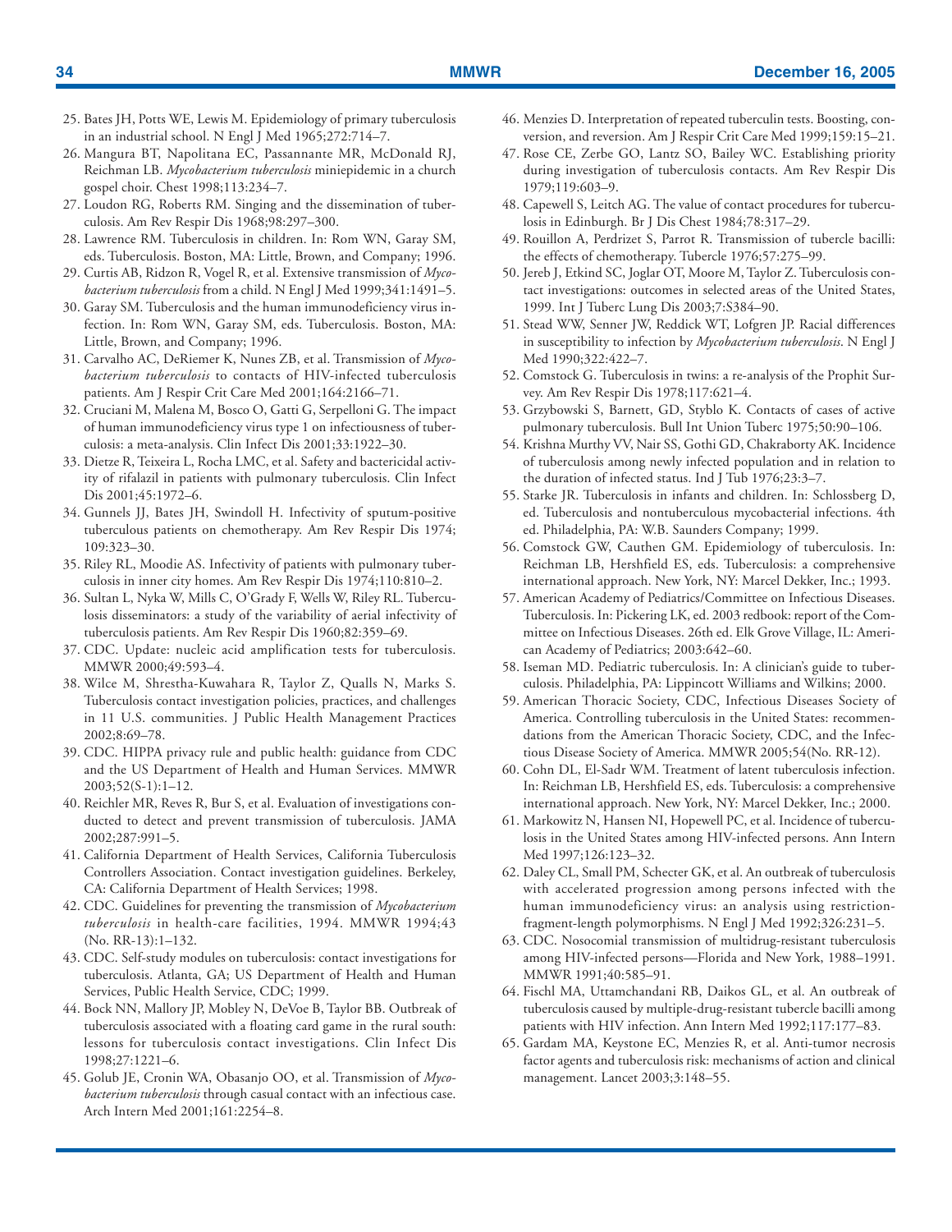25. Bates JH, Potts WE, Lewis M. Epidemiology of primary tuberculosis in an industrial school. N Engl J Med 1965;272:714–7.
26. Mangura BT, Napolitana EC, Passannante MR, McDonald RJ, Reichman LB. *Mycobacterium tuberculosis* miniepidemic in a church gospel choir. Chest 1998;113:234–7.
27. Loudon RG, Roberts RM. Singing and the dissemination of tuberculosis. Am Rev Respir Dis 1968;98:297–300.
28. Lawrence RM. Tuberculosis in children. In: Rom WN, Garay SM, eds. Tuberculosis. Boston, MA: Little, Brown, and Company; 1996.
29. Curtis AB, Ridzon R, Vogel R, et al. Extensive transmission of *Mycobacterium tuberculosis* from a child. N Engl J Med 1999;341:1491–5.
30. Garay SM. Tuberculosis and the human immunodeficiency virus infection. In: Rom WN, Garay SM, eds. Tuberculosis. Boston, MA: Little, Brown, and Company; 1996.
31. Carvalho AC, DeRiemer K, Nunes ZB, et al. Transmission of *Mycobacterium tuberculosis* to contacts of HIV-infected tuberculosis patients. Am J Respir Crit Care Med 2001;164:2166–71.
32. Cruciani M, Malena M, Bosco O, Gatti G, Serpelloni G. The impact of human immunodeficiency virus type 1 on infectiousness of tuberculosis: a meta-analysis. Clin Infect Dis 2001;33:1922–30.
33. Dietze R, Teixeira L, Rocha LMC, et al. Safety and bactericidal activity of rifalazil in patients with pulmonary tuberculosis. Clin Infect Dis 2001;45:1972–6.
34. Gunnels JJ, Bates JH, Swindoll H. Infectivity of sputum-positive tuberculous patients on chemotherapy. Am Rev Respir Dis 1974; 109:323–30.
35. Riley RL, Moodie AS. Infectivity of patients with pulmonary tuberculosis in inner city homes. Am Rev Respir Dis 1974;110:810–2.
36. Sultan L, Nyka W, Mills C, O'Grady F, Wells W, Riley RL. Tuberculosis disseminators: a study of the variability of aerial infectivity of tuberculosis patients. Am Rev Respir Dis 1960;82:359–69.
37. CDC. Update: nucleic acid amplification tests for tuberculosis. MMWR 2000;49:593–4.
38. Wilce M, Shrestha-Kuwahara R, Taylor Z, Qualls N, Marks S. Tuberculosis contact investigation policies, practices, and challenges in 11 U.S. communities. J Public Health Management Practices 2002;8:69–78.
39. CDC. HIPPA privacy rule and public health: guidance from CDC and the US Department of Health and Human Services. MMWR 2003;52(S-1):1–12.
40. Reichler MR, Reves R, Bur S, et al. Evaluation of investigations conducted to detect and prevent transmission of tuberculosis. JAMA 2002;287:991–5.
41. California Department of Health Services, California Tuberculosis Controllers Association. Contact investigation guidelines. Berkeley, CA: California Department of Health Services; 1998.
42. CDC. Guidelines for preventing the transmission of *Mycobacterium tuberculosis* in health-care facilities, 1994. MMWR 1994;43 (No. RR-13):1–132.
43. CDC. Self-study modules on tuberculosis: contact investigations for tuberculosis. Atlanta, GA; US Department of Health and Human Services, Public Health Service, CDC; 1999.
44. Bock NN, Mallory JP, Mobley N, DeVoe B, Taylor BB. Outbreak of tuberculosis associated with a floating card game in the rural south: lessons for tuberculosis contact investigations. Clin Infect Dis 1998;27:1221–6.
45. Golub JE, Cronin WA, Obasanjo OO, et al. Transmission of *Mycobacterium tuberculosis* through casual contact with an infectious case. Arch Intern Med 2001;161:2254–8.
46. Menzies D. Interpretation of repeated tuberculin tests. Boosting, conversion, and reversion. Am J Respir Crit Care Med 1999;159:15–21.
47. Rose CE, Zerbe GO, Lantz SO, Bailey WC. Establishing priority during investigation of tuberculosis contacts. Am Rev Respir Dis 1979;119:603–9.
48. Capewell S, Leitch AG. The value of contact procedures for tuberculosis in Edinburgh. Br J Dis Chest 1984;78:317–29.
49. Rouillon A, Perdrizet S, Parrot R. Transmission of tubercle bacilli: the effects of chemotherapy. Tubercle 1976;57:275–99.
50. Jereb J, Etkind SC, Joglar OT, Moore M, Taylor Z. Tuberculosis contact investigations: outcomes in selected areas of the United States, 1999. Int J Tuberc Lung Dis 2003;7:S384–90.
51. Stead WW, Senner JW, Reddick WT, Lofgren JP. Racial differences in susceptibility to infection by *Mycobacterium tuberculosis*. N Engl J Med 1990;322:422–7.
52. Comstock G. Tuberculosis in twins: a re-analysis of the Prophit Survey. Am Rev Respir Dis 1978;117:621–4.
53. Grzybowski S, Barnett, GD, Styblo K. Contacts of cases of active pulmonary tuberculosis. Bull Int Union Tuberc 1975;50:90–106.
54. Krishna Murthy VV, Nair SS, Gothi GD, Chakraborty AK. Incidence of tuberculosis among newly infected population and in relation to the duration of infected status. Ind J Tub 1976;23:3–7.
55. Starke JR. Tuberculosis in infants and children. In: Schlossberg D, ed. Tuberculosis and nontuberculous mycobacterial infections. 4th ed. Philadelphia, PA: W.B. Saunders Company; 1999.
56. Comstock GW, Cauthen GM. Epidemiology of tuberculosis. In: Reichman LB, Hershfield ES, eds. Tuberculosis: a comprehensive international approach. New York, NY: Marcel Dekker, Inc.; 1993.
57. American Academy of Pediatrics/Committee on Infectious Diseases. Tuberculosis. In: Pickering LK, ed. 2003 redbook: report of the Committee on Infectious Diseases. 26th ed. Elk Grove Village, IL: American Academy of Pediatrics; 2003:642–60.
58. Iseman MD. Pediatric tuberculosis. In: A clinician's guide to tuberculosis. Philadelphia, PA: Lippincott Williams and Wilkins; 2000.
59. American Thoracic Society, CDC, Infectious Diseases Society of America. Controlling tuberculosis in the United States: recommendations from the American Thoracic Society, CDC, and the Infectious Disease Society of America. MMWR 2005;54(No. RR-12).
60. Cohn DL, El-Sadr WM. Treatment of latent tuberculosis infection. In: Reichman LB, Hershfield ES, eds. Tuberculosis: a comprehensive international approach. New York, NY: Marcel Dekker, Inc.; 2000.
61. Markowitz N, Hansen NI, Hopewell PC, et al. Incidence of tuberculosis in the United States among HIV-infected persons. Ann Intern Med 1997;126:123–32.
62. Daley CL, Small PM, Schecter GK, et al. An outbreak of tuberculosis with accelerated progression among persons infected with the human immunodeficiency virus: an analysis using restriction-fragment-length polymorphisms. N Engl J Med 1992;326:231–5.
63. CDC. Nosocomial transmission of multidrug-resistant tuberculosis among HIV-infected persons—Florida and New York, 1988–1991. MMWR 1991;40:585–91.
64. Fischl MA, Uttamchandani RB, Daikos GL, et al. An outbreak of tuberculosis caused by multiple-drug-resistant tubercle bacilli among patients with HIV infection. Ann Intern Med 1992;117:177–83.
65. Gardam MA, Keystone EC, Menzies R, et al. Anti-tumor necrosis factor agents and tuberculosis risk: mechanisms of action and clinical management. Lancet 2003;3:148–55.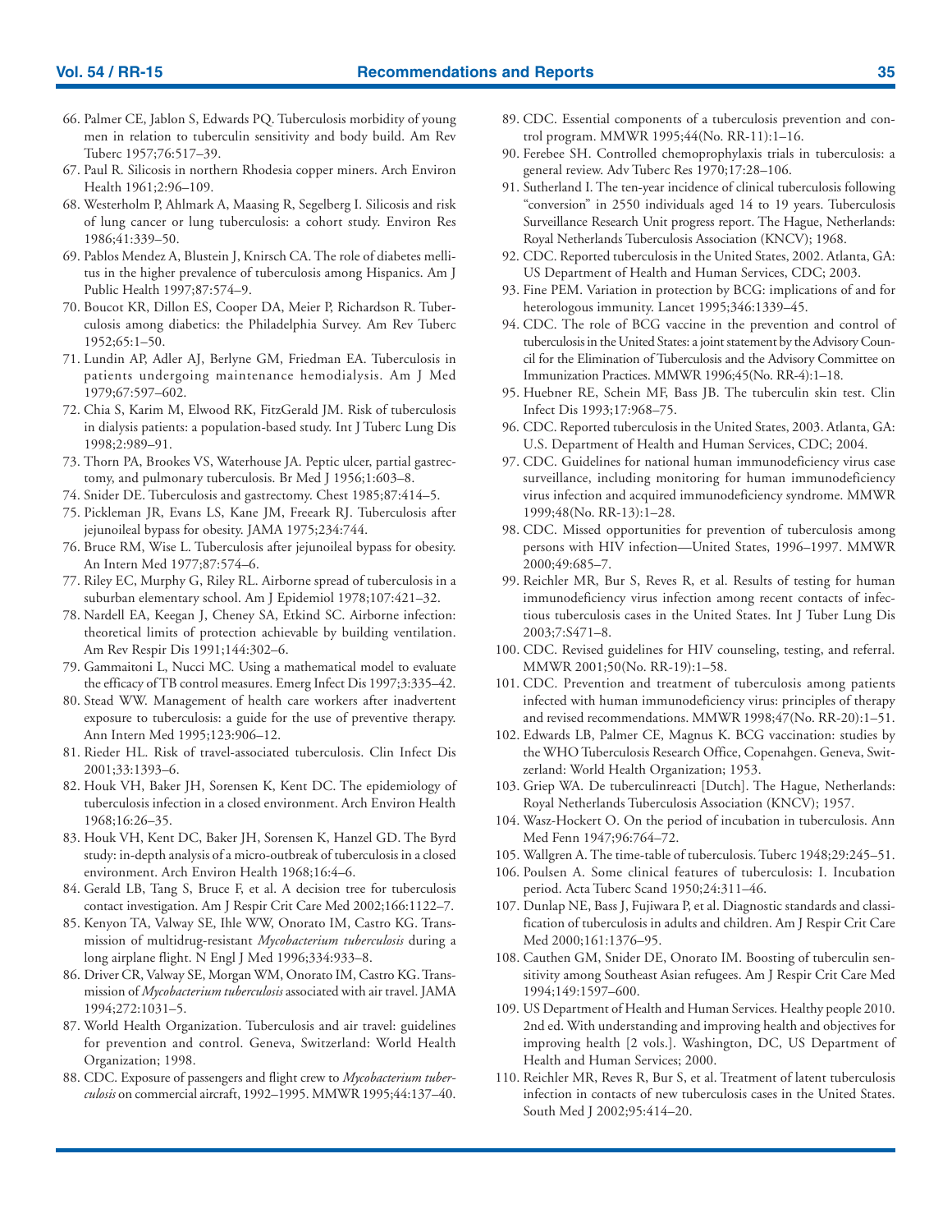66. Palmer CE, Jablon S, Edwards PQ. Tuberculosis morbidity of young men in relation to tuberculin sensitivity and body build. Am Rev Tuberc 1957;76:517–39.
67. Paul R. Silicosis in northern Rhodesia copper miners. Arch Environ Health 1961;2:96–109.
68. Westerholm P, Ahlmark A, Maasing R, Segelberg I. Silicosis and risk of lung cancer or lung tuberculosis: a cohort study. Environ Res 1986;41:339–50.
69. Pablos Mendez A, Blustein J, Knirsch CA. The role of diabetes mellitus in the higher prevalence of tuberculosis among Hispanics. Am J Public Health 1997;87:574–9.
70. Boucot KR, Dillon ES, Cooper DA, Meier P, Richardson R. Tuberculosis among diabetics: the Philadelphia Survey. Am Rev Tuberc 1952;65:1–50.
71. Lundin AP, Adler AJ, Berlyne GM, Friedman EA. Tuberculosis in patients undergoing maintenance hemodialysis. Am J Med 1979;67:597–602.
72. Chia S, Karim M, Elwood RK, FitzGerald JM. Risk of tuberculosis in dialysis patients: a population-based study. Int J Tuberc Lung Dis 1998;2:989–91.
73. Thorn PA, Brookes VS, Waterhouse JA. Peptic ulcer, partial gastrectomy, and pulmonary tuberculosis. Br Med J 1956;1:603–8.
74. Snider DE. Tuberculosis and gastrectomy. Chest 1985;87:414–5.
75. Pickleman JR, Evans LS, Kane JM, Freeark RJ. Tuberculosis after jejunoileal bypass for obesity. JAMA 1975;234:744.
76. Bruce RM, Wise L. Tuberculosis after jejunoileal bypass for obesity. An Intern Med 1977;87:574–6.
77. Riley EC, Murphy G, Riley RL. Airborne spread of tuberculosis in a suburban elementary school. Am J Epidemiol 1978;107:421–32.
78. Nardell EA, Keegan J, Cheney SA, Etkind SC. Airborne infection: theoretical limits of protection achievable by building ventilation. Am Rev Respir Dis 1991;144:302–6.
79. Gammaitoni L, Nucci MC. Using a mathematical model to evaluate the efficacy of TB control measures. Emerg Infect Dis 1997;3:335–42.
80. Stead WW. Management of health care workers after inadvertent exposure to tuberculosis: a guide for the use of preventive therapy. Ann Intern Med 1995;123:906–12.
81. Rieder HL. Risk of travel-associated tuberculosis. Clin Infect Dis 2001;33:1393–6.
82. Houk VH, Baker JH, Sorensen K, Kent DC. The epidemiology of tuberculosis infection in a closed environment. Arch Environ Health 1968;16:26–35.
83. Houk VH, Kent DC, Baker JH, Sorensen K, Hanzel GD. The Byrd study: in-depth analysis of a micro-outbreak of tuberculosis in a closed environment. Arch Environ Health 1968;16:4–6.
84. Gerald LB, Tang S, Bruce F, et al. A decision tree for tuberculosis contact investigation. Am J Respir Crit Care Med 2002;166:1122–7.
85. Kenyon TA, Valway SE, Ihle WW, Onorato IM, Castro KG. Transmission of multidrug-resistant *Mycobacterium tuberculosis* during a long airplane flight. N Engl J Med 1996;334:933–8.
86. Driver CR, Valway SE, Morgan WM, Onorato IM, Castro KG. Transmission of *Mycobacterium tuberculosis* associated with air travel. JAMA 1994;272:1031–5.
87. World Health Organization. Tuberculosis and air travel: guidelines for prevention and control. Geneva, Switzerland: World Health Organization; 1998.
88. CDC. Exposure of passengers and flight crew to *Mycobacterium tuberculosis* on commercial aircraft, 1992–1995. MMWR 1995;44:137–40.
89. CDC. Essential components of a tuberculosis prevention and control program. MMWR 1995;44(No. RR-11):1–16.
90. Ferebee SH. Controlled chemoprophylaxis trials in tuberculosis: a general review. Adv Tuberc Res 1970;17:28–106.
91. Sutherland I. The ten-year incidence of clinical tuberculosis following "conversion" in 2550 individuals aged 14 to 19 years. Tuberculosis Surveillance Research Unit progress report. The Hague, Netherlands: Royal Netherlands Tuberculosis Association (KNCV); 1968.
92. CDC. Reported tuberculosis in the United States, 2002. Atlanta, GA: US Department of Health and Human Services, CDC; 2003.
93. Fine PEM. Variation in protection by BCG: implications of and for heterologous immunity. Lancet 1995;346:1339–45.
94. CDC. The role of BCG vaccine in the prevention and control of tuberculosis in the United States: a joint statement by the Advisory Council for the Elimination of Tuberculosis and the Advisory Committee on Immunization Practices. MMWR 1996;45(No. RR-4):1–18.
95. Huebner RE, Schein MF, Bass JB. The tuberculin skin test. Clin Infect Dis 1993;17:968–75.
96. CDC. Reported tuberculosis in the United States, 2003. Atlanta, GA: U.S. Department of Health and Human Services, CDC; 2004.
97. CDC. Guidelines for national human immunodeficiency virus case surveillance, including monitoring for human immunodeficiency virus infection and acquired immunodeficiency syndrome. MMWR 1999;48(No. RR-13):1–28.
98. CDC. Missed opportunities for prevention of tuberculosis among persons with HIV infection—United States, 1996–1997. MMWR 2000;49:685–7.
99. Reichler MR, Bur S, Reves R, et al. Results of testing for human immunodeficiency virus infection among recent contacts of infectious tuberculosis cases in the United States. Int J Tuber Lung Dis 2003;7:S471–8.
100. CDC. Revised guidelines for HIV counseling, testing, and referral. MMWR 2001;50(No. RR-19):1–58.
101. CDC. Prevention and treatment of tuberculosis among patients infected with human immunodeficiency virus: principles of therapy and revised recommendations. MMWR 1998;47(No. RR-20):1–51.
102. Edwards LB, Palmer CE, Magnus K. BCG vaccination: studies by the WHO Tuberculosis Research Office, Copenahgen. Geneva, Switzerland: World Health Organization; 1953.
103. Griep WA. De tuberculinreacti [Dutch]. The Hague, Netherlands: Royal Netherlands Tuberculosis Association (KNCV); 1957.
104. Wasz-Hockert O. On the period of incubation in tuberculosis. Ann Med Fenn 1947;96:764–72.
105. Wallgren A. The time-table of tuberculosis. Tuberc 1948;29:245–51.
106. Poulsen A. Some clinical features of tuberculosis: I. Incubation period. Acta Tuberc Scand 1950;24:311–46.
107. Dunlap NE, Bass J, Fujiwara P, et al. Diagnostic standards and classification of tuberculosis in adults and children. Am J Respir Crit Care Med 2000;161:1376–95.
108. Cauthen GM, Snider DE, Onorato IM. Boosting of tuberculin sensitivity among Southeast Asian refugees. Am J Respir Crit Care Med 1994;149:1597–600.
109. US Department of Health and Human Services. Healthy people 2010. 2nd ed. With understanding and improving health and objectives for improving health [2 vols.]. Washington, DC, US Department of Health and Human Services; 2000.
110. Reichler MR, Reves R, Bur S, et al. Treatment of latent tuberculosis infection in contacts of new tuberculosis cases in the United States. South Med J 2002;95:414–20.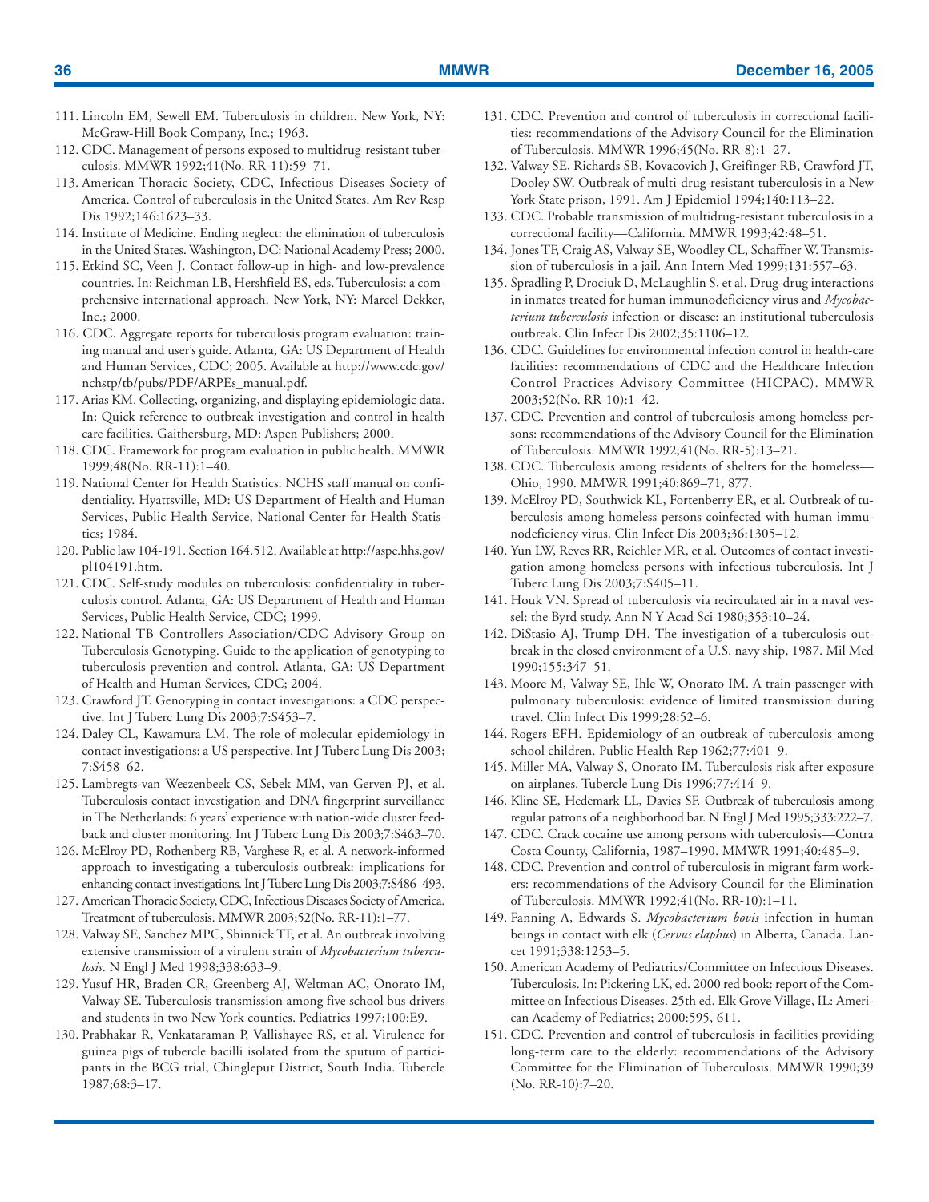111. Lincoln EM, Sewell EM. Tuberculosis in children. New York, NY: McGraw-Hill Book Company, Inc.; 1963.
112. CDC. Management of persons exposed to multidrug-resistant tuberculosis. MMWR 1992;41(No. RR-11):59–71.
113. American Thoracic Society, CDC, Infectious Diseases Society of America. Control of tuberculosis in the United States. Am Rev Resp Dis 1992;146:1623–33.
114. Institute of Medicine. Ending neglect: the elimination of tuberculosis in the United States. Washington, DC: National Academy Press; 2000.
115. Etkind SC, Veen J. Contact follow-up in high- and low-prevalence countries. In: Reichman LB, Hershfield ES, eds. Tuberculosis: a comprehensive international approach. New York, NY: Marcel Dekker, Inc.; 2000.
116. CDC. Aggregate reports for tuberculosis program evaluation: training manual and user's guide. Atlanta, GA: US Department of Health and Human Services, CDC; 2005. Available at http://www.cdc.gov/nchstp/tb/pubs/PDF/ARPEs_manual.pdf.
117. Arias KM. Collecting, organizing, and displaying epidemiologic data. In: Quick reference to outbreak investigation and control in health care facilities. Gaithersburg, MD: Aspen Publishers; 2000.
118. CDC. Framework for program evaluation in public health. MMWR 1999;48(No. RR-11):1–40.
119. National Center for Health Statistics. NCHS staff manual on confidentiality. Hyattsville, MD: US Department of Health and Human Services, Public Health Service, National Center for Health Statistics; 1984.
120. Public law 104-191. Section 164.512. Available at http://aspe.hhs.gov/pl104191.htm.
121. CDC. Self-study modules on tuberculosis: confidentiality in tuberculosis control. Atlanta, GA: US Department of Health and Human Services, Public Health Service, CDC; 1999.
122. National TB Controllers Association/CDC Advisory Group on Tuberculosis Genotyping. Guide to the application of genotyping to tuberculosis prevention and control. Atlanta, GA: US Department of Health and Human Services, CDC; 2004.
123. Crawford JT. Genotyping in contact investigations: a CDC perspective. Int J Tuberc Lung Dis 2003;7:S453–7.
124. Daley CL, Kawamura LM. The role of molecular epidemiology in contact investigations: a US perspective. Int J Tuberc Lung Dis 2003; 7:S458–62.
125. Lambregts-van Weezenbeek CS, Sebek MM, van Gerven PJ, et al. Tuberculosis contact investigation and DNA fingerprint surveillance in The Netherlands: 6 years' experience with nation-wide cluster feedback and cluster monitoring. Int J Tuberc Lung Dis 2003;7:S463–70.
126. McElroy PD, Rothenberg RB, Varghese R, et al. A network-informed approach to investigating a tuberculosis outbreak: implications for enhancing contact investigations. Int J Tuberc Lung Dis 2003;7:S486–493.
127. American Thoracic Society, CDC, Infectious Diseases Society of America. Treatment of tuberculosis. MMWR 2003;52(No. RR-11):1–77.
128. Valway SE, Sanchez MPC, Shinnick TF, et al. An outbreak involving extensive transmission of a virulent strain of *Mycobacterium tuberculosis*. N Engl J Med 1998;338:633–9.
129. Yusuf HR, Braden CR, Greenberg AJ, Weltman AC, Onorato IM, Valway SE. Tuberculosis transmission among five school bus drivers and students in two New York counties. Pediatrics 1997;100:E9.
130. Prabhakar R, Venkataraman P, Vallishayee RS, et al. Virulence for guinea pigs of tubercle bacilli isolated from the sputum of participants in the BCG trial, Chingleput District, South India. Tubercle 1987;68:3–17.
131. CDC. Prevention and control of tuberculosis in correctional facilities: recommendations of the Advisory Council for the Elimination of Tuberculosis. MMWR 1996;45(No. RR-8):1–27.
132. Valway SE, Richards SB, Kovacovich J, Greifinger RB, Crawford JT, Dooley SW. Outbreak of multi-drug-resistant tuberculosis in a New York State prison, 1991. Am J Epidemiol 1994;140:113–22.
133. CDC. Probable transmission of multidrug-resistant tuberculosis in a correctional facility—California. MMWR 1993;42:48–51.
134. Jones TF, Craig AS, Valway SE, Woodley CL, Schaffner W. Transmission of tuberculosis in a jail. Ann Intern Med 1999;131:557–63.
135. Spradling P, Drociuk D, McLaughlin S, et al. Drug-drug interactions in inmates treated for human immunodeficiency virus and *Mycobacterium tuberculosis* infection or disease: an institutional tuberculosis outbreak. Clin Infect Dis 2002;35:1106–12.
136. CDC. Guidelines for environmental infection control in health-care facilities: recommendations of CDC and the Healthcare Infection Control Practices Advisory Committee (HICPAC). MMWR 2003;52(No. RR-10):1–42.
137. CDC. Prevention and control of tuberculosis among homeless persons: recommendations of the Advisory Council for the Elimination of Tuberculosis. MMWR 1992;41(No. RR-5):13–21.
138. CDC. Tuberculosis among residents of shelters for the homeless—Ohio, 1990. MMWR 1991;40:869–71, 877.
139. McElroy PD, Southwick KL, Fortenberry ER, et al. Outbreak of tuberculosis among homeless persons coinfected with human immunodeficiency virus. Clin Infect Dis 2003;36:1305–12.
140. Yun LW, Reves RR, Reichler MR, et al. Outcomes of contact investigation among homeless persons with infectious tuberculosis. Int J Tuberc Lung Dis 2003;7:S405–11.
141. Houk VN. Spread of tuberculosis via recirculated air in a naval vessel: the Byrd study. Ann N Y Acad Sci 1980;353:10–24.
142. DiStasio AJ, Trump DH. The investigation of a tuberculosis outbreak in the closed environment of a U.S. navy ship, 1987. Mil Med 1990;155:347–51.
143. Moore M, Valway SE, Ihle W, Onorato IM. A train passenger with pulmonary tuberculosis: evidence of limited transmission during travel. Clin Infect Dis 1999;28:52–6.
144. Rogers EFH. Epidemiology of an outbreak of tuberculosis among school children. Public Health Rep 1962;77:401–9.
145. Miller MA, Valway S, Onorato IM. Tuberculosis risk after exposure on airplanes. Tubercle Lung Dis 1996;77:414–9.
146. Kline SE, Hedemark LL, Davies SF. Outbreak of tuberculosis among regular patrons of a neighborhood bar. N Engl J Med 1995;333:222–7.
147. CDC. Crack cocaine use among persons with tuberculosis—Contra Costa County, California, 1987–1990. MMWR 1991;40:485–9.
148. CDC. Prevention and control of tuberculosis in migrant farm workers: recommendations of the Advisory Council for the Elimination of Tuberculosis. MMWR 1992;41(No. RR-10):1–11.
149. Fanning A, Edwards S. *Mycobacterium bovis* infection in human beings in contact with elk (*Cervus elaphus*) in Alberta, Canada. Lancet 1991;338:1253–5.
150. American Academy of Pediatrics/Committee on Infectious Diseases. Tuberculosis. In: Pickering LK, ed. 2000 red book: report of the Committee on Infectious Diseases. 25th ed. Elk Grove Village, IL: American Academy of Pediatrics; 2000:595, 611.
151. CDC. Prevention and control of tuberculosis in facilities providing long-term care to the elderly: recommendations of the Advisory Committee for the Elimination of Tuberculosis. MMWR 1990;39 (No. RR-10):7–20.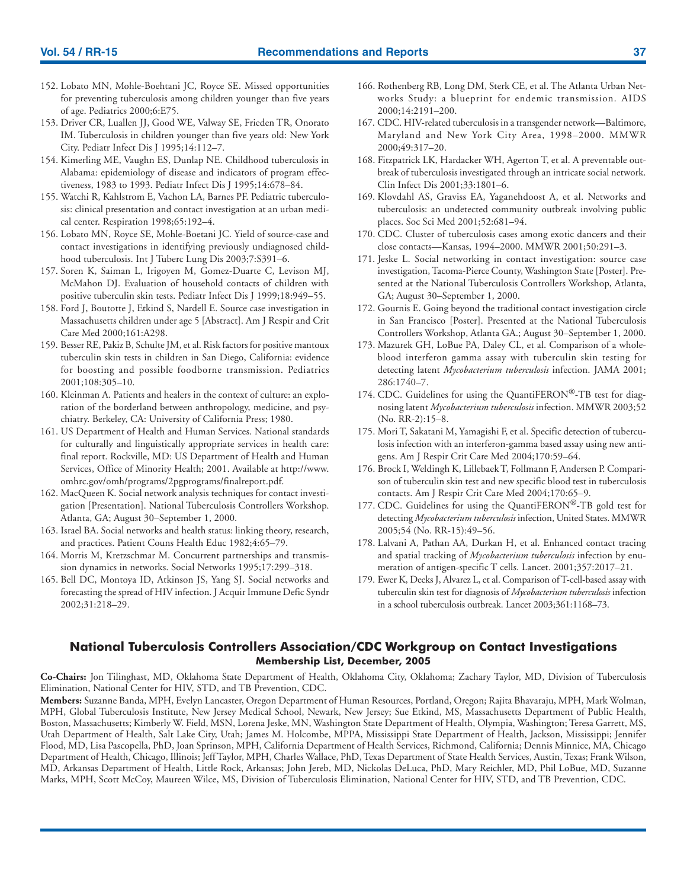152. Lobato MN, Mohle-Boehtani JC, Royce SE. Missed opportunities for preventing tuberculosis among children younger than five years of age. Pediatrics 2000;6:E75.
153. Driver CR, Luallen JJ, Good WE, Valway SE, Frieden TR, Onorato IM. Tuberculosis in children younger than five years old: New York City. Pediatr Infect Dis J 1995;14:112–7.
154. Kimerling ME, Vaughn ES, Dunlap NE. Childhood tuberculosis in Alabama: epidemiology of disease and indicators of program effectiveness, 1983 to 1993. Pediatr Infect Dis J 1995;14:678–84.
155. Watchi R, Kahlstrom E, Vachon LA, Barnes PF. Pediatric tuberculosis: clinical presentation and contact investigation at an urban medical center. Respiration 1998;65:192–4.
156. Lobato MN, Royce SE, Mohle-Boetani JC. Yield of source-case and contact investigations in identifying previously undiagnosed childhood tuberculosis. Int J Tuberc Lung Dis 2003;7:S391–6.
157. Soren K, Saiman L, Irigoyen M, Gomez-Duarte C, Levison MJ, McMahon DJ. Evaluation of household contacts of children with positive tuberculin skin tests. Pediatr Infect Dis J 1999;18:949–55.
158. Ford J, Boutotte J, Etkind S, Nardell E. Source case investigation in Massachusetts children under age 5 [Abstract]. Am J Respir and Crit Care Med 2000;161:A298.
159. Besser RE, Pakiz B, Schulte JM, et al. Risk factors for positive mantoux tuberculin skin tests in children in San Diego, California: evidence for boosting and possible foodborne transmission. Pediatrics 2001;108:305–10.
160. Kleinman A. Patients and healers in the context of culture: an exploration of the borderland between anthropology, medicine, and psychiatry. Berkeley, CA: University of California Press; 1980.
161. US Department of Health and Human Services. National standards for culturally and linguistically appropriate services in health care: final report. Rockville, MD: US Department of Health and Human Services, Office of Minority Health; 2001. Available at http://www.omhrc.gov/omh/programs/2pgprograms/finalreport.pdf.
162. MacQueen K. Social network analysis techniques for contact investigation [Presentation]. National Tuberculosis Controllers Workshop. Atlanta, GA; August 30–September 1, 2000.
163. Israel BA. Social networks and health status: linking theory, research, and practices. Patient Couns Health Educ 1982;4:65–79.
164. Morris M, Kretzschmar M. Concurrent partnerships and transmission dynamics in networks. Social Networks 1995;17:299–318.
165. Bell DC, Montoya ID, Atkinson JS, Yang SJ. Social networks and forecasting the spread of HIV infection. J Acquir Immune Defic Syndr 2002;31:218–29.
166. Rothenberg RB, Long DM, Sterk CE, et al. The Atlanta Urban Networks Study: a blueprint for endemic transmission. AIDS 2000;14:2191–200.
167. CDC. HIV-related tuberculosis in a transgender network—Baltimore, Maryland and New York City Area, 1998–2000. MMWR 2000;49:317–20.
168. Fitzpatrick LK, Hardacker WH, Agerton T, et al. A preventable outbreak of tuberculosis investigated through an intricate social network. Clin Infect Dis 2001;33:1801–6.
169. Klovdahl AS, Graviss EA, Yaganehdoost A, et al. Networks and tuberculosis: an undetected community outbreak involving public places. Soc Sci Med 2001;52:681–94.
170. CDC. Cluster of tuberculosis cases among exotic dancers and their close contacts—Kansas, 1994–2000. MMWR 2001;50:291–3.
171. Jeske L. Social networking in contact investigation: source case investigation, Tacoma-Pierce County, Washington State [Poster]. Presented at the National Tuberculosis Controllers Workshop, Atlanta, GA; August 30–September 1, 2000.
172. Gournis E. Going beyond the traditional contact investigation circle in San Francisco [Poster]. Presented at the National Tuberculosis Controllers Workshop, Atlanta GA.; August 30–September 1, 2000.
173. Mazurek GH, LoBue PA, Daley CL, et al. Comparison of a whole-blood interferon gamma assay with tuberculin skin testing for detecting latent *Mycobacterium tuberculosis* infection. JAMA 2001; 286:1740–7.
174. CDC. Guidelines for using the QuantiFERON®-TB test for diagnosing latent *Mycobacterium tuberculosis* infection. MMWR 2003;52 (No. RR-2):15–8.
175. Mori T, Sakatani M, Yamagishi F, et al. Specific detection of tuberculosis infection with an interferon-gamma based assay using new antigens. Am J Respir Crit Care Med 2004;170:59–64.
176. Brock I, Weldingh K, Lillebaek T, Follmann F, Andersen P. Comparison of tuberculin skin test and new specific blood test in tuberculosis contacts. Am J Respir Crit Care Med 2004;170:65–9.
177. CDC. Guidelines for using the QuantiFERON®-TB gold test for detecting *Mycobacterium tuberculosis* infection, United States. MMWR 2005;54 (No. RR-15):49–56.
178. Lalvani A, Pathan AA, Durkan H, et al. Enhanced contact tracing and spatial tracking of *Mycobacterium tuberculosis* infection by enumeration of antigen-specific T cells. Lancet. 2001;357:2017–21.
179. Ewer K, Deeks J, Alvarez L, et al. Comparison of T-cell-based assay with tuberculin skin test for diagnosis of *Mycobacterium tuberculosis* infection in a school tuberculosis outbreak. Lancet 2003;361:1168–73.

## National Tuberculosis Controllers Association/CDC Workgroup on Contact Investigations

**Membership List, December, 2005**

**Co-Chairs:** Jon Tilinghast, MD, Oklahoma State Department of Health, Oklahoma City, Oklahoma; Zachary Taylor, MD, Division of Tuberculosis Elimination, National Center for HIV, STD, and TB Prevention, CDC.

**Members:** Suzanne Banda, MPH, Evelyn Lancaster, Oregon Department of Human Resources, Portland, Oregon; Rajita Bhavaraju, MPH, Mark Wolman, MPH, Global Tuberculosis Institute, New Jersey Medical School, Newark, New Jersey; Sue Etkind, MS, Massachusetts Department of Public Health, Boston, Massachusetts; Kimberly W. Field, MSN, Lorena Jeske, MN, Washington State Department of Health, Olympia, Washington; Teresa Garrett, MS, Utah Department of Health, Salt Lake City, Utah; James M. Holcombe, MPPA, Mississippi State Department of Health, Jackson, Mississippi; Jennifer Flood, MD, Lisa Pascopella, PhD, Joan Sprinson, MPH, California Department of Health Services, Richmond, California; Dennis Minnice, MA, Chicago Department of Health, Chicago, Illinois; Jeff Taylor, MPH, Charles Wallace, PhD, Texas Department of State Health Services, Austin, Texas; Frank Wilson, MD, Arkansas Department of Health, Little Rock, Arkansas; John Jereb, MD, Nickolas DeLuca, PhD, Mary Reichler, MD, Phil LoBue, MD, Suzanne Marks, MPH, Scott McCoy, Maureen Wilce, MS, Division of Tuberculosis Elimination, National Center for HIV, STD, and TB Prevention, CDC.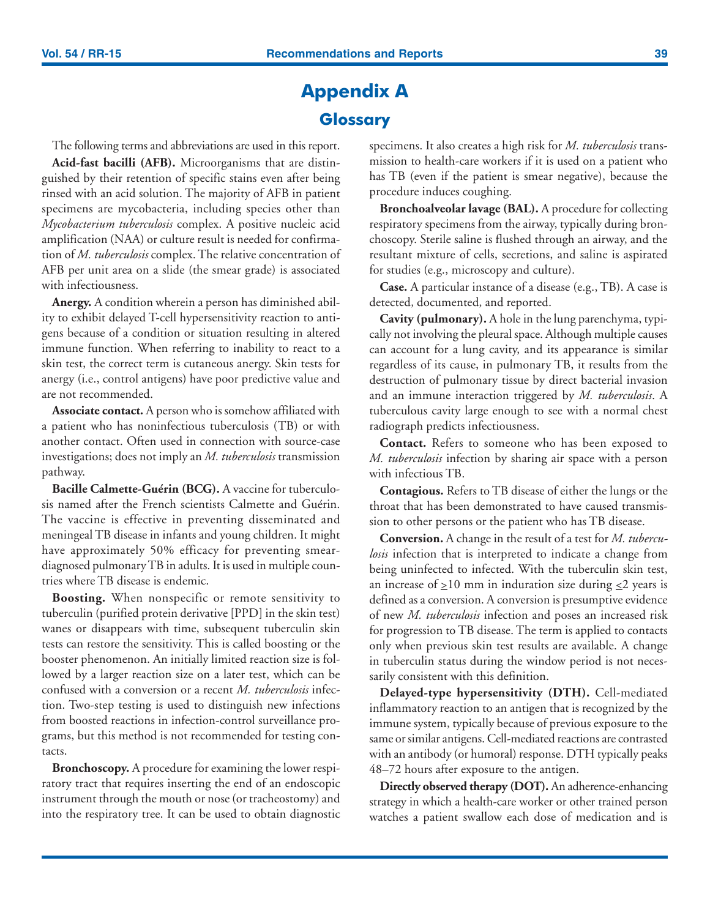# Appendix A

## Glossary

The following terms and abbreviations are used in this report.

**Acid-fast bacilli (AFB).** Microorganisms that are distinguished by their retention of specific stains even after being rinsed with an acid solution. The majority of AFB in patient specimens are mycobacteria, including species other than *Mycobacterium tuberculosis* complex. A positive nucleic acid amplification (NAA) or culture result is needed for confirmation of *M. tuberculosis* complex. The relative concentration of AFB per unit area on a slide (the smear grade) is associated with infectiousness.

**Anergy.** A condition wherein a person has diminished ability to exhibit delayed T-cell hypersensitivity reaction to antigens because of a condition or situation resulting in altered immune function. When referring to inability to react to a skin test, the correct term is cutaneous anergy. Skin tests for anergy (i.e., control antigens) have poor predictive value and are not recommended.

**Associate contact.** A person who is somehow affiliated with a patient who has noninfectious tuberculosis (TB) or with another contact. Often used in connection with source-case investigations; does not imply an *M. tuberculosis* transmission pathway.

**Bacille Calmette-Guérin (BCG).** A vaccine for tuberculosis named after the French scientists Calmette and Guérin. The vaccine is effective in preventing disseminated and meningeal TB disease in infants and young children. It might have approximately 50% efficacy for preventing smear-diagnosed pulmonary TB in adults. It is used in multiple countries where TB disease is endemic.

**Boosting.** When nonspecific or remote sensitivity to tuberculin (purified protein derivative [PPD] in the skin test) wanes or disappears with time, subsequent tuberculin skin tests can restore the sensitivity. This is called boosting or the booster phenomenon. An initially limited reaction size is followed by a larger reaction size on a later test, which can be confused with a conversion or a recent *M. tuberculosis* infection. Two-step testing is used to distinguish new infections from boosted reactions in infection-control surveillance programs, but this method is not recommended for testing contacts.

**Bronchoscopy.** A procedure for examining the lower respiratory tract that requires inserting the end of an endoscopic instrument through the mouth or nose (or tracheostomy) and into the respiratory tree. It can be used to obtain diagnostic specimens. It also creates a high risk for *M. tuberculosis* transmission to health-care workers if it is used on a patient who has TB (even if the patient is smear negative), because the procedure induces coughing.

**Bronchoalveolar lavage (BAL).** A procedure for collecting respiratory specimens from the airway, typically during bronchoscopy. Sterile saline is flushed through an airway, and the resultant mixture of cells, secretions, and saline is aspirated for studies (e.g., microscopy and culture).

**Case.** A particular instance of a disease (e.g., TB). A case is detected, documented, and reported.

**Cavity (pulmonary).** A hole in the lung parenchyma, typically not involving the pleural space. Although multiple causes can account for a lung cavity, and its appearance is similar regardless of its cause, in pulmonary TB, it results from the destruction of pulmonary tissue by direct bacterial invasion and an immune interaction triggered by *M. tuberculosis*. A tuberculous cavity large enough to see with a normal chest radiograph predicts infectiousness.

**Contact.** Refers to someone who has been exposed to *M. tuberculosis* infection by sharing air space with a person with infectious TB.

**Contagious.** Refers to TB disease of either the lungs or the throat that has been demonstrated to have caused transmission to other persons or the patient who has TB disease.

**Conversion.** A change in the result of a test for *M. tuberculosis* infection that is interpreted to indicate a change from being uninfected to infected. With the tuberculin skin test, an increase of $\geq$10 mm in induration size during $\leq$2 years is defined as a conversion. A conversion is presumptive evidence of new *M. tuberculosis* infection and poses an increased risk for progression to TB disease. The term is applied to contacts only when previous skin test results are available. A change in tuberculin status during the window period is not necessarily consistent with this definition.

**Delayed-type hypersensitivity (DTH).** Cell-mediated inflammatory reaction to an antigen that is recognized by the immune system, typically because of previous exposure to the same or similar antigens. Cell-mediated reactions are contrasted with an antibody (or humoral) response. DTH typically peaks 48–72 hours after exposure to the antigen.

**Directly observed therapy (DOT).** An adherence-enhancing strategy in which a health-care worker or other trained person watches a patient swallow each dose of medication and is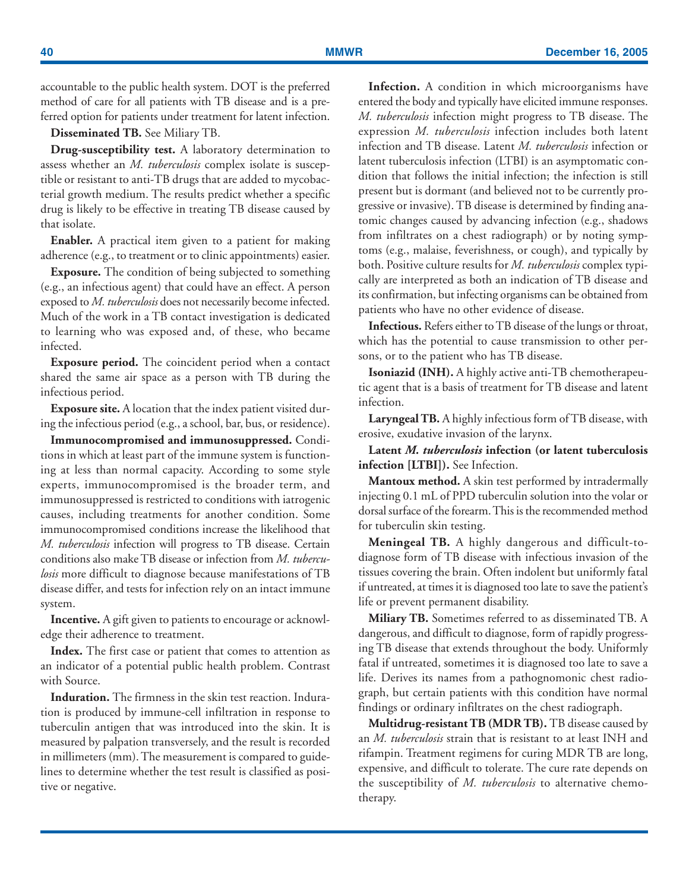accountable to the public health system. DOT is the preferred method of care for all patients with TB disease and is a preferred option for patients under treatment for latent infection.

**Disseminated TB.** See Miliary TB.

**Drug-susceptibility test.** A laboratory determination to assess whether an *M. tuberculosis* complex isolate is susceptible or resistant to anti-TB drugs that are added to mycobacterial growth medium. The results predict whether a specific drug is likely to be effective in treating TB disease caused by that isolate.

**Enabler.** A practical item given to a patient for making adherence (e.g., to treatment or to clinic appointments) easier.

**Exposure.** The condition of being subjected to something (e.g., an infectious agent) that could have an effect. A person exposed to *M. tuberculosis* does not necessarily become infected. Much of the work in a TB contact investigation is dedicated to learning who was exposed and, of these, who became infected.

**Exposure period.** The coincident period when a contact shared the same air space as a person with TB during the infectious period.

**Exposure site.** A location that the index patient visited during the infectious period (e.g., a school, bar, bus, or residence).

**Immunocompromised and immunosuppressed.** Conditions in which at least part of the immune system is functioning at less than normal capacity. According to some style experts, immunocompromised is the broader term, and immunosuppressed is restricted to conditions with iatrogenic causes, including treatments for another condition. Some immunocompromised conditions increase the likelihood that *M. tuberculosis* infection will progress to TB disease. Certain conditions also make TB disease or infection from *M. tuberculosis* more difficult to diagnose because manifestations of TB disease differ, and tests for infection rely on an intact immune system.

**Incentive.** A gift given to patients to encourage or acknowledge their adherence to treatment.

**Index.** The first case or patient that comes to attention as an indicator of a potential public health problem. Contrast with Source.

**Induration.** The firmness in the skin test reaction. Induration is produced by immune-cell infiltration in response to tuberculin antigen that was introduced into the skin. It is measured by palpation transversely, and the result is recorded in millimeters (mm). The measurement is compared to guidelines to determine whether the test result is classified as positive or negative.

**Infection.** A condition in which microorganisms have entered the body and typically have elicited immune responses. *M. tuberculosis* infection might progress to TB disease. The expression *M. tuberculosis* infection includes both latent infection and TB disease. Latent *M. tuberculosis* infection or latent tuberculosis infection (LTBI) is an asymptomatic condition that follows the initial infection; the infection is still present but is dormant (and believed not to be currently progressive or invasive). TB disease is determined by finding anatomic changes caused by advancing infection (e.g., shadows from infiltrates on a chest radiograph) or by noting symptoms (e.g., malaise, feverishness, or cough), and typically by both. Positive culture results for *M. tuberculosis* complex typically are interpreted as both an indication of TB disease and its confirmation, but infecting organisms can be obtained from patients who have no other evidence of disease.

**Infectious.** Refers either to TB disease of the lungs or throat, which has the potential to cause transmission to other persons, or to the patient who has TB disease.

**Isoniazid (INH).** A highly active anti-TB chemotherapeutic agent that is a basis of treatment for TB disease and latent infection.

**Laryngeal TB.** A highly infectious form of TB disease, with erosive, exudative invasion of the larynx.

**Latent *M. tuberculosis* infection (or latent tuberculosis infection [LTBI]).** See Infection.

**Mantoux method.** A skin test performed by intradermally injecting 0.1 mL of PPD tuberculin solution into the volar or dorsal surface of the forearm. This is the recommended method for tuberculin skin testing.

**Meningeal TB.** A highly dangerous and difficult-to-diagnose form of TB disease with infectious invasion of the tissues covering the brain. Often indolent but uniformly fatal if untreated, at times it is diagnosed too late to save the patient's life or prevent permanent disability.

**Miliary TB.** Sometimes referred to as disseminated TB. A dangerous, and difficult to diagnose, form of rapidly progressing TB disease that extends throughout the body. Uniformly fatal if untreated, sometimes it is diagnosed too late to save a life. Derives its names from a pathognomonic chest radiograph, but certain patients with this condition have normal findings or ordinary infiltrates on the chest radiograph.

**Multidrug-resistant TB (MDR TB).** TB disease caused by an *M. tuberculosis* strain that is resistant to at least INH and rifampin. Treatment regimens for curing MDR TB are long, expensive, and difficult to tolerate. The cure rate depends on the susceptibility of *M. tuberculosis* to alternative chemotherapy.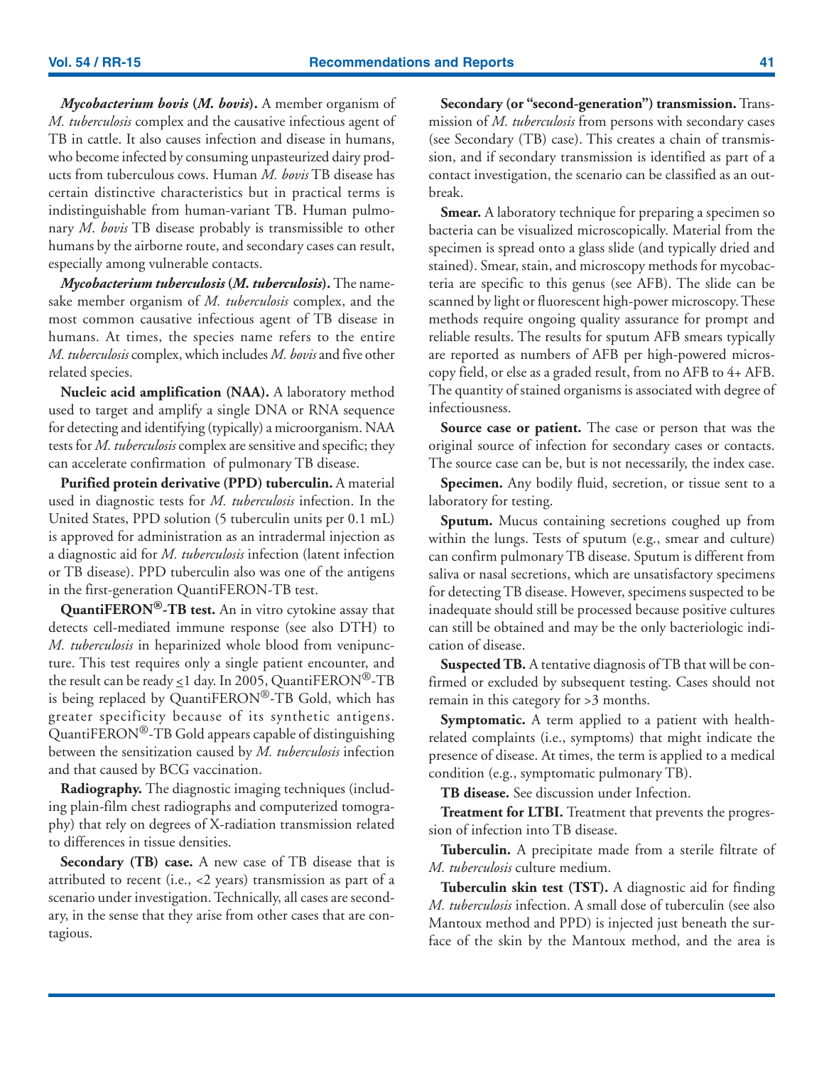***Mycobacterium bovis* (*M. bovis*).** A member organism of *M. tuberculosis* complex and the causative infectious agent of TB in cattle. It also causes infection and disease in humans, who become infected by consuming unpasteurized dairy products from tuberculous cows. Human *M. bovis* TB disease has certain distinctive characteristics but in practical terms is indistinguishable from human-variant TB. Human pulmonary *M. bovis* TB disease probably is transmissible to other humans by the airborne route, and secondary cases can result, especially among vulnerable contacts.

***Mycobacterium tuberculosis* (*M. tuberculosis*).** The namesake member organism of *M. tuberculosis* complex, and the most common causative infectious agent of TB disease in humans. At times, the species name refers to the entire *M. tuberculosis* complex, which includes *M. bovis* and five other related species.

**Nucleic acid amplification (NAA).** A laboratory method used to target and amplify a single DNA or RNA sequence for detecting and identifying (typically) a microorganism. NAA tests for *M. tuberculosis* complex are sensitive and specific; they can accelerate confirmation of pulmonary TB disease.

**Purified protein derivative (PPD) tuberculin.** A material used in diagnostic tests for *M. tuberculosis* infection. In the United States, PPD solution (5 tuberculin units per 0.1 mL) is approved for administration as an intradermal injection as a diagnostic aid for *M. tuberculosis* infection (latent infection or TB disease). PPD tuberculin also was one of the antigens in the first-generation QuantiFERON-TB test.

**QuantiFERON®-TB test.** An in vitro cytokine assay that detects cell-mediated immune response (see also DTH) to *M. tuberculosis* in heparinized whole blood from venipuncture. This test requires only a single patient encounter, and the result can be ready ≤1 day. In 2005, QuantiFERON®-TB is being replaced by QuantiFERON®-TB Gold, which has greater specificity because of its synthetic antigens. QuantiFERON®-TB Gold appears capable of distinguishing between the sensitization caused by *M. tuberculosis* infection and that caused by BCG vaccination.

**Radiography.** The diagnostic imaging techniques (including plain-film chest radiographs and computerized tomography) that rely on degrees of X-radiation transmission related to differences in tissue densities.

**Secondary (TB) case.** A new case of TB disease that is attributed to recent (i.e., <2 years) transmission as part of a scenario under investigation. Technically, all cases are secondary, in the sense that they arise from other cases that are contagious.

**Secondary (or "second-generation") transmission.** Transmission of *M. tuberculosis* from persons with secondary cases (see Secondary (TB) case). This creates a chain of transmission, and if secondary transmission is identified as part of a contact investigation, the scenario can be classified as an outbreak.

**Smear.** A laboratory technique for preparing a specimen so bacteria can be visualized microscopically. Material from the specimen is spread onto a glass slide (and typically dried and stained). Smear, stain, and microscopy methods for mycobacteria are specific to this genus (see AFB). The slide can be scanned by light or fluorescent high-power microscopy. These methods require ongoing quality assurance for prompt and reliable results. The results for sputum AFB smears typically are reported as numbers of AFB per high-powered microscopy field, or else as a graded result, from no AFB to 4+ AFB. The quantity of stained organisms is associated with degree of infectiousness.

**Source case or patient.** The case or person that was the original source of infection for secondary cases or contacts. The source case can be, but is not necessarily, the index case.

**Specimen.** Any bodily fluid, secretion, or tissue sent to a laboratory for testing.

**Sputum.** Mucus containing secretions coughed up from within the lungs. Tests of sputum (e.g., smear and culture) can confirm pulmonary TB disease. Sputum is different from saliva or nasal secretions, which are unsatisfactory specimens for detecting TB disease. However, specimens suspected to be inadequate should still be processed because positive cultures can still be obtained and may be the only bacteriologic indication of disease.

**Suspected TB.** A tentative diagnosis of TB that will be confirmed or excluded by subsequent testing. Cases should not remain in this category for >3 months.

**Symptomatic.** A term applied to a patient with health-related complaints (i.e., symptoms) that might indicate the presence of disease. At times, the term is applied to a medical condition (e.g., symptomatic pulmonary TB).

**TB disease.** See discussion under Infection.

**Treatment for LTBI.** Treatment that prevents the progression of infection into TB disease.

**Tuberculin.** A precipitate made from a sterile filtrate of *M. tuberculosis* culture medium.

**Tuberculin skin test (TST).** A diagnostic aid for finding *M. tuberculosis* infection. A small dose of tuberculin (see also Mantoux method and PPD) is injected just beneath the surface of the skin by the Mantoux method, and the area is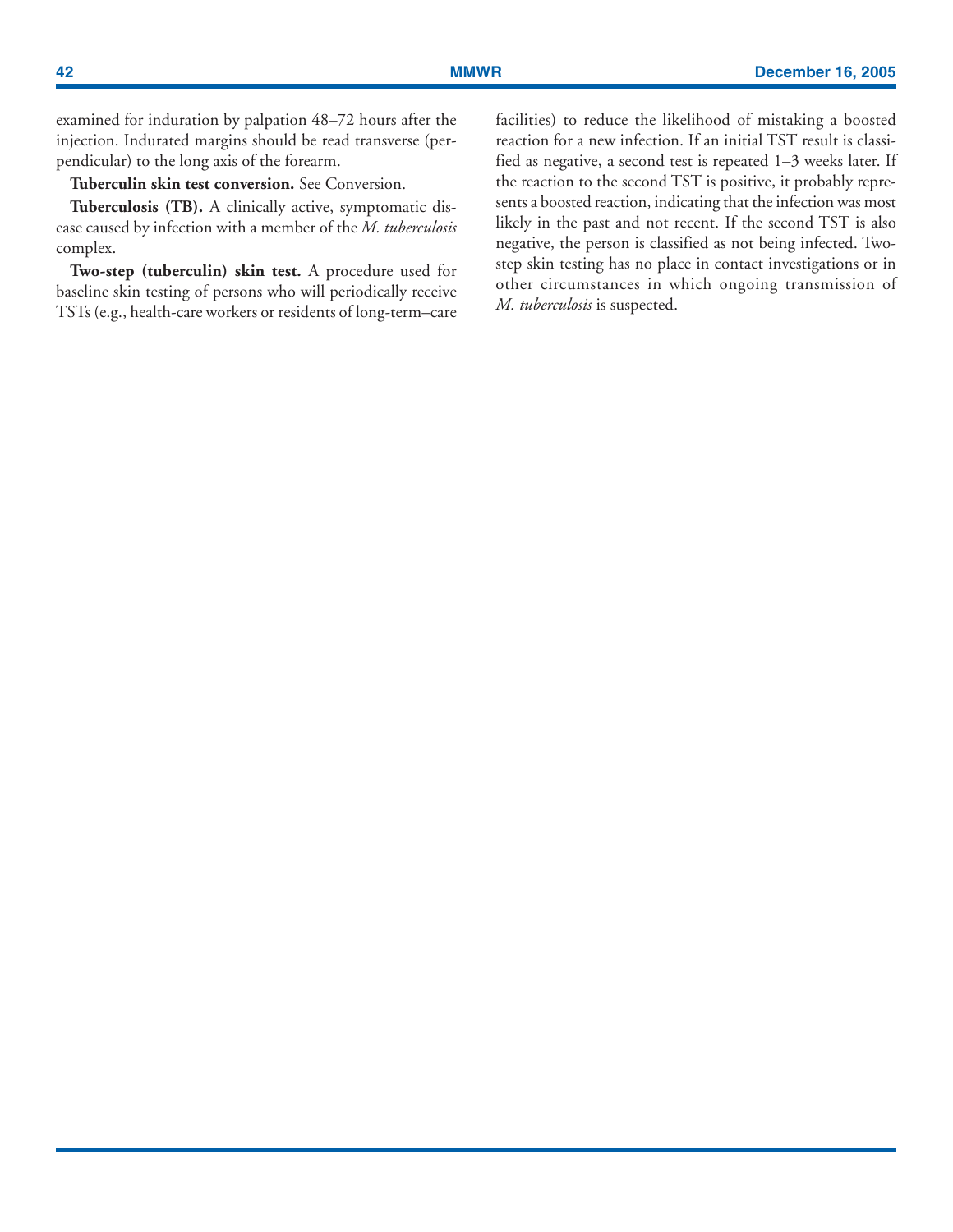examined for induration by palpation 48–72 hours after the injection. Indurated margins should be read transverse (perpendicular) to the long axis of the forearm.

**Tuberculin skin test conversion.** See Conversion.

**Tuberculosis (TB).** A clinically active, symptomatic disease caused by infection with a member of the *M. tuberculosis* complex.

**Two-step (tuberculin) skin test.** A procedure used for baseline skin testing of persons who will periodically receive TSTs (e.g., health-care workers or residents of long-term–care facilities) to reduce the likelihood of mistaking a boosted reaction for a new infection. If an initial TST result is classified as negative, a second test is repeated 1–3 weeks later. If the reaction to the second TST is positive, it probably represents a boosted reaction, indicating that the infection was most likely in the past and not recent. If the second TST is also negative, the person is classified as not being infected. Two-step skin testing has no place in contact investigations or in other circumstances in which ongoing transmission of *M. tuberculosis* is suspected.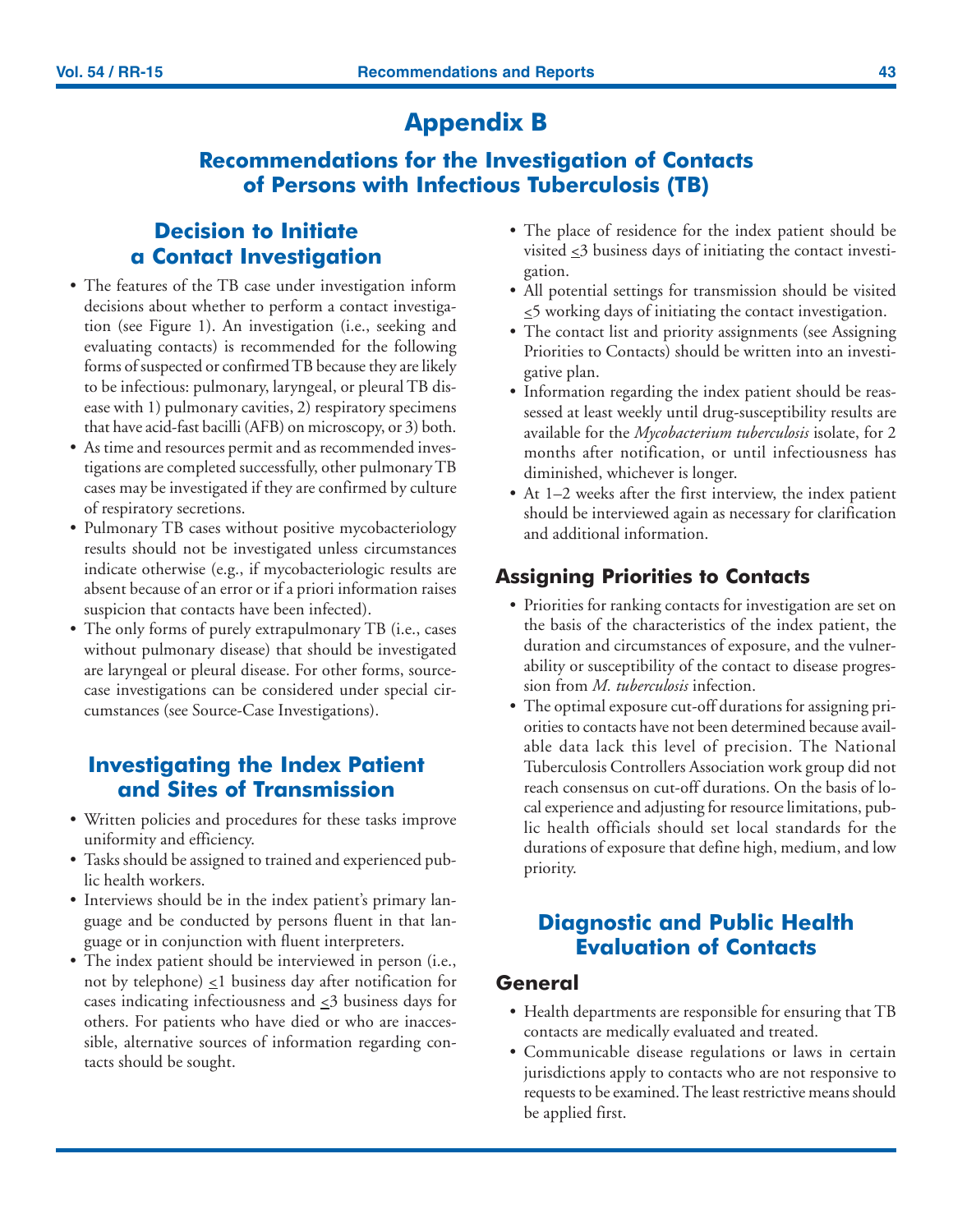# Appendix B

## Recommendations for the Investigation of Contacts of Persons with Infectious Tuberculosis (TB)

## Decision to Initiate a Contact Investigation

- The features of the TB case under investigation inform decisions about whether to perform a contact investigation (see Figure 1). An investigation (i.e., seeking and evaluating contacts) is recommended for the following forms of suspected or confirmed TB because they are likely to be infectious: pulmonary, laryngeal, or pleural TB disease with 1) pulmonary cavities, 2) respiratory specimens that have acid-fast bacilli (AFB) on microscopy, or 3) both.
- As time and resources permit and as recommended investigations are completed successfully, other pulmonary TB cases may be investigated if they are confirmed by culture of respiratory secretions.
- Pulmonary TB cases without positive mycobacteriology results should not be investigated unless circumstances indicate otherwise (e.g., if mycobacteriologic results are absent because of an error or if a priori information raises suspicion that contacts have been infected).
- The only forms of purely extrapulmonary TB (i.e., cases without pulmonary disease) that should be investigated are laryngeal or pleural disease. For other forms, source-case investigations can be considered under special circumstances (see Source-Case Investigations).

## Investigating the Index Patient and Sites of Transmission

- Written policies and procedures for these tasks improve uniformity and efficiency.
- Tasks should be assigned to trained and experienced public health workers.
- Interviews should be in the index patient's primary language and be conducted by persons fluent in that language or in conjunction with fluent interpreters.
- The index patient should be interviewed in person (i.e., not by telephone) ≤1 business day after notification for cases indicating infectiousness and ≤3 business days for others. For patients who have died or who are inaccessible, alternative sources of information regarding contacts should be sought.
- The place of residence for the index patient should be visited ≤3 business days of initiating the contact investigation.
- All potential settings for transmission should be visited ≤5 working days of initiating the contact investigation.
- The contact list and priority assignments (see Assigning Priorities to Contacts) should be written into an investigative plan.
- Information regarding the index patient should be reassessed at least weekly until drug-susceptibility results are available for the *Mycobacterium tuberculosis* isolate, for 2 months after notification, or until infectiousness has diminished, whichever is longer.
- At 1–2 weeks after the first interview, the index patient should be interviewed again as necessary for clarification and additional information.

### Assigning Priorities to Contacts

- Priorities for ranking contacts for investigation are set on the basis of the characteristics of the index patient, the duration and circumstances of exposure, and the vulnerability or susceptibility of the contact to disease progression from *M. tuberculosis* infection.
- The optimal exposure cut-off durations for assigning priorities to contacts have not been determined because available data lack this level of precision. The National Tuberculosis Controllers Association work group did not reach consensus on cut-off durations. On the basis of local experience and adjusting for resource limitations, public health officials should set local standards for the durations of exposure that define high, medium, and low priority.

## Diagnostic and Public Health Evaluation of Contacts

### General

- Health departments are responsible for ensuring that TB contacts are medically evaluated and treated.
- Communicable disease regulations or laws in certain jurisdictions apply to contacts who are not responsive to requests to be examined. The least restrictive means should be applied first.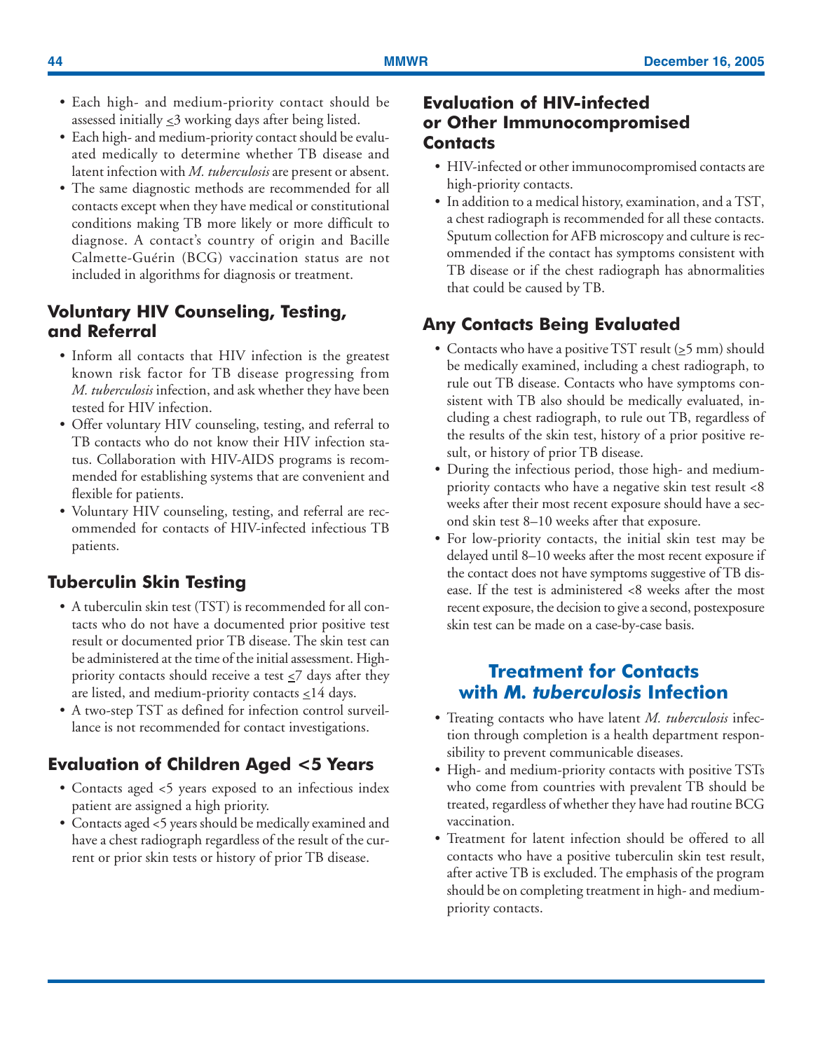- Each high- and medium-priority contact should be assessed initially ≤3 working days after being listed.
- Each high- and medium-priority contact should be evaluated medically to determine whether TB disease and latent infection with *M. tuberculosis* are present or absent.
- The same diagnostic methods are recommended for all contacts except when they have medical or constitutional conditions making TB more likely or more difficult to diagnose. A contact's country of origin and Bacille Calmette-Guérin (BCG) vaccination status are not included in algorithms for diagnosis or treatment.

### Voluntary HIV Counseling, Testing, and Referral

- Inform all contacts that HIV infection is the greatest known risk factor for TB disease progressing from *M. tuberculosis* infection, and ask whether they have been tested for HIV infection.
- Offer voluntary HIV counseling, testing, and referral to TB contacts who do not know their HIV infection status. Collaboration with HIV-AIDS programs is recommended for establishing systems that are convenient and flexible for patients.
- Voluntary HIV counseling, testing, and referral are recommended for contacts of HIV-infected infectious TB patients.

### Tuberculin Skin Testing

- A tuberculin skin test (TST) is recommended for all contacts who do not have a documented prior positive test result or documented prior TB disease. The skin test can be administered at the time of the initial assessment. High-priority contacts should receive a test ≤7 days after they are listed, and medium-priority contacts ≤14 days.
- A two-step TST as defined for infection control surveillance is not recommended for contact investigations.

### Evaluation of Children Aged <5 Years

- Contacts aged <5 years exposed to an infectious index patient are assigned a high priority.
- Contacts aged <5 years should be medically examined and have a chest radiograph regardless of the result of the current or prior skin tests or history of prior TB disease.

### Evaluation of HIV-infected or Other Immunocompromised Contacts

- HIV-infected or other immunocompromised contacts are high-priority contacts.
- In addition to a medical history, examination, and a TST, a chest radiograph is recommended for all these contacts. Sputum collection for AFB microscopy and culture is recommended if the contact has symptoms consistent with TB disease or if the chest radiograph has abnormalities that could be caused by TB.

### Any Contacts Being Evaluated

- Contacts who have a positive TST result (≥5 mm) should be medically examined, including a chest radiograph, to rule out TB disease. Contacts who have symptoms consistent with TB also should be medically evaluated, including a chest radiograph, to rule out TB, regardless of the results of the skin test, history of a prior positive result, or history of prior TB disease.
- During the infectious period, those high- and medium-priority contacts who have a negative skin test result <8 weeks after their most recent exposure should have a second skin test 8–10 weeks after that exposure.
- For low-priority contacts, the initial skin test may be delayed until 8–10 weeks after the most recent exposure if the contact does not have symptoms suggestive of TB disease. If the test is administered <8 weeks after the most recent exposure, the decision to give a second, postexposure skin test can be made on a case-by-case basis.

## Treatment for Contacts with *M. tuberculosis* Infection

- Treating contacts who have latent *M. tuberculosis* infection through completion is a health department responsibility to prevent communicable diseases.
- High- and medium-priority contacts with positive TSTs who come from countries with prevalent TB should be treated, regardless of whether they have had routine BCG vaccination.
- Treatment for latent infection should be offered to all contacts who have a positive tuberculin skin test result, after active TB is excluded. The emphasis of the program should be on completing treatment in high- and medium-priority contacts.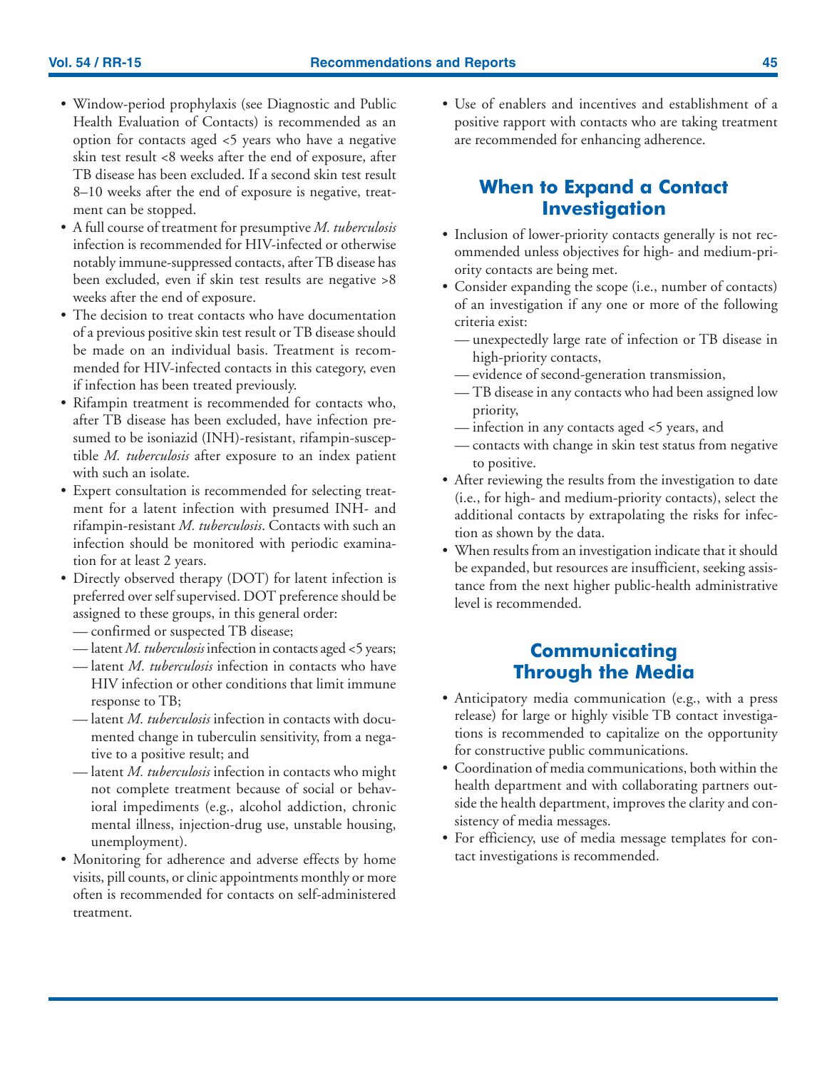- Window-period prophylaxis (see Diagnostic and Public Health Evaluation of Contacts) is recommended as an option for contacts aged <5 years who have a negative skin test result <8 weeks after the end of exposure, after TB disease has been excluded. If a second skin test result 8–10 weeks after the end of exposure is negative, treatment can be stopped.
- A full course of treatment for presumptive *M. tuberculosis* infection is recommended for HIV-infected or otherwise notably immune-suppressed contacts, after TB disease has been excluded, even if skin test results are negative >8 weeks after the end of exposure.
- The decision to treat contacts who have documentation of a previous positive skin test result or TB disease should be made on an individual basis. Treatment is recommended for HIV-infected contacts in this category, even if infection has been treated previously.
- Rifampin treatment is recommended for contacts who, after TB disease has been excluded, have infection presumed to be isoniazid (INH)-resistant, rifampin-susceptible *M. tuberculosis* after exposure to an index patient with such an isolate.
- Expert consultation is recommended for selecting treatment for a latent infection with presumed INH- and rifampin-resistant *M. tuberculosis*. Contacts with such an infection should be monitored with periodic examination for at least 2 years.
- Directly observed therapy (DOT) for latent infection is preferred over self supervised. DOT preference should be assigned to these groups, in this general order:
  - — confirmed or suspected TB disease;
  - — latent *M. tuberculosis* infection in contacts aged <5 years;
  - — latent *M. tuberculosis* infection in contacts who have HIV infection or other conditions that limit immune response to TB;
  - — latent *M. tuberculosis* infection in contacts with documented change in tuberculin sensitivity, from a negative to a positive result; and
  - — latent *M. tuberculosis* infection in contacts who might not complete treatment because of social or behavioral impediments (e.g., alcohol addiction, chronic mental illness, injection-drug use, unstable housing, unemployment).
- Monitoring for adherence and adverse effects by home visits, pill counts, or clinic appointments monthly or more often is recommended for contacts on self-administered treatment.
- Use of enablers and incentives and establishment of a positive rapport with contacts who are taking treatment are recommended for enhancing adherence.

## When to Expand a Contact Investigation

- Inclusion of lower-priority contacts generally is not recommended unless objectives for high- and medium-priority contacts are being met.
- Consider expanding the scope (i.e., number of contacts) of an investigation if any one or more of the following criteria exist:
  - — unexpectedly large rate of infection or TB disease in high-priority contacts,
  - — evidence of second-generation transmission,
  - — TB disease in any contacts who had been assigned low priority,
  - — infection in any contacts aged <5 years, and
  - — contacts with change in skin test status from negative to positive.
- After reviewing the results from the investigation to date (i.e., for high- and medium-priority contacts), select the additional contacts by extrapolating the risks for infection as shown by the data.
- When results from an investigation indicate that it should be expanded, but resources are insufficient, seeking assistance from the next higher public-health administrative level is recommended.

## Communicating Through the Media

- Anticipatory media communication (e.g., with a press release) for large or highly visible TB contact investigations is recommended to capitalize on the opportunity for constructive public communications.
- Coordination of media communications, both within the health department and with collaborating partners outside the health department, improves the clarity and consistency of media messages.
- For efficiency, use of media message templates for contact investigations is recommended.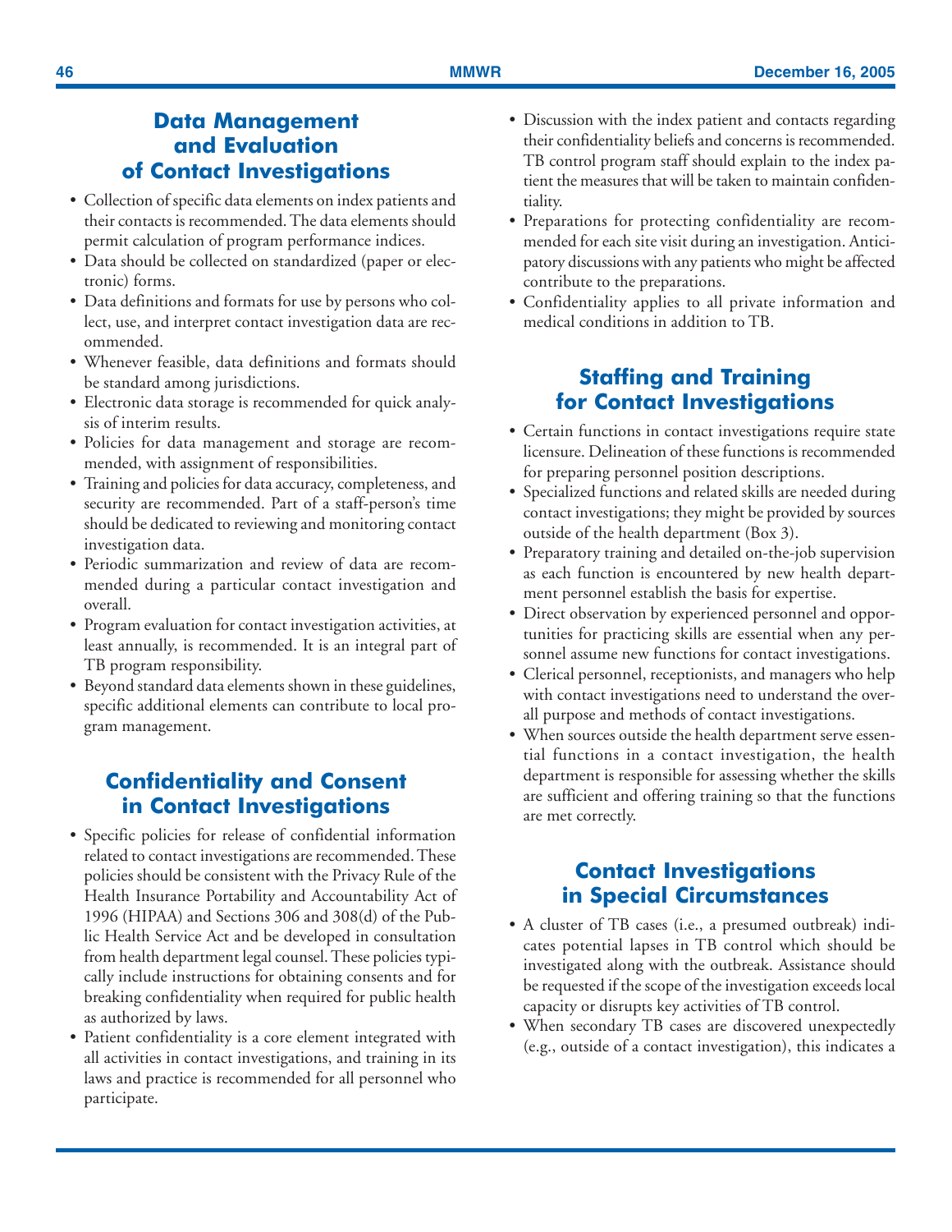## Data Management and Evaluation of Contact Investigations

- Collection of specific data elements on index patients and their contacts is recommended. The data elements should permit calculation of program performance indices.
- Data should be collected on standardized (paper or electronic) forms.
- Data definitions and formats for use by persons who collect, use, and interpret contact investigation data are recommended.
- Whenever feasible, data definitions and formats should be standard among jurisdictions.
- Electronic data storage is recommended for quick analysis of interim results.
- Policies for data management and storage are recommended, with assignment of responsibilities.
- Training and policies for data accuracy, completeness, and security are recommended. Part of a staff-person's time should be dedicated to reviewing and monitoring contact investigation data.
- Periodic summarization and review of data are recommended during a particular contact investigation and overall.
- Program evaluation for contact investigation activities, at least annually, is recommended. It is an integral part of TB program responsibility.
- Beyond standard data elements shown in these guidelines, specific additional elements can contribute to local program management.

## Confidentiality and Consent in Contact Investigations

- Specific policies for release of confidential information related to contact investigations are recommended. These policies should be consistent with the Privacy Rule of the Health Insurance Portability and Accountability Act of 1996 (HIPAA) and Sections 306 and 308(d) of the Public Health Service Act and be developed in consultation from health department legal counsel. These policies typically include instructions for obtaining consents and for breaking confidentiality when required for public health as authorized by laws.
- Patient confidentiality is a core element integrated with all activities in contact investigations, and training in its laws and practice is recommended for all personnel who participate.
- Discussion with the index patient and contacts regarding their confidentiality beliefs and concerns is recommended. TB control program staff should explain to the index patient the measures that will be taken to maintain confidentiality.
- Preparations for protecting confidentiality are recommended for each site visit during an investigation. Anticipatory discussions with any patients who might be affected contribute to the preparations.
- Confidentiality applies to all private information and medical conditions in addition to TB.

## Staffing and Training for Contact Investigations

- Certain functions in contact investigations require state licensure. Delineation of these functions is recommended for preparing personnel position descriptions.
- Specialized functions and related skills are needed during contact investigations; they might be provided by sources outside of the health department (Box 3).
- Preparatory training and detailed on-the-job supervision as each function is encountered by new health department personnel establish the basis for expertise.
- Direct observation by experienced personnel and opportunities for practicing skills are essential when any personnel assume new functions for contact investigations.
- Clerical personnel, receptionists, and managers who help with contact investigations need to understand the overall purpose and methods of contact investigations.
- When sources outside the health department serve essential functions in a contact investigation, the health department is responsible for assessing whether the skills are sufficient and offering training so that the functions are met correctly.

## Contact Investigations in Special Circumstances

- A cluster of TB cases (i.e., a presumed outbreak) indicates potential lapses in TB control which should be investigated along with the outbreak. Assistance should be requested if the scope of the investigation exceeds local capacity or disrupts key activities of TB control.
- When secondary TB cases are discovered unexpectedly (e.g., outside of a contact investigation), this indicates a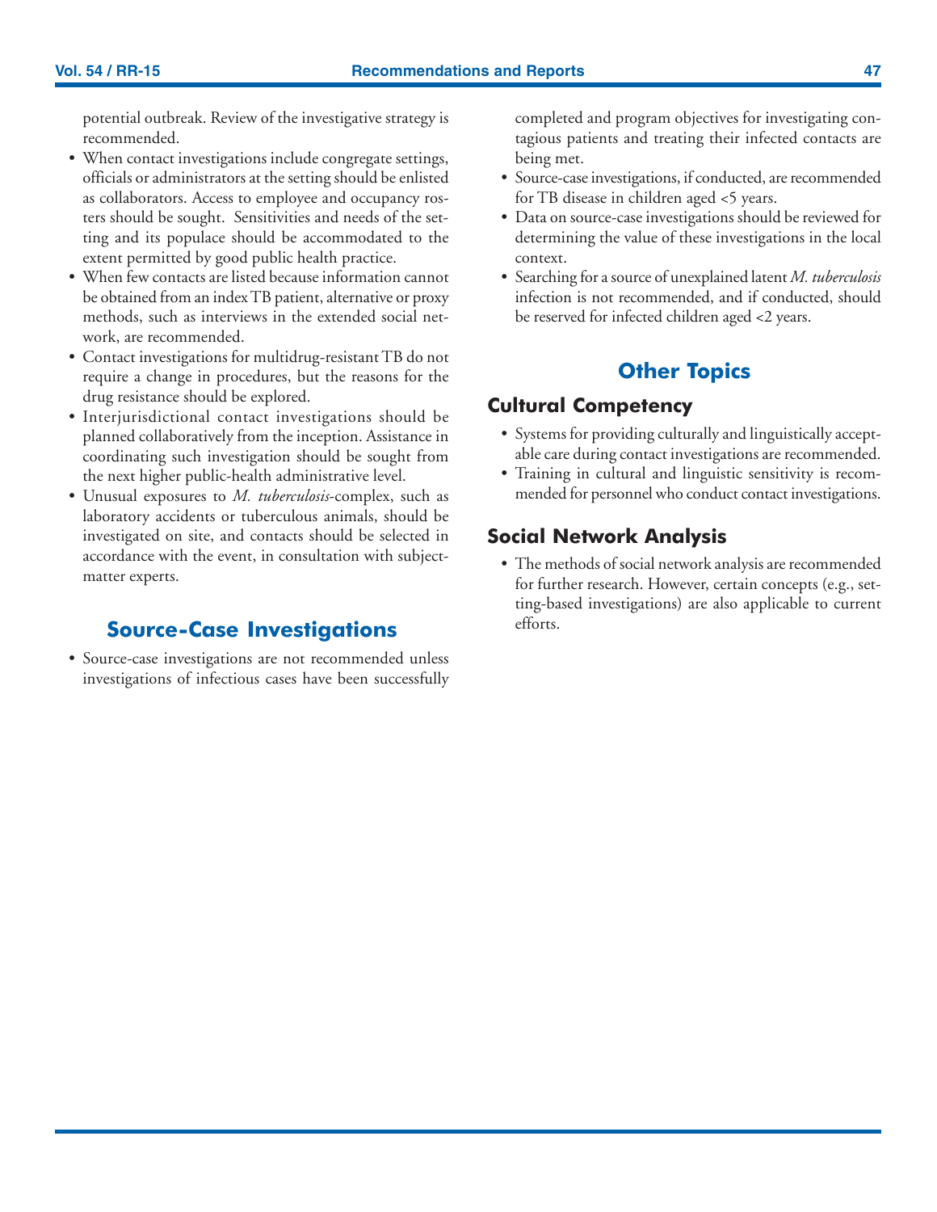potential outbreak. Review of the investigative strategy is recommended.

- When contact investigations include congregate settings, officials or administrators at the setting should be enlisted as collaborators. Access to employee and occupancy rosters should be sought. Sensitivities and needs of the setting and its populace should be accommodated to the extent permitted by good public health practice.
- When few contacts are listed because information cannot be obtained from an index TB patient, alternative or proxy methods, such as interviews in the extended social network, are recommended.
- Contact investigations for multidrug-resistant TB do not require a change in procedures, but the reasons for the drug resistance should be explored.
- Interjurisdictional contact investigations should be planned collaboratively from the inception. Assistance in coordinating such investigation should be sought from the next higher public-health administrative level.
- Unusual exposures to *M. tuberculosis*-complex, such as laboratory accidents or tuberculous animals, should be investigated on site, and contacts should be selected in accordance with the event, in consultation with subject-matter experts.

## Source-Case Investigations

- Source-case investigations are not recommended unless investigations of infectious cases have been successfully completed and program objectives for investigating contagious patients and treating their infected contacts are being met.
- Source-case investigations, if conducted, are recommended for TB disease in children aged <5 years.
- Data on source-case investigations should be reviewed for determining the value of these investigations in the local context.
- Searching for a source of unexplained latent *M. tuberculosis* infection is not recommended, and if conducted, should be reserved for infected children aged <2 years.

## Other Topics

### Cultural Competency

- Systems for providing culturally and linguistically acceptable care during contact investigations are recommended.
- Training in cultural and linguistic sensitivity is recommended for personnel who conduct contact investigations.

### Social Network Analysis

- The methods of social network analysis are recommended for further research. However, certain concepts (e.g., setting-based investigations) are also applicable to current efforts.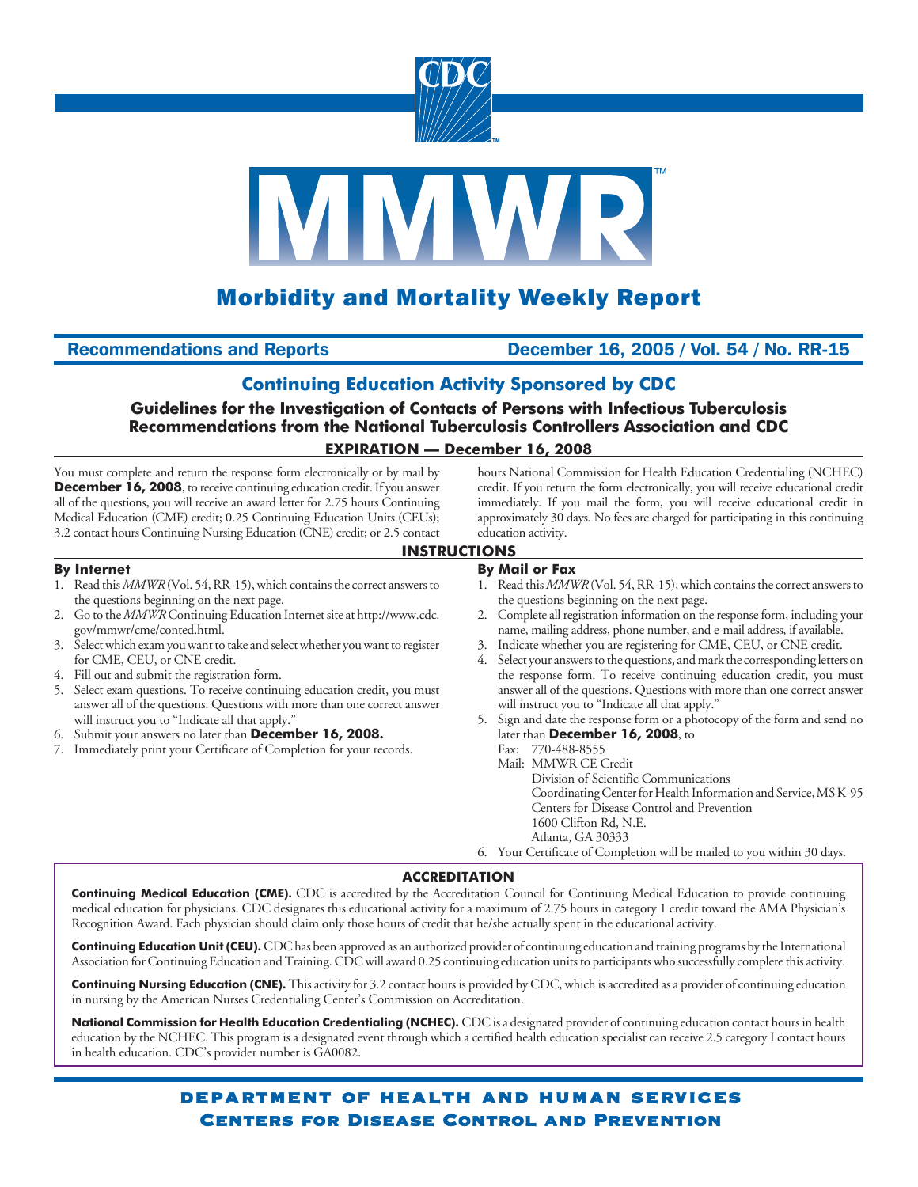# Morbidity and Mortality Weekly Report

**Recommendations and Reports** — **December 16, 2005 / Vol. 54 / No. RR-15**

## Continuing Education Activity Sponsored by CDC

### Guidelines for the Investigation of Contacts of Persons with Infectious Tuberculosis Recommendations from the National Tuberculosis Controllers Association and CDC

**EXPIRATION — December 16, 2008**

You must complete and return the response form electronically or by mail by **December 16, 2008**, to receive continuing education credit. If you answer all of the questions, you will receive an award letter for 2.75 hours Continuing Medical Education (CME) credit; 0.25 Continuing Education Units (CEUs); 3.2 contact hours Continuing Nursing Education (CNE) credit; or 2.5 contact hours National Commission for Health Education Credentialing (NCHEC) credit. If you return the form electronically, you will receive educational credit immediately. If you mail the form, you will receive educational credit in approximately 30 days. No fees are charged for participating in this continuing education activity.

## INSTRUCTIONS

### By Internet

1. Read this *MMWR* (Vol. 54, RR-15), which contains the correct answers to the questions beginning on the next page.
2. Go to the *MMWR* Continuing Education Internet site at http://www.cdc.gov/mmwr/cme/conted.html.
3. Select which exam you want to take and select whether you want to register for CME, CEU, or CNE credit.
4. Fill out and submit the registration form.
5. Select exam questions. To receive continuing education credit, you must answer all of the questions. Questions with more than one correct answer will instruct you to "Indicate all that apply."
6. Submit your answers no later than **December 16, 2008.**
7. Immediately print your Certificate of Completion for your records.

### By Mail or Fax

1. Read this *MMWR* (Vol. 54, RR-15), which contains the correct answers to the questions beginning on the next page.
2. Complete all registration information on the response form, including your name, mailing address, phone number, and e-mail address, if available.
3. Indicate whether you are registering for CME, CEU, or CNE credit.
4. Select your answers to the questions, and mark the corresponding letters on the response form. To receive continuing education credit, you must answer all of the questions. Questions with more than one correct answer will instruct you to "Indicate all that apply."
5. Sign and date the response form or a photocopy of the form and send no later than **December 16, 2008**, to
   Fax: 770-488-8555
   Mail: MMWR CE Credit
   Division of Scientific Communications
   Coordinating Center for Health Information and Service, MS K-95
   Centers for Disease Control and Prevention
   1600 Clifton Rd, N.E.
   Atlanta, GA 30333
6. Your Certificate of Completion will be mailed to you within 30 days.

## ACCREDITATION

**Continuing Medical Education (CME).** CDC is accredited by the Accreditation Council for Continuing Medical Education to provide continuing medical education for physicians. CDC designates this educational activity for a maximum of 2.75 hours in category 1 credit toward the AMA Physician's Recognition Award. Each physician should claim only those hours of credit that he/she actually spent in the educational activity.

**Continuing Education Unit (CEU).** CDC has been approved as an authorized provider of continuing education and training programs by the International Association for Continuing Education and Training. CDC will award 0.25 continuing education units to participants who successfully complete this activity.

**Continuing Nursing Education (CNE).** This activity for 3.2 contact hours is provided by CDC, which is accredited as a provider of continuing education in nursing by the American Nurses Credentialing Center's Commission on Accreditation.

**National Commission for Health Education Credentialing (NCHEC).** CDC is a designated provider of continuing education contact hours in health education by the NCHEC. This program is a designated event through which a certified health education specialist can receive 2.5 category I contact hours in health education. CDC's provider number is GA0082.

**DEPARTMENT OF HEALTH AND HUMAN SERVICES**
**CENTERS FOR DISEASE CONTROL AND PREVENTION**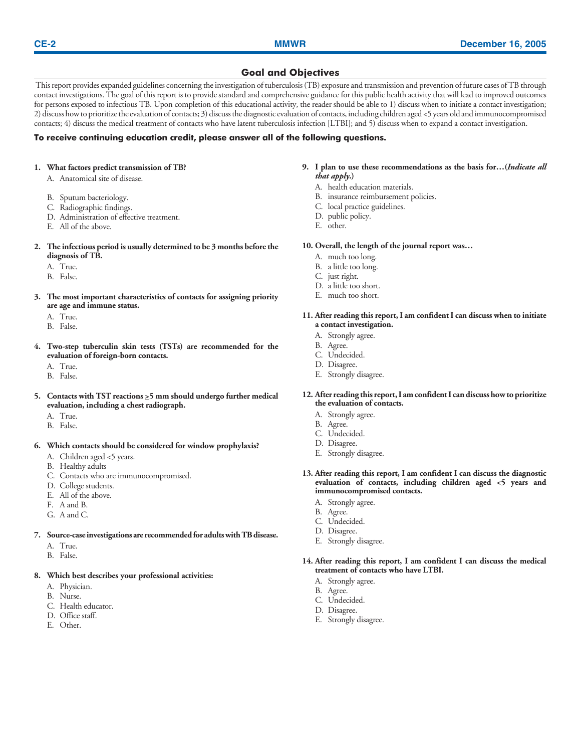## Goal and Objectives

This report provides expanded guidelines concerning the investigation of tuberculosis (TB) exposure and transmission and prevention of future cases of TB through contact investigations. The goal of this report is to provide standard and comprehensive guidance for this public health activity that will lead to improved outcomes for persons exposed to infectious TB. Upon completion of this educational activity, the reader should be able to 1) discuss when to initiate a contact investigation; 2) discuss how to prioritize the evaluation of contacts; 3) discuss the diagnostic evaluation of contacts, including children aged <5 years old and immunocompromised contacts; 4) discuss the medical treatment of contacts who have latent tuberculosis infection [LTBI]; and 5) discuss when to expand a contact investigation.

**To receive continuing education credit, please answer all of the following questions.**

**1. What factors predict transmission of TB?**
- A. Anatomical site of disease.
- B. Sputum bacteriology.
- C. Radiographic findings.
- D. Administration of effective treatment.
- E. All of the above.

**2. The infectious period is usually determined to be 3 months before the diagnosis of TB.**
- A. True.
- B. False.

**3. The most important characteristics of contacts for assigning priority are age and immune status.**
- A. True.
- B. False.

**4. Two-step tuberculin skin tests (TSTs) are recommended for the evaluation of foreign-born contacts.**
- A. True.
- B. False.

**5. Contacts with TST reactions ≥5 mm should undergo further medical evaluation, including a chest radiograph.**
- A. True.
- B. False.

**6. Which contacts should be considered for window prophylaxis?**
- A. Children aged <5 years.
- B. Healthy adults
- C. Contacts who are immunocompromised.
- D. College students.
- E. All of the above.
- F. A and B.
- G. A and C.

**7. Source-case investigations are recommended for adults with TB disease.**
- A. True.
- B. False.

**8. Which best describes your professional activities:**
- A. Physician.
- B. Nurse.
- C. Health educator.
- D. Office staff.
- E. Other.

**9. I plan to use these recommendations as the basis for…(*Indicate all that apply.*)**
- A. health education materials.
- B. insurance reimbursement policies.
- C. local practice guidelines.
- D. public policy.
- E. other.

**10. Overall, the length of the journal report was…**
- A. much too long.
- B. a little too long.
- C. just right.
- D. a little too short.
- E. much too short.

**11. After reading this report, I am confident I can discuss when to initiate a contact investigation.**
- A. Strongly agree.
- B. Agree.
- C. Undecided.
- D. Disagree.
- E. Strongly disagree.

**12. After reading this report, I am confident I can discuss how to prioritize the evaluation of contacts.**
- A. Strongly agree.
- B. Agree.
- C. Undecided.
- D. Disagree.
- E. Strongly disagree.

**13. After reading this report, I am confident I can discuss the diagnostic evaluation of contacts, including children aged <5 years and immunocompromised contacts.**
- A. Strongly agree.
- B. Agree.
- C. Undecided.
- D. Disagree.
- E. Strongly disagree.

**14. After reading this report, I am confident I can discuss the medical treatment of contacts who have LTBI.**
- A. Strongly agree.
- B. Agree.
- C. Undecided.
- D. Disagree.
- E. Strongly disagree.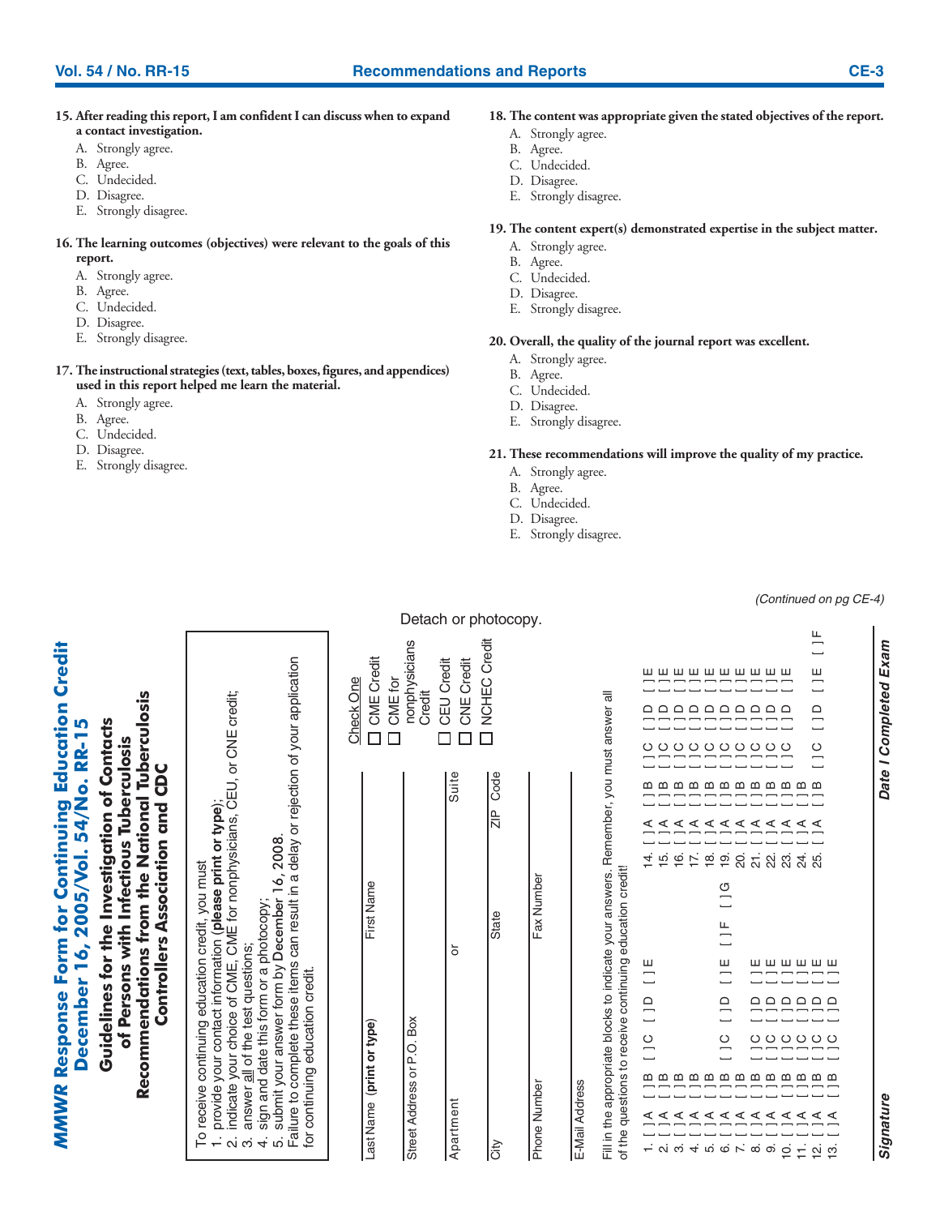**15. After reading this report, I am confident I can discuss when to expand a contact investigation.**

A. Strongly agree.
B. Agree.
C. Undecided.
D. Disagree.
E. Strongly disagree.

**16. The learning outcomes (objectives) were relevant to the goals of this report.**

A. Strongly agree.
B. Agree.
C. Undecided.
D. Disagree.
E. Strongly disagree.

**17. The instructional strategies (text, tables, boxes, figures, and appendices) used in this report helped me learn the material.**

A. Strongly agree.
B. Agree.
C. Undecided.
D. Disagree.
E. Strongly disagree.

**18. The content was appropriate given the stated objectives of the report.**

A. Strongly agree.
B. Agree.
C. Undecided.
D. Disagree.
E. Strongly disagree.

**19. The content expert(s) demonstrated expertise in the subject matter.**

A. Strongly agree.
B. Agree.
C. Undecided.
D. Disagree.
E. Strongly disagree.

**20. Overall, the quality of the journal report was excellent.**

A. Strongly agree.
B. Agree.
C. Undecided.
D. Disagree.
E. Strongly disagree.

**21. These recommendations will improve the quality of my practice.**

A. Strongly agree.
B. Agree.
C. Undecided.
D. Disagree.
E. Strongly disagree.

*(Continued on pg CE-4)*

Detach or photocopy.

# MMWR Response Form for Continuing Education Credit December 16, 2005/Vol. 54/No. RR-15

## Guidelines for the Investigation of Contacts of Persons with Infectious Tuberculosis Recommendations from the National Tuberculosis Controllers Association and CDC

To receive continuing education credit, you must
1. provide your contact information (**please print or type**);
2. indicate your choice of CME, CME for nonphysicians, CEU, or CNE credit;
3. answer all of the test questions;
4. sign and date this form or a photocopy;
5. submit your answer form by December 16, 2008.

Failure to complete these items can result in a delay or rejection of your application for continuing education credit.

Last Name **(print or type)** | First Name

Street Address or P.O. Box

Apartment or Suite

City | State | ZIP Code

Phone Number | Fax Number

E-Mail Address

Check One
- [ ] CME Credit
- [ ] CME for nonphysicians Credit
- [ ] CEU Credit
- [ ] CNE Credit
- [ ] NCHEC Credit

Fill in the appropriate blocks to indicate your answers. Remember, you must answer all of the questions to receive continuing education credit!

1. [ ] A [ ] B [ ] C [ ] D [ ] E
2. [ ] A [ ] B
3. [ ] A [ ] B
4. [ ] A [ ] B
5. [ ] A [ ] B
6. [ ] A [ ] B [ ] C [ ] D [ ] E [ ] F [ ] G
7. [ ] A [ ] B
8. [ ] A [ ] B [ ] C [ ] D [ ] E
9. [ ] A [ ] B [ ] C [ ] D [ ] E
10. [ ] A [ ] B [ ] C [ ] D [ ] E
11. [ ] A [ ] B [ ] C [ ] D [ ] E
12. [ ] A [ ] B [ ] C [ ] D [ ] E
13. [ ] A [ ] B [ ] C [ ] D [ ] E
14. [ ] A [ ] B [ ] C [ ] D [ ] E
15. [ ] A [ ] B [ ] C [ ] D [ ] E
16. [ ] A [ ] B [ ] C [ ] D [ ] E
17. [ ] A [ ] B [ ] C [ ] D [ ] E
18. [ ] A [ ] B [ ] C [ ] D [ ] E
19. [ ] A [ ] B [ ] C [ ] D [ ] E
20. [ ] A [ ] B [ ] C [ ] D [ ] E
21. [ ] A [ ] B [ ] C [ ] D [ ] E
22. [ ] A [ ] B [ ] C [ ] D [ ] E
23. [ ] A [ ] B [ ] C [ ] D [ ] E
24. [ ] A [ ] B
25. [ ] A [ ] B [ ] C [ ] D [ ] E [ ] F

***Signature*** | ***Date I Completed Exam***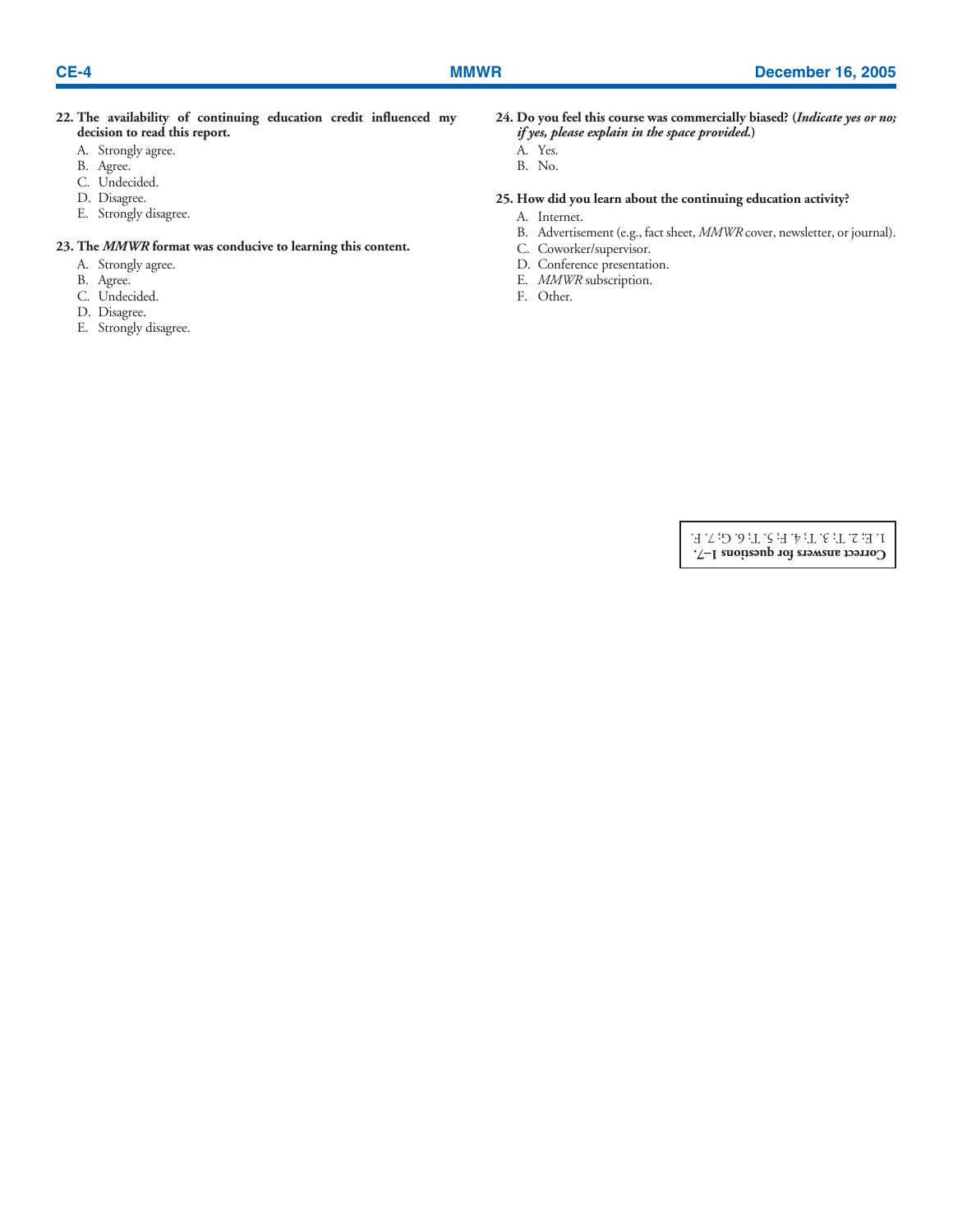**22. The availability of continuing education credit influenced my decision to read this report.**

A. Strongly agree.
B. Agree.
C. Undecided.
D. Disagree.
E. Strongly disagree.

**23. The *MMWR* format was conducive to learning this content.**

A. Strongly agree.
B. Agree.
C. Undecided.
D. Disagree.
E. Strongly disagree.

**24. Do you feel this course was commercially biased? (*Indicate yes or no; if yes, please explain in the space provided.*)**

A. Yes.
B. No.

**25. How did you learn about the continuing education activity?**

A. Internet.
B. Advertisement (e.g., fact sheet, *MMWR* cover, newsletter, or journal).
C. Coworker/supervisor.
D. Conference presentation.
E. *MMWR* subscription.
F. Other.

**Correct answers for questions 1–7.**
1. E; 2. T; 3. T; 4. F; 5. T; 6. G; 7. F.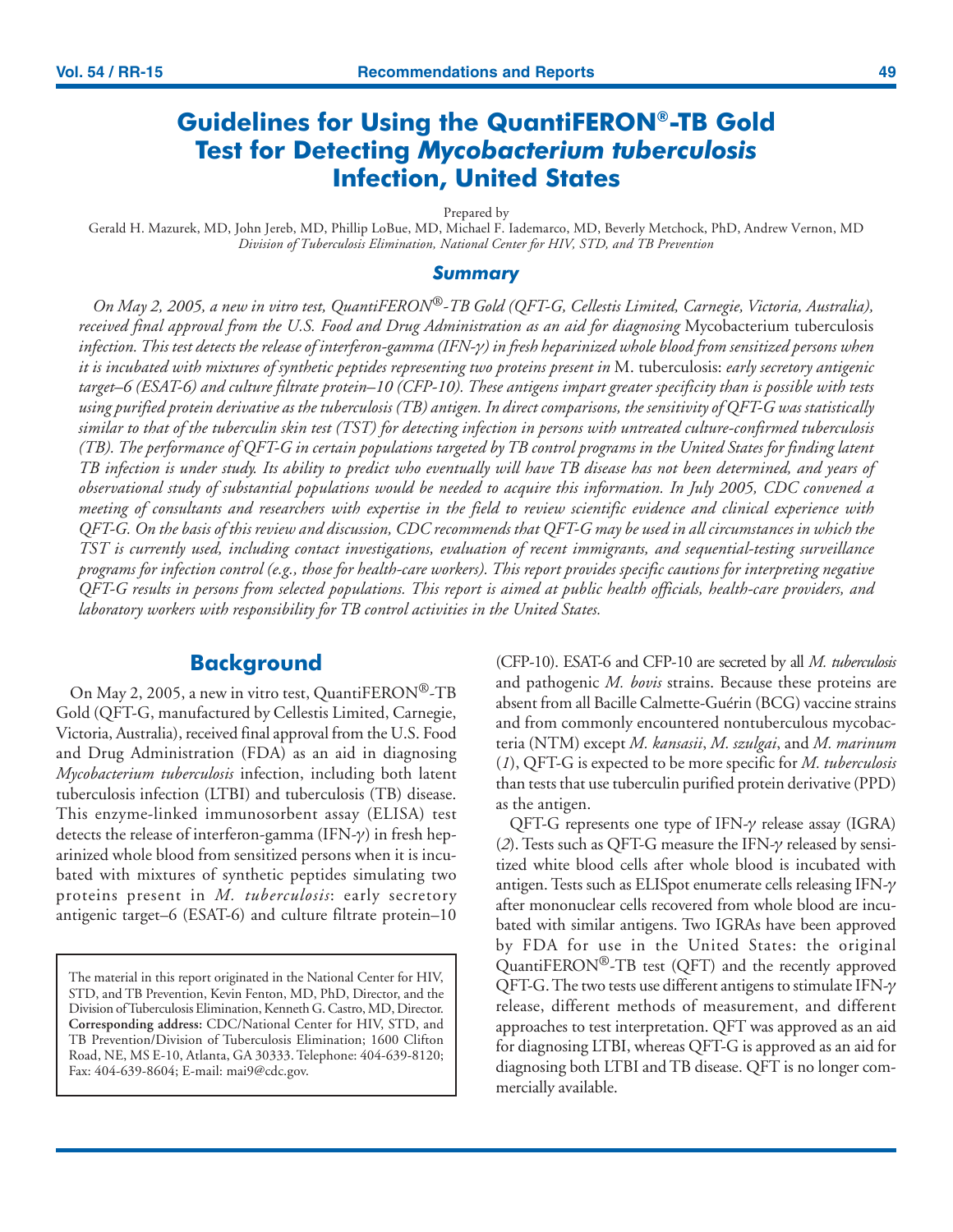# Guidelines for Using the QuantiFERON®-TB Gold Test for Detecting *Mycobacterium tuberculosis* Infection, United States

Prepared by

Gerald H. Mazurek, MD, John Jereb, MD, Phillip LoBue, MD, Michael F. Iademarco, MD, Beverly Metchock, PhD, Andrew Vernon, MD

*Division of Tuberculosis Elimination, National Center for HIV, STD, and TB Prevention*

## Summary

*On May 2, 2005, a new in vitro test, QuantiFERON®-TB Gold (QFT-G, Cellestis Limited, Carnegie, Victoria, Australia), received final approval from the U.S. Food and Drug Administration as an aid for diagnosing* Mycobacterium tuberculosis *infection. This test detects the release of interferon-gamma (IFN-γ) in fresh heparinized whole blood from sensitized persons when it is incubated with mixtures of synthetic peptides representing two proteins present in* M. tuberculosis: *early secretory antigenic target–6 (ESAT-6) and culture filtrate protein–10 (CFP-10). These antigens impart greater specificity than is possible with tests using purified protein derivative as the tuberculosis (TB) antigen. In direct comparisons, the sensitivity of QFT-G was statistically similar to that of the tuberculin skin test (TST) for detecting infection in persons with untreated culture-confirmed tuberculosis (TB). The performance of QFT-G in certain populations targeted by TB control programs in the United States for finding latent TB infection is under study. Its ability to predict who eventually will have TB disease has not been determined, and years of observational study of substantial populations would be needed to acquire this information. In July 2005, CDC convened a meeting of consultants and researchers with expertise in the field to review scientific evidence and clinical experience with QFT-G. On the basis of this review and discussion, CDC recommends that QFT-G may be used in all circumstances in which the TST is currently used, including contact investigations, evaluation of recent immigrants, and sequential-testing surveillance programs for infection control (e.g., those for health-care workers). This report provides specific cautions for interpreting negative QFT-G results in persons from selected populations. This report is aimed at public health officials, health-care providers, and laboratory workers with responsibility for TB control activities in the United States.*

## Background

On May 2, 2005, a new in vitro test, QuantiFERON®-TB Gold (QFT-G, manufactured by Cellestis Limited, Carnegie, Victoria, Australia), received final approval from the U.S. Food and Drug Administration (FDA) as an aid in diagnosing *Mycobacterium tuberculosis* infection, including both latent tuberculosis infection (LTBI) and tuberculosis (TB) disease. This enzyme-linked immunosorbent assay (ELISA) test detects the release of interferon-gamma (IFN-γ) in fresh heparinized whole blood from sensitized persons when it is incubated with mixtures of synthetic peptides simulating two proteins present in *M. tuberculosis*: early secretory antigenic target–6 (ESAT-6) and culture filtrate protein–10 (CFP-10). ESAT-6 and CFP-10 are secreted by all *M. tuberculosis* and pathogenic *M. bovis* strains. Because these proteins are absent from all Bacille Calmette-Guérin (BCG) vaccine strains and from commonly encountered nontuberculous mycobacteria (NTM) except *M. kansasii*, *M. szulgai*, and *M. marinum* (*1*), QFT-G is expected to be more specific for *M. tuberculosis* than tests that use tuberculin purified protein derivative (PPD) as the antigen.

QFT-G represents one type of IFN-γ release assay (IGRA) (*2*). Tests such as QFT-G measure the IFN-γ released by sensitized white blood cells after whole blood is incubated with antigen. Tests such as ELISpot enumerate cells releasing IFN-γ after mononuclear cells recovered from whole blood are incubated with similar antigens. Two IGRAs have been approved by FDA for use in the United States: the original QuantiFERON®-TB test (QFT) and the recently approved QFT-G. The two tests use different antigens to stimulate IFN-γ release, different methods of measurement, and different approaches to test interpretation. QFT was approved as an aid for diagnosing LTBI, whereas QFT-G is approved as an aid for diagnosing both LTBI and TB disease. QFT is no longer commercially available.

The material in this report originated in the National Center for HIV, STD, and TB Prevention, Kevin Fenton, MD, PhD, Director, and the Division of Tuberculosis Elimination, Kenneth G. Castro, MD, Director.
**Corresponding address:** CDC/National Center for HIV, STD, and TB Prevention/Division of Tuberculosis Elimination; 1600 Clifton Road, NE, MS E-10, Atlanta, GA 30333. Telephone: 404-639-8120; Fax: 404-639-8604; E-mail: mai9@cdc.gov.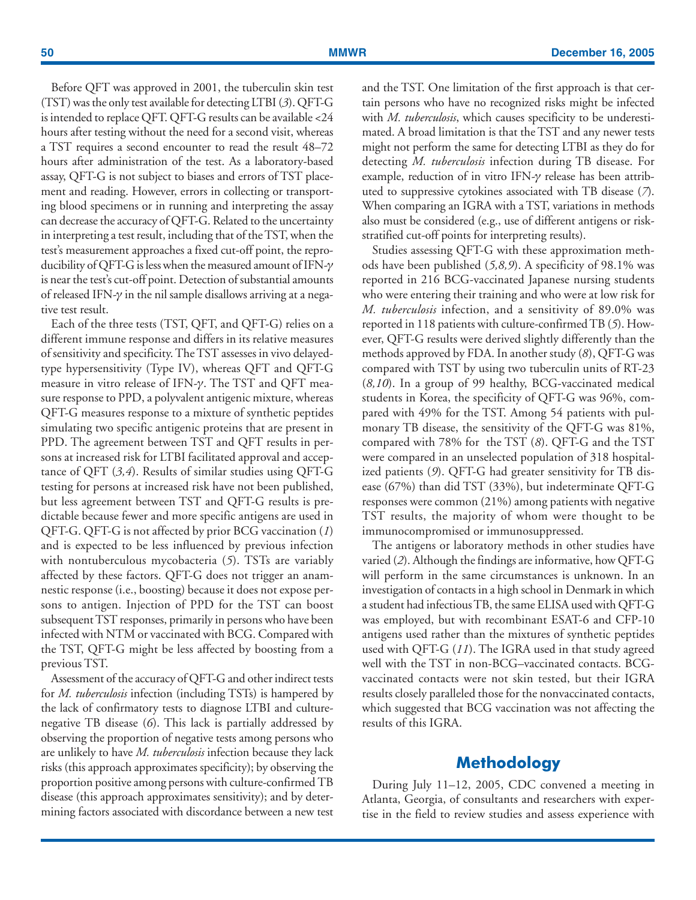Before QFT was approved in 2001, the tuberculin skin test (TST) was the only test available for detecting LTBI (*3*). QFT-G is intended to replace QFT. QFT-G results can be available <24 hours after testing without the need for a second visit, whereas a TST requires a second encounter to read the result 48–72 hours after administration of the test. As a laboratory-based assay, QFT-G is not subject to biases and errors of TST placement and reading. However, errors in collecting or transporting blood specimens or in running and interpreting the assay can decrease the accuracy of QFT-G. Related to the uncertainty in interpreting a test result, including that of the TST, when the test's measurement approaches a fixed cut-off point, the reproducibility of QFT-G is less when the measured amount of IFN-$\gamma$ is near the test's cut-off point. Detection of substantial amounts of released IFN-$\gamma$ in the nil sample disallows arriving at a negative test result.

Each of the three tests (TST, QFT, and QFT-G) relies on a different immune response and differs in its relative measures of sensitivity and specificity. The TST assesses in vivo delayed-type hypersensitivity (Type IV), whereas QFT and QFT-G measure in vitro release of IFN-$\gamma$. The TST and QFT measure response to PPD, a polyvalent antigenic mixture, whereas QFT-G measures response to a mixture of synthetic peptides simulating two specific antigenic proteins that are present in PPD. The agreement between TST and QFT results in persons at increased risk for LTBI facilitated approval and acceptance of QFT (*3,4*). Results of similar studies using QFT-G testing for persons at increased risk have not been published, but less agreement between TST and QFT-G results is predictable because fewer and more specific antigens are used in QFT-G. QFT-G is not affected by prior BCG vaccination (*1*) and is expected to be less influenced by previous infection with nontuberculous mycobacteria (*5*). TSTs are variably affected by these factors. QFT-G does not trigger an anamnestic response (i.e., boosting) because it does not expose persons to antigen. Injection of PPD for the TST can boost subsequent TST responses, primarily in persons who have been infected with NTM or vaccinated with BCG. Compared with the TST, QFT-G might be less affected by boosting from a previous TST.

Assessment of the accuracy of QFT-G and other indirect tests for *M. tuberculosis* infection (including TSTs) is hampered by the lack of confirmatory tests to diagnose LTBI and culture-negative TB disease (*6*). This lack is partially addressed by observing the proportion of negative tests among persons who are unlikely to have *M. tuberculosis* infection because they lack risks (this approach approximates specificity); by observing the proportion positive among persons with culture-confirmed TB disease (this approach approximates sensitivity); and by determining factors associated with discordance between a new test and the TST. One limitation of the first approach is that certain persons who have no recognized risks might be infected with *M. tuberculosis*, which causes specificity to be underestimated. A broad limitation is that the TST and any newer tests might not perform the same for detecting LTBI as they do for detecting *M. tuberculosis* infection during TB disease. For example, reduction of in vitro IFN-$\gamma$ release has been attributed to suppressive cytokines associated with TB disease (*7*). When comparing an IGRA with a TST, variations in methods also must be considered (e.g., use of different antigens or risk-stratified cut-off points for interpreting results).

Studies assessing QFT-G with these approximation methods have been published (*5,8,9*). A specificity of 98.1% was reported in 216 BCG-vaccinated Japanese nursing students who were entering their training and who were at low risk for *M. tuberculosis* infection, and a sensitivity of 89.0% was reported in 118 patients with culture-confirmed TB (*5*). However, QFT-G results were derived slightly differently than the methods approved by FDA. In another study (*8*), QFT-G was compared with TST by using two tuberculin units of RT-23 (*8,10*). In a group of 99 healthy, BCG-vaccinated medical students in Korea, the specificity of QFT-G was 96%, compared with 49% for the TST. Among 54 patients with pulmonary TB disease, the sensitivity of the QFT-G was 81%, compared with 78% for the TST (*8*). QFT-G and the TST were compared in an unselected population of 318 hospitalized patients (*9*). QFT-G had greater sensitivity for TB disease (67%) than did TST (33%), but indeterminate QFT-G responses were common (21%) among patients with negative TST results, the majority of whom were thought to be immunocompromised or immunosuppressed.

The antigens or laboratory methods in other studies have varied (*2*). Although the findings are informative, how QFT-G will perform in the same circumstances is unknown. In an investigation of contacts in a high school in Denmark in which a student had infectious TB, the same ELISA used with QFT-G was employed, but with recombinant ESAT-6 and CFP-10 antigens used rather than the mixtures of synthetic peptides used with QFT-G (*11*). The IGRA used in that study agreed well with the TST in non-BCG–vaccinated contacts. BCG-vaccinated contacts were not skin tested, but their IGRA results closely paralleled those for the nonvaccinated contacts, which suggested that BCG vaccination was not affecting the results of this IGRA.

## Methodology

During July 11–12, 2005, CDC convened a meeting in Atlanta, Georgia, of consultants and researchers with expertise in the field to review studies and assess experience with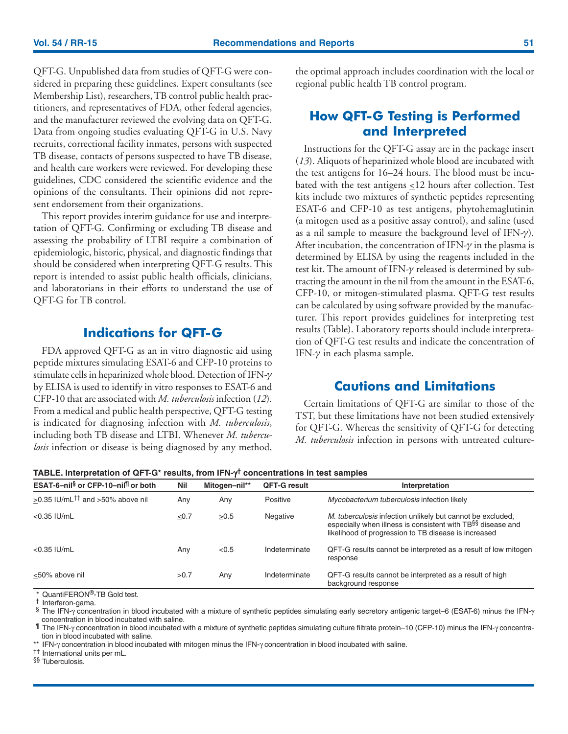QFT-G. Unpublished data from studies of QFT-G were considered in preparing these guidelines. Expert consultants (see Membership List), researchers, TB control public health practitioners, and representatives of FDA, other federal agencies, and the manufacturer reviewed the evolving data on QFT-G. Data from ongoing studies evaluating QFT-G in U.S. Navy recruits, correctional facility inmates, persons with suspected TB disease, contacts of persons suspected to have TB disease, and health care workers were reviewed. For developing these guidelines, CDC considered the scientific evidence and the opinions of the consultants. Their opinions did not represent endorsement from their organizations.

This report provides interim guidance for use and interpretation of QFT-G. Confirming or excluding TB disease and assessing the probability of LTBI require a combination of epidemiologic, historic, physical, and diagnostic findings that should be considered when interpreting QFT-G results. This report is intended to assist public health officials, clinicians, and laboratorians in their efforts to understand the use of QFT-G for TB control.

## Indications for QFT-G

FDA approved QFT-G as an in vitro diagnostic aid using peptide mixtures simulating ESAT-6 and CFP-10 proteins to stimulate cells in heparinized whole blood. Detection of IFN-$\gamma$ by ELISA is used to identify in vitro responses to ESAT-6 and CFP-10 that are associated with *M. tuberculosis* infection (*12*). From a medical and public health perspective, QFT-G testing is indicated for diagnosing infection with *M. tuberculosis*, including both TB disease and LTBI. Whenever *M. tuberculosis* infection or disease is being diagnosed by any method, the optimal approach includes coordination with the local or regional public health TB control program.

## How QFT-G Testing is Performed and Interpreted

Instructions for the QFT-G assay are in the package insert (*13*). Aliquots of heparinized whole blood are incubated with the test antigens for 16–24 hours. The blood must be incubated with the test antigens $\leq$12 hours after collection. Test kits include two mixtures of synthetic peptides representing ESAT-6 and CFP-10 as test antigens, phytohemaglutinin (a mitogen used as a positive assay control), and saline (used as a nil sample to measure the background level of IFN-$\gamma$). After incubation, the concentration of IFN-$\gamma$ in the plasma is determined by ELISA by using the reagents included in the test kit. The amount of IFN-$\gamma$ released is determined by subtracting the amount in the nil from the amount in the ESAT-6, CFP-10, or mitogen-stimulated plasma. QFT-G test results can be calculated by using software provided by the manufacturer. This report provides guidelines for interpreting test results (Table). Laboratory reports should include interpretation of QFT-G test results and indicate the concentration of IFN-$\gamma$ in each plasma sample.

## Cautions and Limitations

Certain limitations of QFT-G are similar to those of the TST, but these limitations have not been studied extensively for QFT-G. Whereas the sensitivity of QFT-G for detecting *M. tuberculosis* infection in persons with untreated culture-

**TABLE. Interpretation of QFT-G* results, from IFN-$\gamma$† concentrations in test samples**

| ESAT-6–nil§ or CFP-10–nil¶ or both | Nil | Mitogen–nil** | QFT-G result | Interpretation |
|---|---|---|---|---|
| $\geq$0.35 IU/mL†† and >50% above nil | Any | Any | Positive | *Mycobacterium tuberculosis* infection likely |
| <0.35 IU/mL | $\leq$0.7 | $\geq$0.5 | Negative | *M. tuberculosis* infection unlikely but cannot be excluded, especially when illness is consistent with TB§§ disease and likelihood of progression to TB disease is increased |
| <0.35 IU/mL | Any | <0.5 | Indeterminate | QFT-G results cannot be interpreted as a result of low mitogen response |
| $\leq$50% above nil | >0.7 | Any | Indeterminate | QFT-G results cannot be interpreted as a result of high background response |

\* QuantiFERON®-TB Gold test.
† Interferon-gama.
§ The IFN-$\gamma$ concentration in blood incubated with a mixture of synthetic peptides simulating early secretory antigenic target–6 (ESAT-6) minus the IFN-$\gamma$ concentration in blood incubated with saline.
¶ The IFN-$\gamma$ concentration in blood incubated with a mixture of synthetic peptides simulating culture filtrate protein–10 (CFP-10) minus the IFN-$\gamma$ concentration in blood incubated with saline.
** IFN-$\gamma$ concentration in blood incubated with mitogen minus the IFN-$\gamma$ concentration in blood incubated with saline.
†† International units per mL.
§§ Tuberculosis.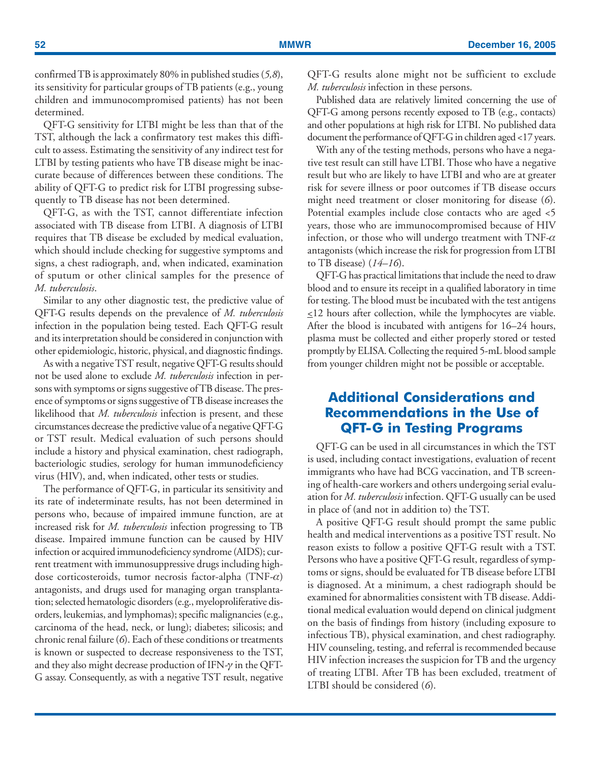confirmed TB is approximately 80% in published studies (*5,8*), its sensitivity for particular groups of TB patients (e.g., young children and immunocompromised patients) has not been determined.

QFT-G sensitivity for LTBI might be less than that of the TST, although the lack a confirmatory test makes this difficult to assess. Estimating the sensitivity of any indirect test for LTBI by testing patients who have TB disease might be inaccurate because of differences between these conditions. The ability of QFT-G to predict risk for LTBI progressing subsequently to TB disease has not been determined.

QFT-G, as with the TST, cannot differentiate infection associated with TB disease from LTBI. A diagnosis of LTBI requires that TB disease be excluded by medical evaluation, which should include checking for suggestive symptoms and signs, a chest radiograph, and, when indicated, examination of sputum or other clinical samples for the presence of *M. tuberculosis*.

Similar to any other diagnostic test, the predictive value of QFT-G results depends on the prevalence of *M. tuberculosis* infection in the population being tested. Each QFT-G result and its interpretation should be considered in conjunction with other epidemiologic, historic, physical, and diagnostic findings.

As with a negative TST result, negative QFT-G results should not be used alone to exclude *M. tuberculosis* infection in persons with symptoms or signs suggestive of TB disease. The presence of symptoms or signs suggestive of TB disease increases the likelihood that *M. tuberculosis* infection is present, and these circumstances decrease the predictive value of a negative QFT-G or TST result. Medical evaluation of such persons should include a history and physical examination, chest radiograph, bacteriologic studies, serology for human immunodeficiency virus (HIV), and, when indicated, other tests or studies.

The performance of QFT-G, in particular its sensitivity and its rate of indeterminate results, has not been determined in persons who, because of impaired immune function, are at increased risk for *M. tuberculosis* infection progressing to TB disease. Impaired immune function can be caused by HIV infection or acquired immunodeficiency syndrome (AIDS); current treatment with immunosuppressive drugs including high-dose corticosteroids, tumor necrosis factor-alpha (TNF-$\alpha$) antagonists, and drugs used for managing organ transplantation; selected hematologic disorders (e.g., myeloproliferative disorders, leukemias, and lymphomas); specific malignancies (e.g., carcinoma of the head, neck, or lung); diabetes; silicosis; and chronic renal failure (*6*). Each of these conditions or treatments is known or suspected to decrease responsiveness to the TST, and they also might decrease production of IFN-$\gamma$ in the QFT-G assay. Consequently, as with a negative TST result, negative QFT-G results alone might not be sufficient to exclude *M. tuberculosis* infection in these persons.

Published data are relatively limited concerning the use of QFT-G among persons recently exposed to TB (e.g., contacts) and other populations at high risk for LTBI. No published data document the performance of QFT-G in children aged <17 years.

With any of the testing methods, persons who have a negative test result can still have LTBI. Those who have a negative result but who are likely to have LTBI and who are at greater risk for severe illness or poor outcomes if TB disease occurs might need treatment or closer monitoring for disease (*6*). Potential examples include close contacts who are aged <5 years, those who are immunocompromised because of HIV infection, or those who will undergo treatment with TNF-$\alpha$ antagonists (which increase the risk for progression from LTBI to TB disease) (*14–16*).

QFT-G has practical limitations that include the need to draw blood and to ensure its receipt in a qualified laboratory in time for testing. The blood must be incubated with the test antigens ≤12 hours after collection, while the lymphocytes are viable. After the blood is incubated with antigens for 16–24 hours, plasma must be collected and either properly stored or tested promptly by ELISA. Collecting the required 5-mL blood sample from younger children might not be possible or acceptable.

## Additional Considerations and Recommendations in the Use of QFT-G in Testing Programs

QFT-G can be used in all circumstances in which the TST is used, including contact investigations, evaluation of recent immigrants who have had BCG vaccination, and TB screening of health-care workers and others undergoing serial evaluation for *M. tuberculosis* infection. QFT-G usually can be used in place of (and not in addition to) the TST.

A positive QFT-G result should prompt the same public health and medical interventions as a positive TST result. No reason exists to follow a positive QFT-G result with a TST. Persons who have a positive QFT-G result, regardless of symptoms or signs, should be evaluated for TB disease before LTBI is diagnosed. At a minimum, a chest radiograph should be examined for abnormalities consistent with TB disease. Additional medical evaluation would depend on clinical judgment on the basis of findings from history (including exposure to infectious TB), physical examination, and chest radiography. HIV counseling, testing, and referral is recommended because HIV infection increases the suspicion for TB and the urgency of treating LTBI. After TB has been excluded, treatment of LTBI should be considered (*6*).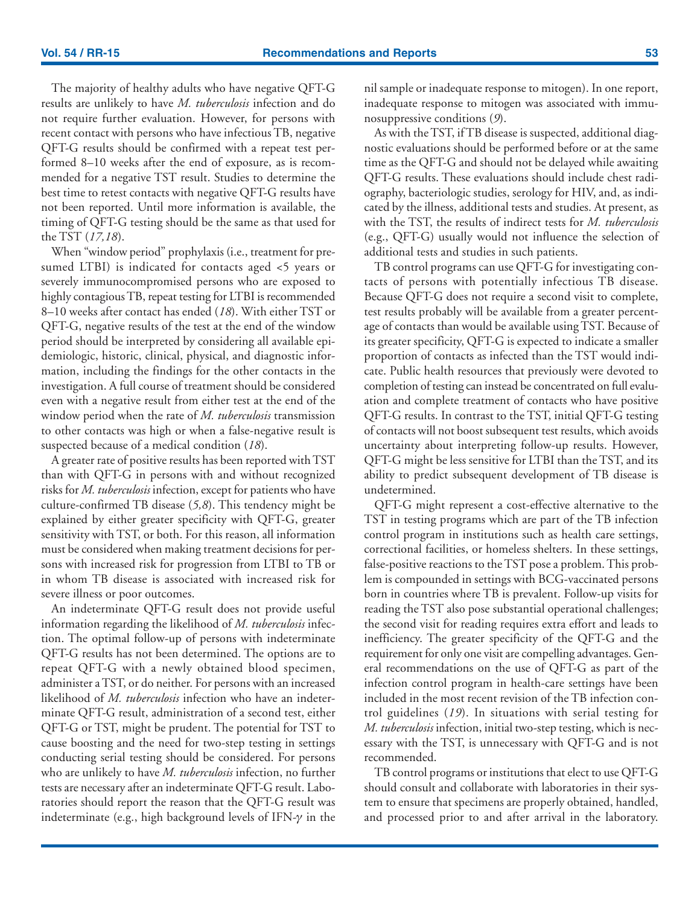The majority of healthy adults who have negative QFT-G results are unlikely to have *M. tuberculosis* infection and do not require further evaluation. However, for persons with recent contact with persons who have infectious TB, negative QFT-G results should be confirmed with a repeat test performed 8–10 weeks after the end of exposure, as is recommended for a negative TST result. Studies to determine the best time to retest contacts with negative QFT-G results have not been reported. Until more information is available, the timing of QFT-G testing should be the same as that used for the TST (*17,18*).

When "window period" prophylaxis (i.e., treatment for presumed LTBI) is indicated for contacts aged <5 years or severely immunocompromised persons who are exposed to highly contagious TB, repeat testing for LTBI is recommended 8–10 weeks after contact has ended (*18*). With either TST or QFT-G, negative results of the test at the end of the window period should be interpreted by considering all available epidemiologic, historic, clinical, physical, and diagnostic information, including the findings for the other contacts in the investigation. A full course of treatment should be considered even with a negative result from either test at the end of the window period when the rate of *M. tuberculosis* transmission to other contacts was high or when a false-negative result is suspected because of a medical condition (*18*).

A greater rate of positive results has been reported with TST than with QFT-G in persons with and without recognized risks for *M. tuberculosis* infection, except for patients who have culture-confirmed TB disease (*5,8*). This tendency might be explained by either greater specificity with QFT-G, greater sensitivity with TST, or both. For this reason, all information must be considered when making treatment decisions for persons with increased risk for progression from LTBI to TB or in whom TB disease is associated with increased risk for severe illness or poor outcomes.

An indeterminate QFT-G result does not provide useful information regarding the likelihood of *M. tuberculosis* infection. The optimal follow-up of persons with indeterminate QFT-G results has not been determined. The options are to repeat QFT-G with a newly obtained blood specimen, administer a TST, or do neither. For persons with an increased likelihood of *M. tuberculosis* infection who have an indeterminate QFT-G result, administration of a second test, either QFT-G or TST, might be prudent. The potential for TST to cause boosting and the need for two-step testing in settings conducting serial testing should be considered. For persons who are unlikely to have *M. tuberculosis* infection, no further tests are necessary after an indeterminate QFT-G result. Laboratories should report the reason that the QFT-G result was indeterminate (e.g., high background levels of IFN-$\gamma$ in the nil sample or inadequate response to mitogen). In one report, inadequate response to mitogen was associated with immunosuppressive conditions (*9*).

As with the TST, if TB disease is suspected, additional diagnostic evaluations should be performed before or at the same time as the QFT-G and should not be delayed while awaiting QFT-G results. These evaluations should include chest radiography, bacteriologic studies, serology for HIV, and, as indicated by the illness, additional tests and studies. At present, as with the TST, the results of indirect tests for *M. tuberculosis* (e.g., QFT-G) usually would not influence the selection of additional tests and studies in such patients.

TB control programs can use QFT-G for investigating contacts of persons with potentially infectious TB disease. Because QFT-G does not require a second visit to complete, test results probably will be available from a greater percentage of contacts than would be available using TST. Because of its greater specificity, QFT-G is expected to indicate a smaller proportion of contacts as infected than the TST would indicate. Public health resources that previously were devoted to completion of testing can instead be concentrated on full evaluation and complete treatment of contacts who have positive QFT-G results. In contrast to the TST, initial QFT-G testing of contacts will not boost subsequent test results, which avoids uncertainty about interpreting follow-up results. However, QFT-G might be less sensitive for LTBI than the TST, and its ability to predict subsequent development of TB disease is undetermined.

QFT-G might represent a cost-effective alternative to the TST in testing programs which are part of the TB infection control program in institutions such as health care settings, correctional facilities, or homeless shelters. In these settings, false-positive reactions to the TST pose a problem. This problem is compounded in settings with BCG-vaccinated persons born in countries where TB is prevalent. Follow-up visits for reading the TST also pose substantial operational challenges; the second visit for reading requires extra effort and leads to inefficiency. The greater specificity of the QFT-G and the requirement for only one visit are compelling advantages. General recommendations on the use of QFT-G as part of the infection control program in health-care settings have been included in the most recent revision of the TB infection control guidelines (*19*). In situations with serial testing for *M. tuberculosis* infection, initial two-step testing, which is necessary with the TST, is unnecessary with QFT-G and is not recommended.

TB control programs or institutions that elect to use QFT-G should consult and collaborate with laboratories in their system to ensure that specimens are properly obtained, handled, and processed prior to and after arrival in the laboratory.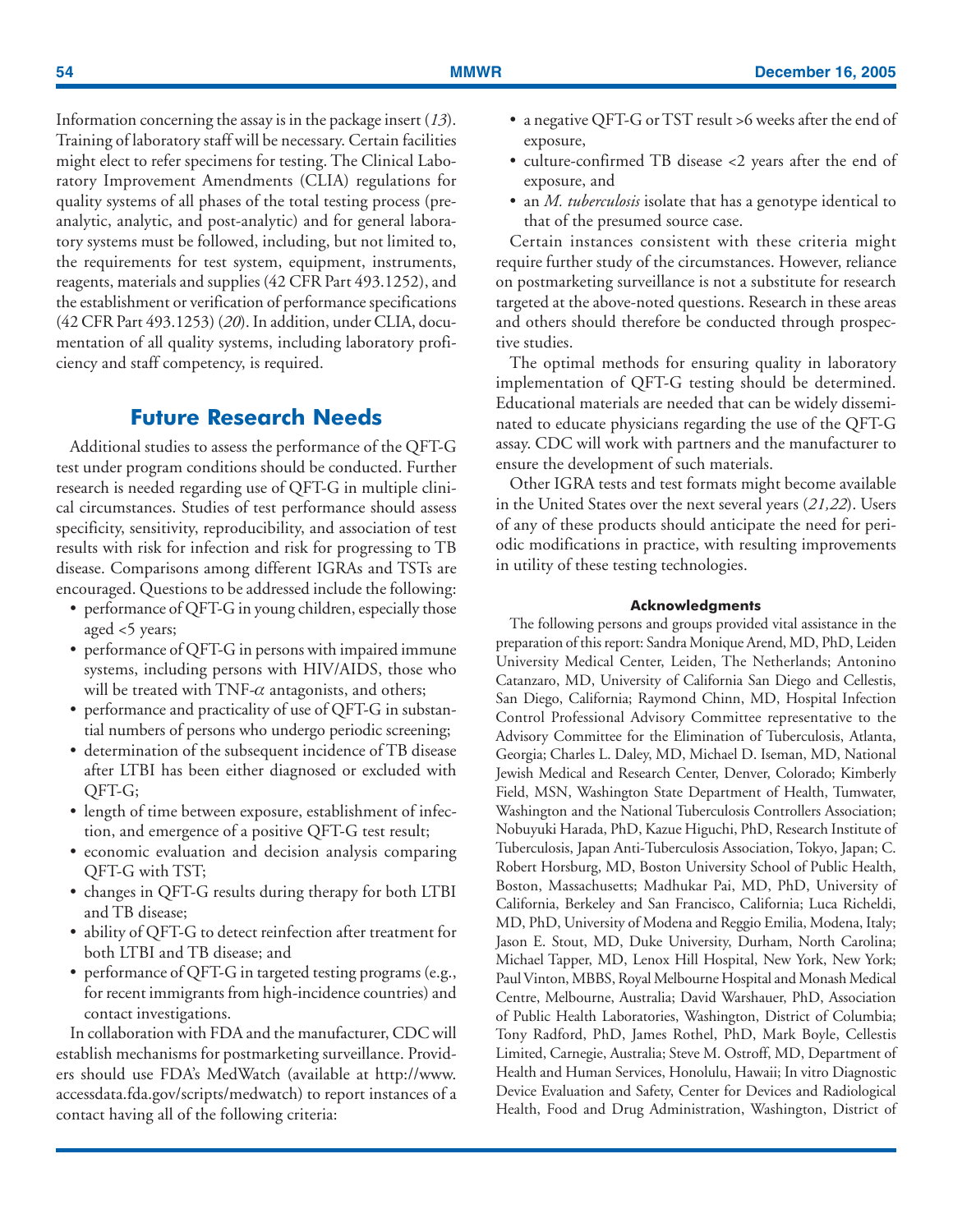Information concerning the assay is in the package insert (*13*). Training of laboratory staff will be necessary. Certain facilities might elect to refer specimens for testing. The Clinical Laboratory Improvement Amendments (CLIA) regulations for quality systems of all phases of the total testing process (preanalytic, analytic, and post-analytic) and for general laboratory systems must be followed, including, but not limited to, the requirements for test system, equipment, instruments, reagents, materials and supplies (42 CFR Part 493.1252), and the establishment or verification of performance specifications (42 CFR Part 493.1253) (*20*). In addition, under CLIA, documentation of all quality systems, including laboratory proficiency and staff competency, is required.

## Future Research Needs

Additional studies to assess the performance of the QFT-G test under program conditions should be conducted. Further research is needed regarding use of QFT-G in multiple clinical circumstances. Studies of test performance should assess specificity, sensitivity, reproducibility, and association of test results with risk for infection and risk for progressing to TB disease. Comparisons among different IGRAs and TSTs are encouraged. Questions to be addressed include the following:

- performance of QFT-G in young children, especially those aged <5 years;
- performance of QFT-G in persons with impaired immune systems, including persons with HIV/AIDS, those who will be treated with TNF-$\alpha$ antagonists, and others;
- performance and practicality of use of QFT-G in substantial numbers of persons who undergo periodic screening;
- determination of the subsequent incidence of TB disease after LTBI has been either diagnosed or excluded with QFT-G;
- length of time between exposure, establishment of infection, and emergence of a positive QFT-G test result;
- economic evaluation and decision analysis comparing QFT-G with TST;
- changes in QFT-G results during therapy for both LTBI and TB disease;
- ability of QFT-G to detect reinfection after treatment for both LTBI and TB disease; and
- performance of QFT-G in targeted testing programs (e.g., for recent immigrants from high-incidence countries) and contact investigations.

In collaboration with FDA and the manufacturer, CDC will establish mechanisms for postmarketing surveillance. Providers should use FDA's MedWatch (available at http://www.accessdata.fda.gov/scripts/medwatch) to report instances of a contact having all of the following criteria:

- a negative QFT-G or TST result >6 weeks after the end of exposure,
- culture-confirmed TB disease <2 years after the end of exposure, and
- an *M. tuberculosis* isolate that has a genotype identical to that of the presumed source case.

Certain instances consistent with these criteria might require further study of the circumstances. However, reliance on postmarketing surveillance is not a substitute for research targeted at the above-noted questions. Research in these areas and others should therefore be conducted through prospective studies.

The optimal methods for ensuring quality in laboratory implementation of QFT-G testing should be determined. Educational materials are needed that can be widely disseminated to educate physicians regarding the use of the QFT-G assay. CDC will work with partners and the manufacturer to ensure the development of such materials.

Other IGRA tests and test formats might become available in the United States over the next several years (*21,22*). Users of any of these products should anticipate the need for periodic modifications in practice, with resulting improvements in utility of these testing technologies.

#### Acknowledgments

The following persons and groups provided vital assistance in the preparation of this report: Sandra Monique Arend, MD, PhD, Leiden University Medical Center, Leiden, The Netherlands; Antonino Catanzaro, MD, University of California San Diego and Cellestis, San Diego, California; Raymond Chinn, MD, Hospital Infection Control Professional Advisory Committee representative to the Advisory Committee for the Elimination of Tuberculosis, Atlanta, Georgia; Charles L. Daley, MD, Michael D. Iseman, MD, National Jewish Medical and Research Center, Denver, Colorado; Kimberly Field, MSN, Washington State Department of Health, Tumwater, Washington and the National Tuberculosis Controllers Association; Nobuyuki Harada, PhD, Kazue Higuchi, PhD, Research Institute of Tuberculosis, Japan Anti-Tuberculosis Association, Tokyo, Japan; C. Robert Horsburg, MD, Boston University School of Public Health, Boston, Massachusetts; Madhukar Pai, MD, PhD, University of California, Berkeley and San Francisco, California; Luca Richeldi, MD, PhD, University of Modena and Reggio Emilia, Modena, Italy; Jason E. Stout, MD, Duke University, Durham, North Carolina; Michael Tapper, MD, Lenox Hill Hospital, New York, New York; Paul Vinton, MBBS, Royal Melbourne Hospital and Monash Medical Centre, Melbourne, Australia; David Warshauer, PhD, Association of Public Health Laboratories, Washington, District of Columbia; Tony Radford, PhD, James Rothel, PhD, Mark Boyle, Cellestis Limited, Carnegie, Australia; Steve M. Ostroff, MD, Department of Health and Human Services, Honolulu, Hawaii; In vitro Diagnostic Device Evaluation and Safety, Center for Devices and Radiological Health, Food and Drug Administration, Washington, District of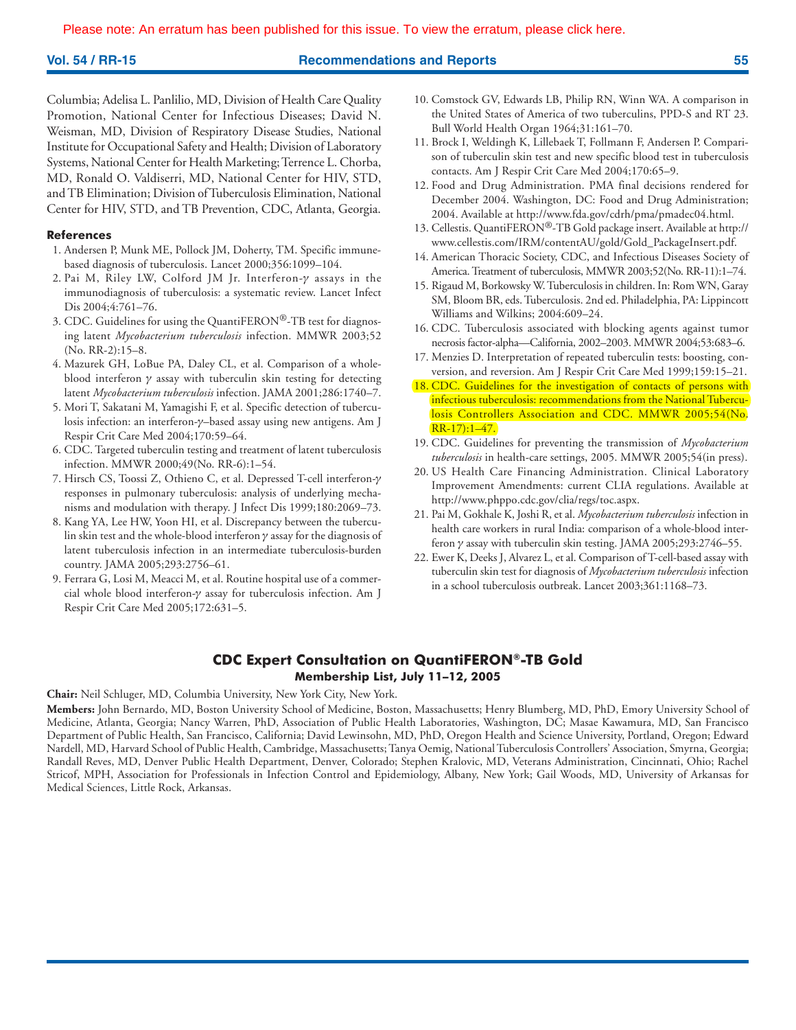Please note: An erratum has been published for this issue. To view the erratum, please click here.

Columbia; Adelisa L. Panlilio, MD, Division of Health Care Quality Promotion, National Center for Infectious Diseases; David N. Weisman, MD, Division of Respiratory Disease Studies, National Institute for Occupational Safety and Health; Division of Laboratory Systems, National Center for Health Marketing; Terrence L. Chorba, MD, Ronald O. Valdiserri, MD, National Center for HIV, STD, and TB Elimination; Division of Tuberculosis Elimination, National Center for HIV, STD, and TB Prevention, CDC, Atlanta, Georgia.

## References

1. Andersen P, Munk ME, Pollock JM, Doherty, TM. Specific immune-based diagnosis of tuberculosis. Lancet 2000;356:1099–104.
2. Pai M, Riley LW, Colford JM Jr. Interferon-$\gamma$ assays in the immunodiagnosis of tuberculosis: a systematic review. Lancet Infect Dis 2004;4:761–76.
3. CDC. Guidelines for using the QuantiFERON®-TB test for diagnosing latent *Mycobacterium tuberculosis* infection. MMWR 2003;52 (No. RR-2):15–8.
4. Mazurek GH, LoBue PA, Daley CL, et al. Comparison of a whole-blood interferon $\gamma$ assay with tuberculin skin testing for detecting latent *Mycobacterium tuberculosis* infection. JAMA 2001;286:1740–7.
5. Mori T, Sakatani M, Yamagishi F, et al. Specific detection of tuberculosis infection: an interferon-$\gamma$–based assay using new antigens. Am J Respir Crit Care Med 2004;170:59–64.
6. CDC. Targeted tuberculin testing and treatment of latent tuberculosis infection. MMWR 2000;49(No. RR-6):1–54.
7. Hirsch CS, Toossi Z, Othieno C, et al. Depressed T-cell interferon-$\gamma$ responses in pulmonary tuberculosis: analysis of underlying mechanisms and modulation with therapy. J Infect Dis 1999;180:2069–73.
8. Kang YA, Lee HW, Yoon HI, et al. Discrepancy between the tuberculin skin test and the whole-blood interferon $\gamma$ assay for the diagnosis of latent tuberculosis infection in an intermediate tuberculosis-burden country. JAMA 2005;293:2756–61.
9. Ferrara G, Losi M, Meacci M, et al. Routine hospital use of a commercial whole blood interferon-$\gamma$ assay for tuberculosis infection. Am J Respir Crit Care Med 2005;172:631–5.
10. Comstock GV, Edwards LB, Philip RN, Winn WA. A comparison in the United States of America of two tuberculins, PPD-S and RT 23. Bull World Health Organ 1964;31:161–70.
11. Brock I, Weldingh K, Lillebaek T, Follmann F, Andersen P. Comparison of tuberculin skin test and new specific blood test in tuberculosis contacts. Am J Respir Crit Care Med 2004;170:65–9.
12. Food and Drug Administration. PMA final decisions rendered for December 2004. Washington, DC: Food and Drug Administration; 2004. Available at http://www.fda.gov/cdrh/pma/pmadec04.html.
13. Cellestis. QuantiFERON®-TB Gold package insert. Available at http://www.cellestis.com/IRM/contentAU/gold/Gold_PackageInsert.pdf.
14. American Thoracic Society, CDC, and Infectious Diseases Society of America. Treatment of tuberculosis, MMWR 2003;52(No. RR-11):1–74.
15. Rigaud M, Borkowsky W. Tuberculosis in children. In: Rom WN, Garay SM, Bloom BR, eds. Tuberculosis. 2nd ed. Philadelphia, PA: Lippincott Williams and Wilkins; 2004:609–24.
16. CDC. Tuberculosis associated with blocking agents against tumor necrosis factor-alpha—California, 2002–2003. MMWR 2004;53:683–6.
17. Menzies D. Interpretation of repeated tuberculin tests: boosting, conversion, and reversion. Am J Respir Crit Care Med 1999;159:15–21.
18. CDC. Guidelines for the investigation of contacts of persons with infectious tuberculosis: recommendations from the National Tuberculosis Controllers Association and CDC. MMWR 2005;54(No. RR-17):1–47.
19. CDC. Guidelines for preventing the transmission of *Mycobacterium tuberculosis* in health-care settings, 2005. MMWR 2005;54(in press).
20. US Health Care Financing Administration. Clinical Laboratory Improvement Amendments: current CLIA regulations. Available at http://www.phppo.cdc.gov/clia/regs/toc.aspx.
21. Pai M, Gokhale K, Joshi R, et al. *Mycobacterium tuberculosis* infection in health care workers in rural India: comparison of a whole-blood interferon $\gamma$ assay with tuberculin skin testing. JAMA 2005;293:2746–55.
22. Ewer K, Deeks J, Alvarez L, et al. Comparison of T-cell-based assay with tuberculin skin test for diagnosis of *Mycobacterium tuberculosis* infection in a school tuberculosis outbreak. Lancet 2003;361:1168–73.

## CDC Expert Consultation on QuantiFERON®-TB Gold

**Membership List, July 11–12, 2005**

**Chair:** Neil Schluger, MD, Columbia University, New York City, New York.

**Members:** John Bernardo, MD, Boston University School of Medicine, Boston, Massachusetts; Henry Blumberg, MD, PhD, Emory University School of Medicine, Atlanta, Georgia; Nancy Warren, PhD, Association of Public Health Laboratories, Washington, DC; Masae Kawamura, MD, San Francisco Department of Public Health, San Francisco, California; David Lewinsohn, MD, PhD, Oregon Health and Science University, Portland, Oregon; Edward Nardell, MD, Harvard School of Public Health, Cambridge, Massachusetts; Tanya Oemig, National Tuberculosis Controllers' Association, Smyrna, Georgia; Randall Reves, MD, Denver Public Health Department, Denver, Colorado; Stephen Kralovic, MD, Veterans Administration, Cincinnati, Ohio; Rachel Stricof, MPH, Association for Professionals in Infection Control and Epidemiology, Albany, New York; Gail Woods, MD, University of Arkansas for Medical Sciences, Little Rock, Arkansas.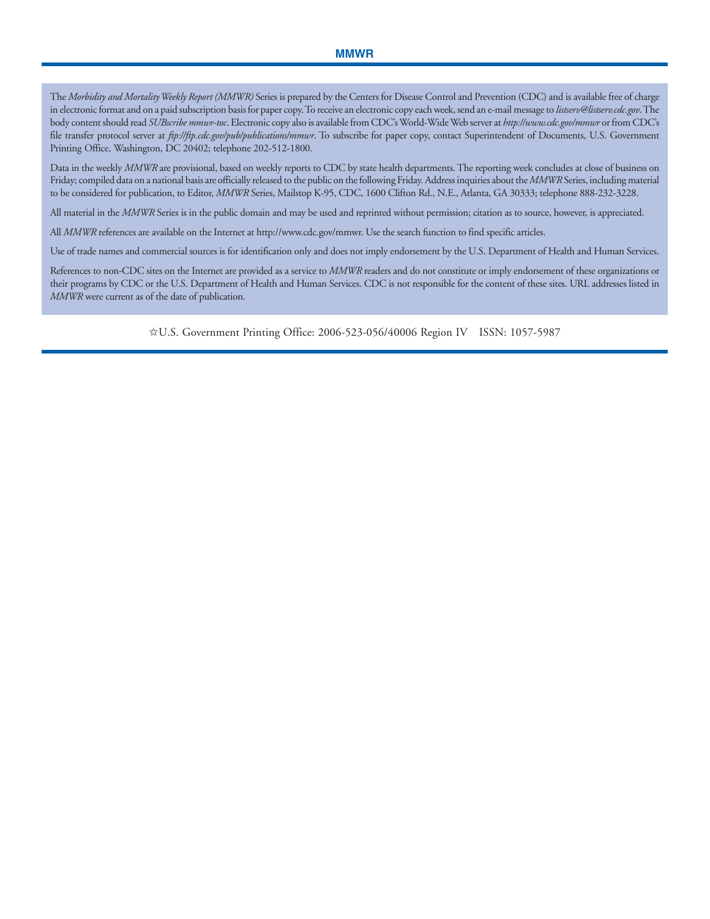The *Morbidity and Mortality Weekly Report (MMWR)* Series is prepared by the Centers for Disease Control and Prevention (CDC) and is available free of charge in electronic format and on a paid subscription basis for paper copy. To receive an electronic copy each week, send an e-mail message to *listserv@listserv.cdc.gov*. The body content should read *SUBscribe mmwr-toc*. Electronic copy also is available from CDC's World-Wide Web server at *http://www.cdc.gov/mmwr* or from CDC's file transfer protocol server at *ftp://ftp.cdc.gov/pub/publications/mmwr*. To subscribe for paper copy, contact Superintendent of Documents, U.S. Government Printing Office, Washington, DC 20402; telephone 202-512-1800.

Data in the weekly *MMWR* are provisional, based on weekly reports to CDC by state health departments. The reporting week concludes at close of business on Friday; compiled data on a national basis are officially released to the public on the following Friday. Address inquiries about the *MMWR* Series, including material to be considered for publication, to Editor, *MMWR* Series, Mailstop K-95, CDC, 1600 Clifton Rd., N.E., Atlanta, GA 30333; telephone 888-232-3228.

All material in the *MMWR* Series is in the public domain and may be used and reprinted without permission; citation as to source, however, is appreciated.

All *MMWR* references are available on the Internet at http://www.cdc.gov/mmwr. Use the search function to find specific articles.

Use of trade names and commercial sources is for identification only and does not imply endorsement by the U.S. Department of Health and Human Services.

References to non-CDC sites on the Internet are provided as a service to *MMWR* readers and do not constitute or imply endorsement of these organizations or their programs by CDC or the U.S. Department of Health and Human Services. CDC is not responsible for the content of these sites. URL addresses listed in *MMWR* were current as of the date of publication.

☆U.S. Government Printing Office: 2006-523-056/40006 Region IV ISSN: 1057-5987